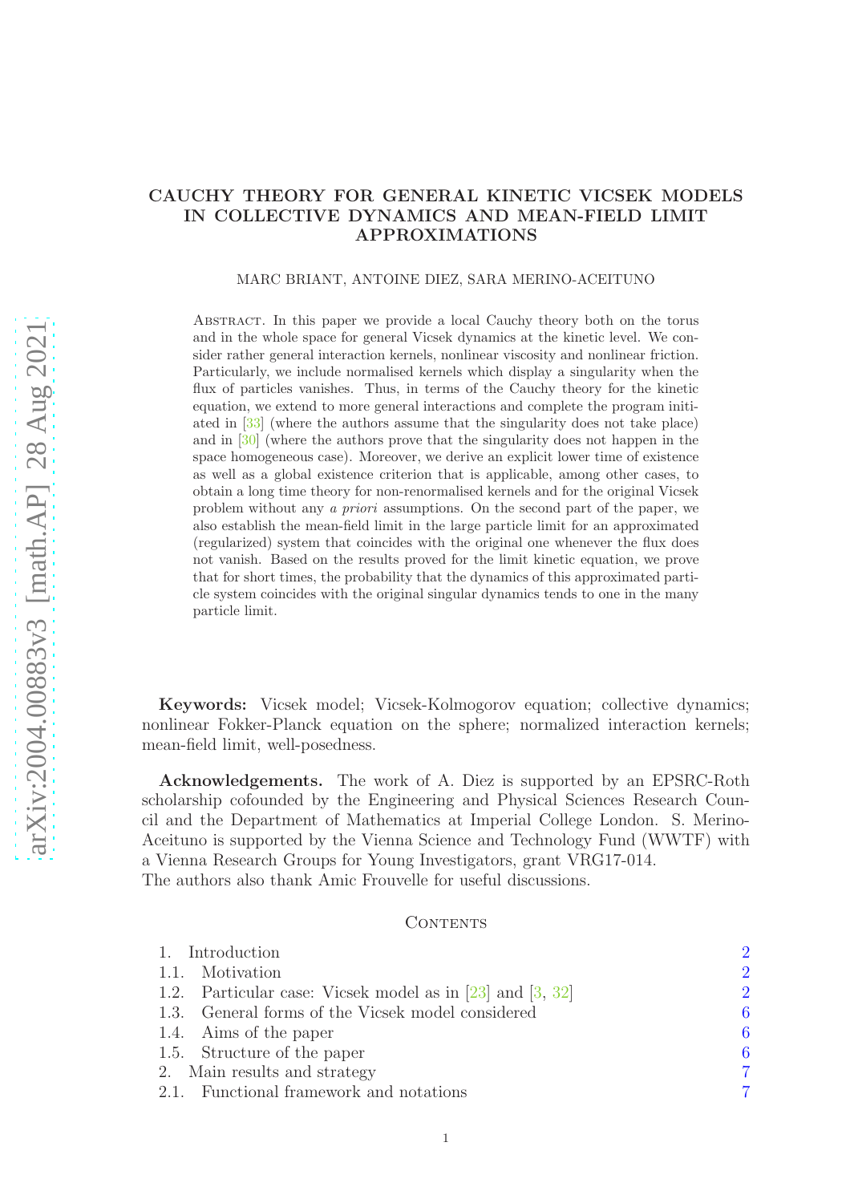# CAUCHY THEORY FOR GENERAL KINETIC VICSEK MODELS IN COLLECTIVE DYNAMICS AND MEAN-FIELD LIMIT APPROXIMATIONS

MARC BRIANT, ANTOINE DIEZ, SARA MERINO-ACEITUNO

Abstract. In this paper we provide a local Cauchy theory both on the torus and in the whole space for general Vicsek dynamics at the kinetic level. We consider rather general interaction kernels, nonlinear viscosity and nonlinear friction. Particularly, we include normalised kernels which display a singularity when the flux of particles vanishes. Thus, in terms of the Cauchy theory for the kinetic equation, we extend to more general interactions and complete the program initiated in [33] (where the authors assume that the singularity does not take place) and in [30] (where the authors prove that the singularity does not happen in the space homogeneous case). Moreover, we derive an explicit lower time of existence as well as a global existence criterion that is applicable, among other cases, to obtain a long time theory for non-renormalised kernels and for the original Vicsek problem without any *a priori* assumptions. On the second part of the paper, we also establish the mean-field limit in the large particle limit for an approximated (regularized) system that coincides with the original one whenever the flux does not vanish. Based on the results proved for the limit kinetic equation, we prove that for short times, the probability that the dynamics of this approximated particle system coincides with the original singular dynamics tends to one in the many particle limit.

**Keywords:** Vicsek model; Vicsek-Kolmogorov equation; collective dynamics; nonlinear Fokker-Planck equation on the sphere; normalized interaction kernels; mean-field limit, well-posedness.

**Acknowledgements.** The work of A. Diez is supported by an EPSRC-Roth scholarship cofounded by the Engineering and Physical Sciences Research Council and the Department of Mathematics at Imperial College London. S. Merino-Aceituno is supported by the Vienna Science and Technology Fund (WWTF) with a Vienna Research Groups for Young Investigators, grant VRG17-014.
The authors also thank Amic Frouvelle for useful discussions.

Contents

1. Introduction — 2
1.1. Motivation — 2
1.2. Particular case: Vicsek model as in [23] and [3, 32] — 2
1.3. General forms of the Vicsek model considered — 6
1.4. Aims of the paper — 6
1.5. Structure of the paper — 6
2. Main results and strategy — 7
2.1. Functional framework and notations — 7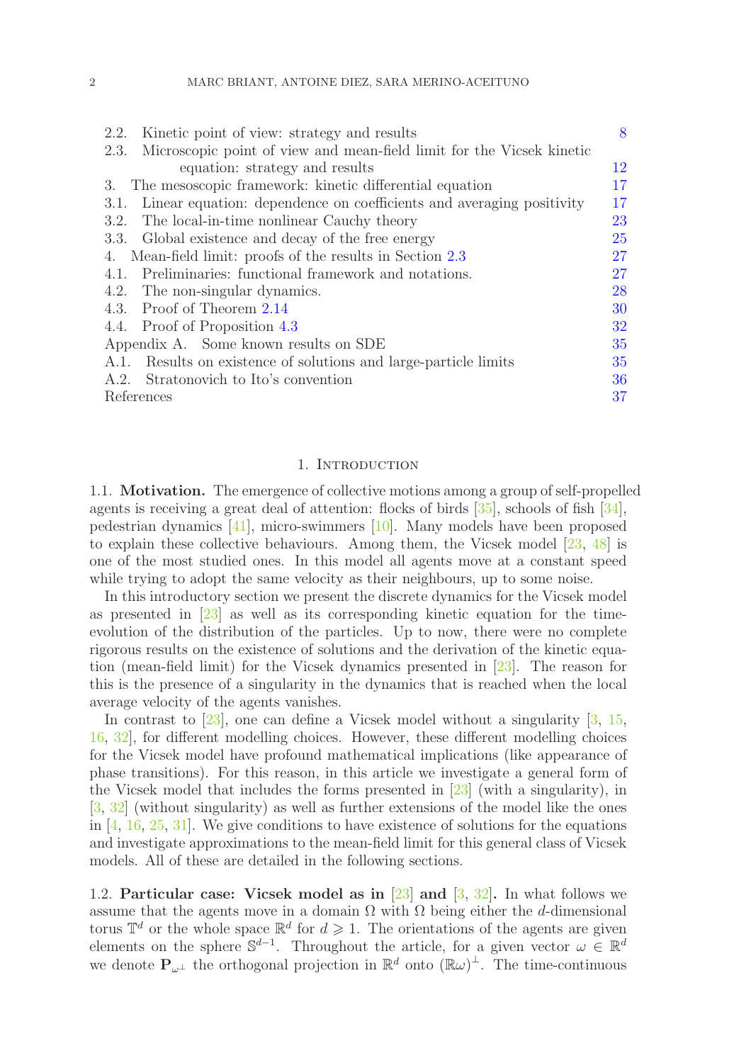2.2. Kinetic point of view: strategy and results 8
2.3. Microscopic point of view and mean-field limit for the Vicsek kinetic equation: strategy and results 12
3. The mesoscopic framework: kinetic differential equation 17
3.1. Linear equation: dependence on coefficients and averaging positivity 17
3.2. The local-in-time nonlinear Cauchy theory 23
3.3. Global existence and decay of the free energy 25
4. Mean-field limit: proofs of the results in Section 2.3 27
4.1. Preliminaries: functional framework and notations. 27
4.2. The non-singular dynamics. 28
4.3. Proof of Theorem 2.14 30
4.4. Proof of Proposition 4.3 32
Appendix A. Some known results on SDE 35
A.1. Results on existence of solutions and large-particle limits 35
A.2. Stratonovich to Ito's convention 36
References 37

## 1. Introduction

**1.1. Motivation.** The emergence of collective motions among a group of self-propelled agents is receiving a great deal of attention: flocks of birds [35], schools of fish [34], pedestrian dynamics [41], micro-swimmers [10]. Many models have been proposed to explain these collective behaviours. Among them, the Vicsek model [23, 48] is one of the most studied ones. In this model all agents move at a constant speed while trying to adopt the same velocity as their neighbours, up to some noise.

In this introductory section we present the discrete dynamics for the Vicsek model as presented in [23] as well as its corresponding kinetic equation for the time-evolution of the distribution of the particles. Up to now, there were no complete rigorous results on the existence of solutions and the derivation of the kinetic equation (mean-field limit) for the Vicsek dynamics presented in [23]. The reason for this is the presence of a singularity in the dynamics that is reached when the local average velocity of the agents vanishes.

In contrast to [23], one can define a Vicsek model without a singularity [3, 15, 16, 32], for different modelling choices. However, these different modelling choices for the Vicsek model have profound mathematical implications (like appearance of phase transitions). For this reason, in this article we investigate a general form of the Vicsek model that includes the forms presented in [23] (with a singularity), in [3, 32] (without singularity) as well as further extensions of the model like the ones in [4, 16, 25, 31]. We give conditions to have existence of solutions for the equations and investigate approximations to the mean-field limit for this general class of Vicsek models. All of these are detailed in the following sections.

**1.2. Particular case: Vicsek model as in [23] and [3, 32].** In what follows we assume that the agents move in a domain $\Omega$ with $\Omega$ being either the $d$-dimensional torus $\mathbb{T}^d$ or the whole space $\mathbb{R}^d$ for $d \geqslant 1$. The orientations of the agents are given elements on the sphere $\mathbb{S}^{d-1}$. Throughout the article, for a given vector $\omega \in \mathbb{R}^d$ we denote $\mathbf{P}_{\omega^\perp}$ the orthogonal projection in $\mathbb{R}^d$ onto $(\mathbb{R}\omega)^\perp$. The time-continuous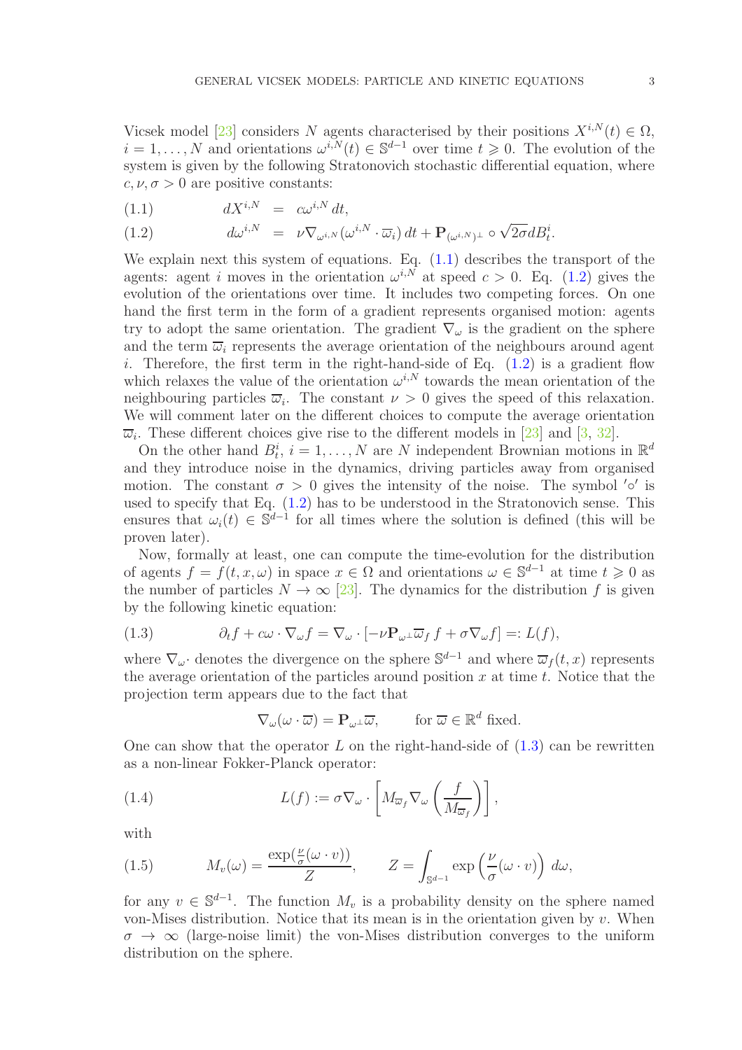Vicsek model [23] considers $N$ agents characterised by their positions $X^{i,N}(t) \in \Omega$, $i = 1, \dots, N$ and orientations $\omega^{i,N}(t) \in \mathbb{S}^{d-1}$ over time $t \geqslant 0$. The evolution of the system is given by the following Stratonovich stochastic differential equation, where $c, \nu, \sigma > 0$ are positive constants:

$$dX^{i,N} = c\omega^{i,N}\, dt, \tag{1.1}$$

$$d\omega^{i,N} = \nu \nabla_{\omega^{i,N}}(\omega^{i,N} \cdot \overline{\omega}_i)\, dt + \mathbf{P}_{(\omega^{i,N})^\perp} \circ \sqrt{2\sigma} dB_t^i. \tag{1.2}$$

We explain next this system of equations. Eq. (1.1) describes the transport of the agents: agent $i$ moves in the orientation $\omega^{i,N}$ at speed $c > 0$. Eq. (1.2) gives the evolution of the orientations over time. It includes two competing forces. On one hand the first term in the form of a gradient represents organised motion: agents try to adopt the same orientation. The gradient $\nabla_\omega$ is the gradient on the sphere and the term $\overline{\omega}_i$ represents the average orientation of the neighbours around agent $i$. Therefore, the first term in the right-hand-side of Eq. (1.2) is a gradient flow which relaxes the value of the orientation $\omega^{i,N}$ towards the mean orientation of the neighbouring particles $\overline{\omega}_i$. The constant $\nu > 0$ gives the speed of this relaxation. We will comment later on the different choices to compute the average orientation $\overline{\omega}_i$. These different choices give rise to the different models in [23] and [3, 32].

On the other hand $B_t^i$, $i = 1, \dots, N$ are $N$ independent Brownian motions in $\mathbb{R}^d$ and they introduce noise in the dynamics, driving particles away from organised motion. The constant $\sigma > 0$ gives the intensity of the noise. The symbol $'\circ'$ is used to specify that Eq. (1.2) has to be understood in the Stratonovich sense. This ensures that $\omega_i(t) \in \mathbb{S}^{d-1}$ for all times where the solution is defined (this will be proven later).

Now, formally at least, one can compute the time-evolution for the distribution of agents $f = f(t, x, \omega)$ in space $x \in \Omega$ and orientations $\omega \in \mathbb{S}^{d-1}$ at time $t \geqslant 0$ as the number of particles $N \to \infty$ [23]. The dynamics for the distribution $f$ is given by the following kinetic equation:

$$\partial_t f + c\omega \cdot \nabla_\omega f = \nabla_\omega \cdot [-\nu \mathbf{P}_{\omega^\perp} \overline{\omega}_f\, f + \sigma \nabla_\omega f] =: L(f), \tag{1.3}$$

where $\nabla_\omega \cdot$ denotes the divergence on the sphere $\mathbb{S}^{d-1}$ and where $\overline{\omega}_f(t, x)$ represents the average orientation of the particles around position $x$ at time $t$. Notice that the projection term appears due to the fact that

$$\nabla_\omega(\omega \cdot \overline{\omega}) = \mathbf{P}_{\omega^\perp} \overline{\omega}, \qquad \text{for } \overline{\omega} \in \mathbb{R}^d \text{ fixed.}$$

One can show that the operator $L$ on the right-hand-side of (1.3) can be rewritten as a non-linear Fokker-Planck operator:

$$L(f) := \sigma \nabla_\omega \cdot \left[ M_{\overline{\omega}_f} \nabla_\omega \left( \frac{f}{M_{\overline{\omega}_f}} \right) \right], \tag{1.4}$$

with

$$M_v(\omega) = \frac{\exp(\frac{\nu}{\sigma}(\omega \cdot v))}{Z}, \qquad Z = \int_{\mathbb{S}^{d-1}} \exp\left( \frac{\nu}{\sigma}(\omega \cdot v) \right)\, d\omega, \tag{1.5}$$

for any $v \in \mathbb{S}^{d-1}$. The function $M_v$ is a probability density on the sphere named von-Mises distribution. Notice that its mean is in the orientation given by $v$. When $\sigma \to \infty$ (large-noise limit) the von-Mises distribution converges to the uniform distribution on the sphere.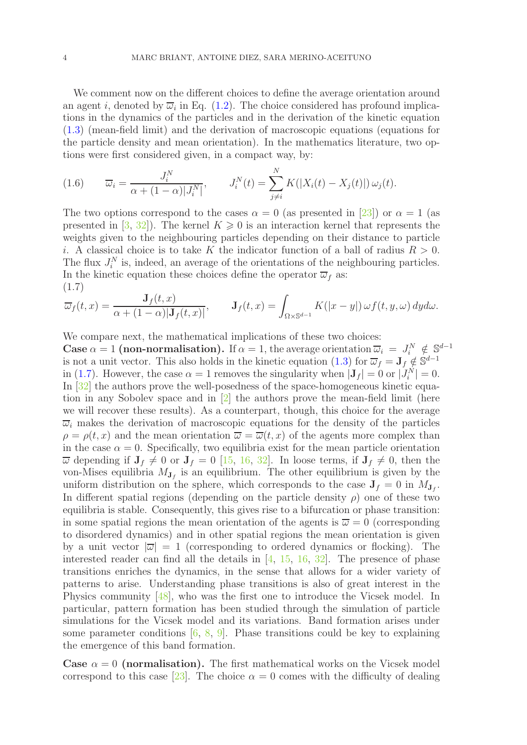We comment now on the different choices to define the average orientation around an agent $i$, denoted by $\overline{\omega}_i$ in Eq. (1.2). The choice considered has profound implications in the dynamics of the particles and in the derivation of the kinetic equation (1.3) (mean-field limit) and the derivation of macroscopic equations (equations for the particle density and mean orientation). In the mathematics literature, two options were first considered given, in a compact way, by:

$$
\overline{\omega}_i = \frac{J_i^N}{\alpha + (1-\alpha)|J_i^N|}, \qquad J_i^N(t) = \sum_{j\neq i}^N K(|X_i(t) - X_j(t)|)\,\omega_j(t). \tag{1.6}
$$

The two options correspond to the cases $\alpha = 0$ (as presented in [23]) or $\alpha = 1$ (as presented in [3, 32]). The kernel $K \geqslant 0$ is an interaction kernel that represents the weights given to the neighbouring particles depending on their distance to particle $i$. A classical choice is to take $K$ the indicator function of a ball of radius $R > 0$. The flux $J_i^N$ is, indeed, an average of the orientations of the neighbouring particles. In the kinetic equation these choices define the operator $\overline{\omega}_f$ as:

$$
\overline{\omega}_f(t,x) = \frac{\mathbf{J}_f(t,x)}{\alpha + (1-\alpha)|\mathbf{J}_f(t,x)|}, \qquad \mathbf{J}_f(t,x) = \int_{\Omega\times\mathbb{S}^{d-1}} K(|x-y|)\,\omega f(t,y,\omega)\,dyd\omega. \tag{1.7}
$$

We compare next, the mathematical implications of these two choices:

**Case $\alpha = 1$ (non-normalisation).** If $\alpha = 1$, the average orientation $\overline{\omega}_i = J_i^N \notin \mathbb{S}^{d-1}$ is not a unit vector. This also holds in the kinetic equation (1.3) for $\overline{\omega}_f = \mathbf{J}_f \notin \mathbb{S}^{d-1}$ in (1.7). However, the case $\alpha = 1$ removes the singularity when $|\mathbf{J}_f| = 0$ or $|J_i^N| = 0$. In [32] the authors prove the well-posedness of the space-homogeneous kinetic equation in any Sobolev space and in [2] the authors prove the mean-field limit (here we will recover these results). As a counterpart, though, this choice for the average $\overline{\omega}_i$ makes the derivation of macroscopic equations for the density of the particles $\rho = \rho(t,x)$ and the mean orientation $\overline{\omega} = \overline{\omega}(t,x)$ of the agents more complex than in the case $\alpha = 0$. Specifically, two equilibria exist for the mean particle orientation $\overline{\omega}$ depending if $\mathbf{J}_f \neq 0$ or $\mathbf{J}_f = 0$ [15, 16, 32]. In loose terms, if $\mathbf{J}_f \neq 0$, then the von-Mises equilibria $M_{\mathbf{J}_f}$ is an equilibrium. The other equilibrium is given by the uniform distribution on the sphere, which corresponds to the case $\mathbf{J}_f = 0$ in $M_{\mathbf{J}_f}$. In different spatial regions (depending on the particle density $\rho$) one of these two equilibria is stable. Consequently, this gives rise to a bifurcation or phase transition: in some spatial regions the mean orientation of the agents is $\overline{\omega} = 0$ (corresponding to disordered dynamics) and in other spatial regions the mean orientation is given by a unit vector $|\overline{\omega}| = 1$ (corresponding to ordered dynamics or flocking). The interested reader can find all the details in [4, 15, 16, 32]. The presence of phase transitions enriches the dynamics, in the sense that allows for a wider variety of patterns to arise. Understanding phase transitions is also of great interest in the Physics community [48], who was the first one to introduce the Vicsek model. In particular, pattern formation has been studied through the simulation of particle simulations for the Vicsek model and its variations. Band formation arises under some parameter conditions [6, 8, 9]. Phase transitions could be key to explaining the emergence of this band formation.

**Case $\alpha = 0$ (normalisation).** The first mathematical works on the Vicsek model correspond to this case [23]. The choice $\alpha = 0$ comes with the difficulty of dealing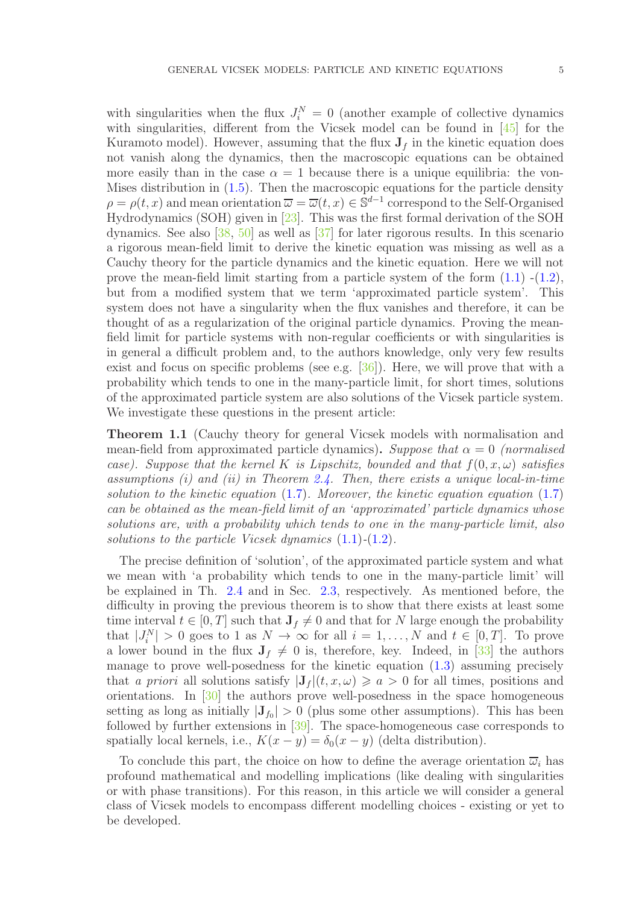with singularities when the flux $J_i^N = 0$ (another example of collective dynamics with singularities, different from the Vicsek model can be found in [45] for the Kuramoto model). However, assuming that the flux $\mathbf{J}_f$ in the kinetic equation does not vanish along the dynamics, then the macroscopic equations can be obtained more easily than in the case $\alpha = 1$ because there is a unique equilibria: the von-Mises distribution in (1.5). Then the macroscopic equations for the particle density $\rho = \rho(t,x)$ and mean orientation $\overline{\omega} = \overline{\omega}(t,x) \in \mathbb{S}^{d-1}$ correspond to the Self-Organised Hydrodynamics (SOH) given in [23]. This was the first formal derivation of the SOH dynamics. See also [38, 50] as well as [37] for later rigorous results. In this scenario a rigorous mean-field limit to derive the kinetic equation was missing as well as a Cauchy theory for the particle dynamics and the kinetic equation. Here we will not prove the mean-field limit starting from a particle system of the form (1.1) -(1.2), but from a modified system that we term 'approximated particle system'. This system does not have a singularity when the flux vanishes and therefore, it can be thought of as a regularization of the original particle dynamics. Proving the mean-field limit for particle systems with non-regular coefficients or with singularities is in general a difficult problem and, to the authors knowledge, only very few results exist and focus on specific problems (see e.g. [36]). Here, we will prove that with a probability which tends to one in the many-particle limit, for short times, solutions of the approximated particle system are also solutions of the Vicsek particle system. We investigate these questions in the present article:

**Theorem 1.1** (Cauchy theory for general Vicsek models with normalisation and mean-field from approximated particle dynamics)**.** *Suppose that $\alpha = 0$ (normalised case). Suppose that the kernel $K$ is Lipschitz, bounded and that $f(0, x, \omega)$ satisfies assumptions (i) and (ii) in Theorem 2.4. Then, there exists a unique local-in-time solution to the kinetic equation (1.7). Moreover, the kinetic equation equation (1.7) can be obtained as the mean-field limit of an 'approximated' particle dynamics whose solutions are, with a probability which tends to one in the many-particle limit, also solutions to the particle Vicsek dynamics (1.1)-(1.2).*

The precise definition of 'solution', of the approximated particle system and what we mean with 'a probability which tends to one in the many-particle limit' will be explained in Th. 2.4 and in Sec. 2.3, respectively. As mentioned before, the difficulty in proving the previous theorem is to show that there exists at least some time interval $t \in [0, T]$ such that $\mathbf{J}_f \neq 0$ and that for $N$ large enough the probability that $|J_i^N| > 0$ goes to 1 as $N \to \infty$ for all $i = 1, \ldots, N$ and $t \in [0, T]$. To prove a lower bound in the flux $\mathbf{J}_f \neq 0$ is, therefore, key. Indeed, in [33] the authors manage to prove well-posedness for the kinetic equation (1.3) assuming precisely that *a priori* all solutions satisfy $|\mathbf{J}_f|(t, x, \omega) \geqslant a > 0$ for all times, positions and orientations. In [30] the authors prove well-posedness in the space homogeneous setting as long as initially $|\mathbf{J}_{f_0}| > 0$ (plus some other assumptions). This has been followed by further extensions in [39]. The space-homogeneous case corresponds to spatially local kernels, i.e., $K(x - y) = \delta_0(x - y)$ (delta distribution).

To conclude this part, the choice on how to define the average orientation $\overline{\omega}_i$ has profound mathematical and modelling implications (like dealing with singularities or with phase transitions). For this reason, in this article we will consider a general class of Vicsek models to encompass different modelling choices - existing or yet to be developed.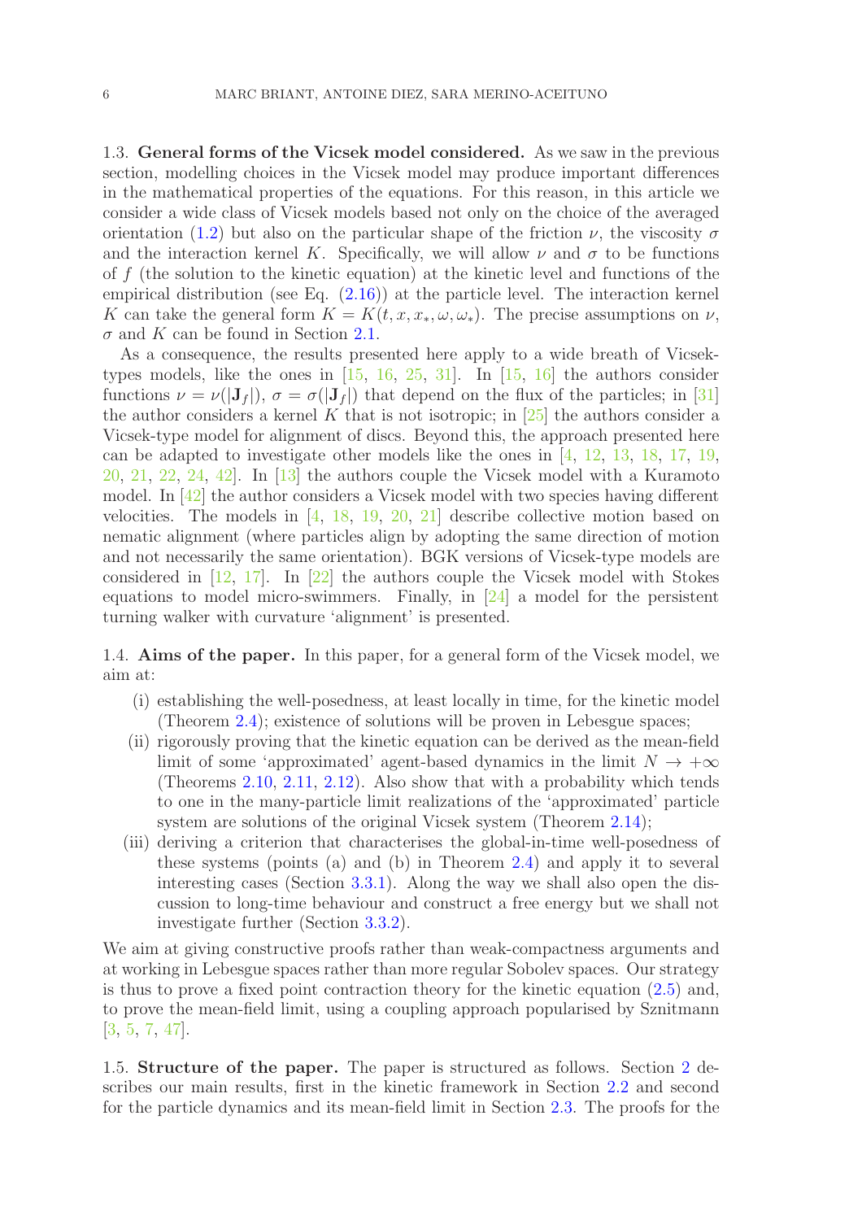### 1.3. General forms of the Vicsek model considered.

As we saw in the previous section, modelling choices in the Vicsek model may produce important differences in the mathematical properties of the equations. For this reason, in this article we consider a wide class of Vicsek models based not only on the choice of the averaged orientation (1.2) but also on the particular shape of the friction $\nu$, the viscosity $\sigma$ and the interaction kernel $K$. Specifically, we will allow $\nu$ and $\sigma$ to be functions of $f$ (the solution to the kinetic equation) at the kinetic level and functions of the empirical distribution (see Eq. (2.16)) at the particle level. The interaction kernel $K$ can take the general form $K = K(t, x, x_*, \omega, \omega_*)$. The precise assumptions on $\nu$, $\sigma$ and $K$ can be found in Section 2.1.

As a consequence, the results presented here apply to a wide breath of Vicsek-types models, like the ones in [15, 16, 25, 31]. In [15, 16] the authors consider functions $\nu = \nu(|\mathbf{J}_f|)$, $\sigma = \sigma(|\mathbf{J}_f|)$ that depend on the flux of the particles; in [31] the author considers a kernel $K$ that is not isotropic; in [25] the authors consider a Vicsek-type model for alignment of discs. Beyond this, the approach presented here can be adapted to investigate other models like the ones in [4, 12, 13, 18, 17, 19, 20, 21, 22, 24, 42]. In [13] the authors couple the Vicsek model with a Kuramoto model. In [42] the author considers a Vicsek model with two species having different velocities. The models in [4, 18, 19, 20, 21] describe collective motion based on nematic alignment (where particles align by adopting the same direction of motion and not necessarily the same orientation). BGK versions of Vicsek-type models are considered in [12, 17]. In [22] the authors couple the Vicsek model with Stokes equations to model micro-swimmers. Finally, in [24] a model for the persistent turning walker with curvature 'alignment' is presented.

### 1.4. Aims of the paper.

In this paper, for a general form of the Vicsek model, we aim at:

(i) establishing the well-posedness, at least locally in time, for the kinetic model (Theorem 2.4); existence of solutions will be proven in Lebesgue spaces;

(ii) rigorously proving that the kinetic equation can be derived as the mean-field limit of some 'approximated' agent-based dynamics in the limit $N \to +\infty$ (Theorems 2.10, 2.11, 2.12). Also show that with a probability which tends to one in the many-particle limit realizations of the 'approximated' particle system are solutions of the original Vicsek system (Theorem 2.14);

(iii) deriving a criterion that characterises the global-in-time well-posedness of these systems (points (a) and (b) in Theorem 2.4) and apply it to several interesting cases (Section 3.3.1). Along the way we shall also open the discussion to long-time behaviour and construct a free energy but we shall not investigate further (Section 3.3.2).

We aim at giving constructive proofs rather than weak-compactness arguments and at working in Lebesgue spaces rather than more regular Sobolev spaces. Our strategy is thus to prove a fixed point contraction theory for the kinetic equation (2.5) and, to prove the mean-field limit, using a coupling approach popularised by Sznitmann [3, 5, 7, 47].

### 1.5. Structure of the paper.

The paper is structured as follows. Section 2 describes our main results, first in the kinetic framework in Section 2.2 and second for the particle dynamics and its mean-field limit in Section 2.3. The proofs for the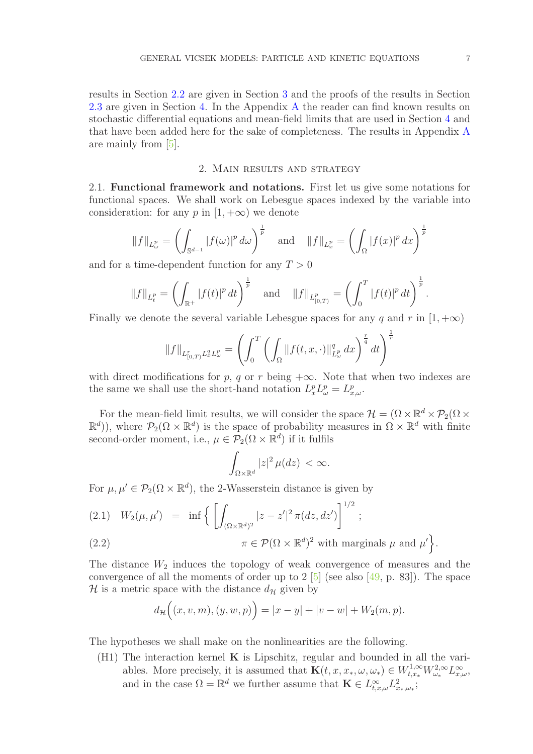results in Section 2.2 are given in Section 3 and the proofs of the results in Section 2.3 are given in Section 4. In the Appendix A the reader can find known results on stochastic differential equations and mean-field limits that are used in Section 4 and that have been added here for the sake of completeness. The results in Appendix A are mainly from [5].

## 2. Main results and strategy

2.1. **Functional framework and notations.** First let us give some notations for functional spaces. We shall work on Lebesgue spaces indexed by the variable into consideration: for any $p$ in $[1, +\infty)$ we denote

$$\|f\|_{L^p_\omega} = \left(\int_{\mathbb{S}^{d-1}} |f(\omega)|^p \, d\omega\right)^{\frac{1}{p}} \quad \text{and} \quad \|f\|_{L^p_x} = \left(\int_\Omega |f(x)|^p \, dx\right)^{\frac{1}{p}}$$

and for a time-dependent function for any $T > 0$

$$\|f\|_{L^p_t} = \left(\int_{\mathbb{R}^+} |f(t)|^p \, dt\right)^{\frac{1}{p}} \quad \text{and} \quad \|f\|_{L^p_{[0,T)}} = \left(\int_0^T |f(t)|^p \, dt\right)^{\frac{1}{p}}.$$

Finally we denote the several variable Lebesgue spaces for any $q$ and $r$ in $[1, +\infty)$

$$\|f\|_{L^r_{[0,T)} L^q_x L^p_\omega} = \left(\int_0^T \left(\int_\Omega \|f(t,x,\cdot)\|^q_{L^p_\omega} \, dx\right)^{\frac{r}{q}} dt\right)^{\frac{1}{r}}$$

with direct modifications for $p$, $q$ or $r$ being $+\infty$. Note that when two indexes are the same we shall use the short-hand notation $L^p_x L^p_\omega = L^p_{x,\omega}$.

For the mean-field limit results, we will consider the space $\mathcal{H} = (\Omega \times \mathbb{R}^d \times \mathcal{P}_2(\Omega \times \mathbb{R}^d))$, where $\mathcal{P}_2(\Omega \times \mathbb{R}^d)$ is the space of probability measures in $\Omega \times \mathbb{R}^d$ with finite second-order moment, i.e., $\mu \in \mathcal{P}_2(\Omega \times \mathbb{R}^d)$ if it fulfils

$$\int_{\Omega \times \mathbb{R}^d} |z|^2 \, \mu(dz) \, < \infty.$$

For $\mu, \mu' \in \mathcal{P}_2(\Omega \times \mathbb{R}^d)$, the 2-Wasserstein distance is given by

$$W_2(\mu, \mu') \;=\; \inf \Big\{ \left[\int_{(\Omega\times\mathbb{R}^d)^2} |z - z'|^2 \, \pi(dz, dz')\right]^{1/2} ; \tag{2.1}$$

$$\pi \in \mathcal{P}(\Omega \times \mathbb{R}^d)^2 \text{ with marginals } \mu \text{ and } \mu' \Big\}. \tag{2.2}$$

The distance $W_2$ induces the topology of weak convergence of measures and the convergence of all the moments of order up to 2 [5] (see also [49, p. 83]). The space $\mathcal{H}$ is a metric space with the distance $d_\mathcal{H}$ given by

$$d_\mathcal{H}\Big((x, v, m), (y, w, p)\Big) = |x - y| + |v - w| + W_2(m, p).$$

The hypotheses we shall make on the nonlinearities are the following.

- (H1) The interaction kernel $\mathbf{K}$ is Lipschitz, regular and bounded in all the variables. More precisely, it is assumed that $\mathbf{K}(t, x, x_*, \omega, \omega_*) \in W^{1,\infty}_{t,x_*} W^{2,\infty}_{\omega_*} L^\infty_{x,\omega}$, and in the case $\Omega = \mathbb{R}^d$ we further assume that $\mathbf{K} \in L^\infty_{t,x,\omega} L^2_{x_*,\omega_*}$;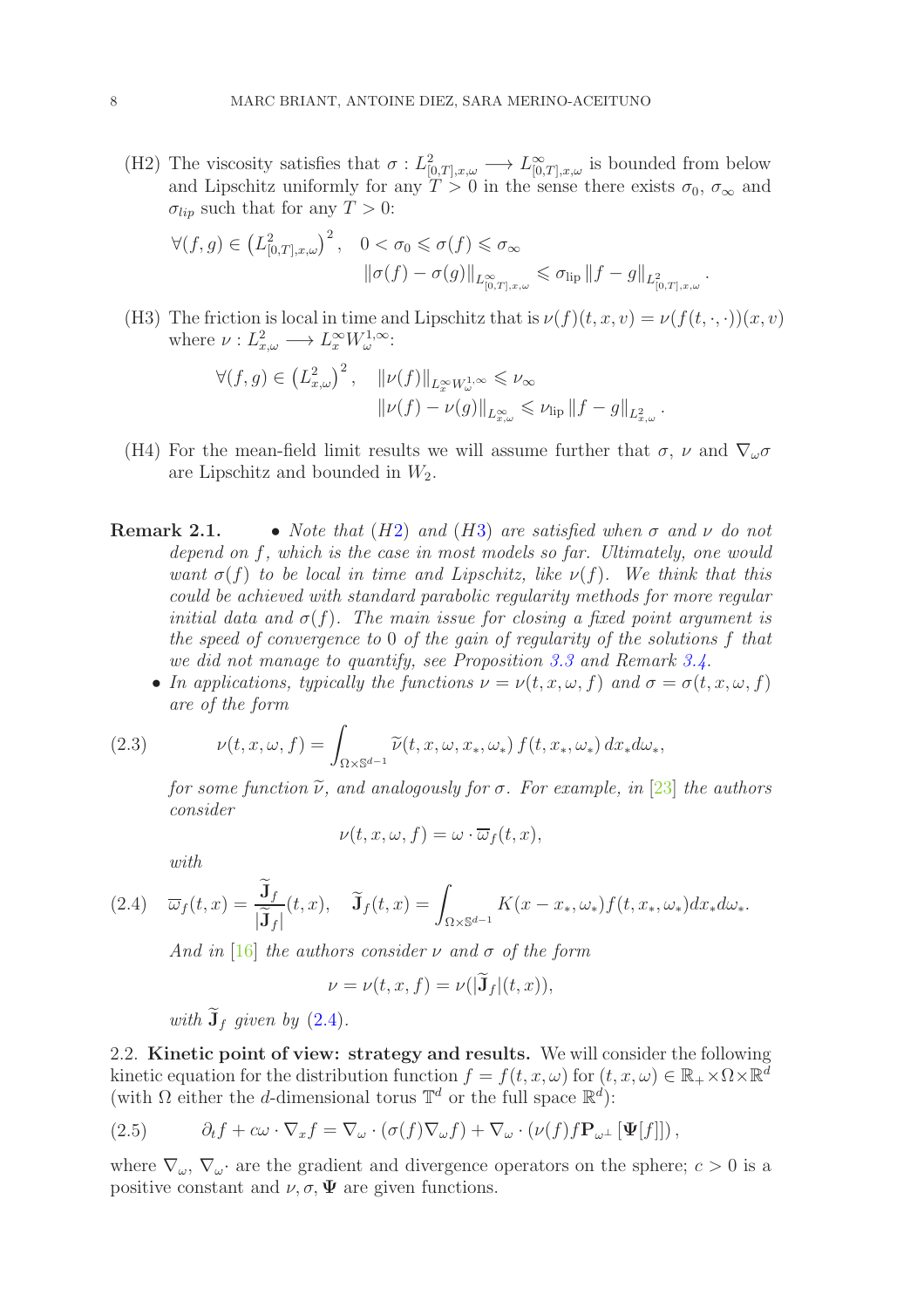(H2) The viscosity satisfies that $\sigma : L^2_{[0,T],x,\omega} \longrightarrow L^\infty_{[0,T],x,\omega}$ is bounded from below and Lipschitz uniformly for any $T > 0$ in the sense there exists $\sigma_0$, $\sigma_\infty$ and $\sigma_{lip}$ such that for any $T > 0$:

$$\forall (f,g) \in \left(L^2_{[0,T],x,\omega}\right)^2, \quad 0 < \sigma_0 \leqslant \sigma(f) \leqslant \sigma_\infty$$
$$\|\sigma(f) - \sigma(g)\|_{L^\infty_{[0,T],x,\omega}} \leqslant \sigma_{\mathrm{lip}} \|f - g\|_{L^2_{[0,T],x,\omega}}.$$

(H3) The friction is local in time and Lipschitz that is $\nu(f)(t,x,v) = \nu(f(t,\cdot,\cdot))(x,v)$ where $\nu : L^2_{x,\omega} \longrightarrow L^\infty_x W^{1,\infty}_\omega$:

$$\forall (f,g) \in \left(L^2_{x,\omega}\right)^2, \quad \|\nu(f)\|_{L^\infty_x W^{1,\infty}_\omega} \leqslant \nu_\infty$$
$$\|\nu(f) - \nu(g)\|_{L^\infty_{x,\omega}} \leqslant \nu_{\mathrm{lip}} \|f - g\|_{L^2_{x,\omega}}.$$

(H4) For the mean-field limit results we will assume further that $\sigma$, $\nu$ and $\nabla_\omega \sigma$ are Lipschitz and bounded in $W_2$.

**Remark 2.1.**
- *Note that (H2) and (H3) are satisfied when $\sigma$ and $\nu$ do not depend on $f$, which is the case in most models so far. Ultimately, one would want $\sigma(f)$ to be local in time and Lipschitz, like $\nu(f)$. We think that this could be achieved with standard parabolic regularity methods for more regular initial data and $\sigma(f)$. The main issue for closing a fixed point argument is the speed of convergence to 0 of the gain of regularity of the solutions $f$ that we did not manage to quantify, see Proposition 3.3 and Remark 3.4.*
- *In applications, typically the functions $\nu = \nu(t,x,\omega,f)$ and $\sigma = \sigma(t,x,\omega,f)$ are of the form*

$$\nu(t,x,\omega,f) = \int_{\Omega \times \mathbb{S}^{d-1}} \widetilde{\nu}(t,x,\omega,x_*,\omega_*)\, f(t,x_*,\omega_*)\, dx_* d\omega_*, \tag{2.3}$$

*for some function $\widetilde{\nu}$, and analogously for $\sigma$. For example, in [23] the authors consider*

$$\nu(t,x,\omega,f) = \omega \cdot \overline{\omega}_f(t,x),$$

*with*

$$\overline{\omega}_f(t,x) = \frac{\widetilde{\mathbf{J}}_f}{|\widetilde{\mathbf{J}}_f|}(t,x), \quad \widetilde{\mathbf{J}}_f(t,x) = \int_{\Omega \times \mathbb{S}^{d-1}} K(x - x_*, \omega_*) f(t,x_*,\omega_*) dx_* d\omega_*. \tag{2.4}$$

*And in [16] the authors consider $\nu$ and $\sigma$ of the form*

$$\nu = \nu(t,x,f) = \nu(|\widetilde{\mathbf{J}}_f|(t,x)),$$

*with $\widetilde{\mathbf{J}}_f$ given by (2.4).*

### 2.2. Kinetic point of view: strategy and results.

We will consider the following kinetic equation for the distribution function $f = f(t,x,\omega)$ for $(t,x,\omega) \in \mathbb{R}_+ \times \Omega \times \mathbb{R}^d$ (with $\Omega$ either the $d$-dimensional torus $\mathbb{T}^d$ or the full space $\mathbb{R}^d$):

$$\partial_t f + c\omega \cdot \nabla_x f = \nabla_\omega \cdot (\sigma(f) \nabla_\omega f) + \nabla_\omega \cdot \left(\nu(f) f \mathbf{P}_{\omega^\perp}[\Psi[f]]\right), \tag{2.5}$$

where $\nabla_\omega$, $\nabla_\omega \cdot$ are the gradient and divergence operators on the sphere; $c > 0$ is a positive constant and $\nu, \sigma, \Psi$ are given functions.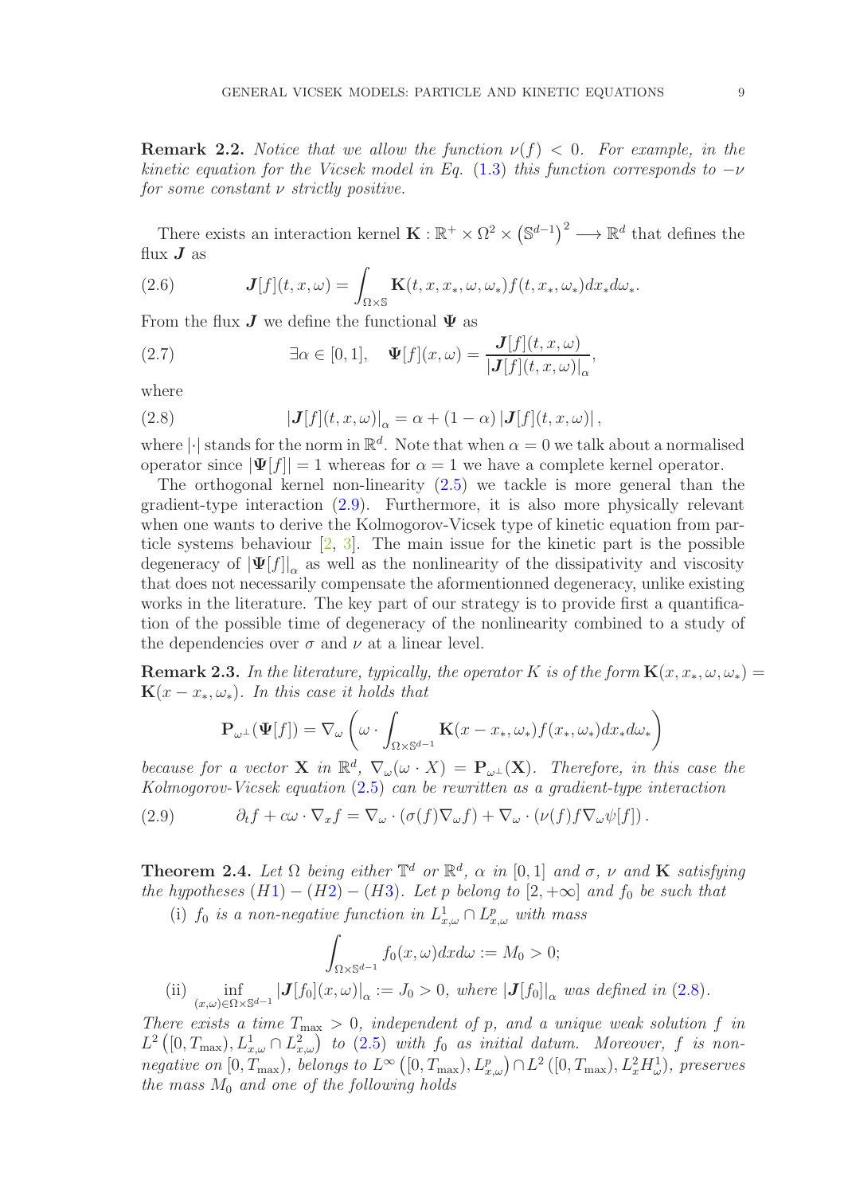**Remark 2.2.** *Notice that we allow the function $\nu(f) < 0$. For example, in the kinetic equation for the Vicsek model in Eq. (1.3) this function corresponds to $-\nu$ for some constant $\nu$ strictly positive.*

There exists an interaction kernel $\mathbf{K} : \mathbb{R}^+ \times \Omega^2 \times \left(\mathbb{S}^{d-1}\right)^2 \longrightarrow \mathbb{R}^d$ that defines the flux $\boldsymbol{J}$ as

$$\boldsymbol{J}[f](t,x,\omega) = \int_{\Omega\times\mathbb{S}} \mathbf{K}(t,x,x_*,\omega,\omega_*) f(t,x_*,\omega_*) dx_* d\omega_*. \tag{2.6}$$

From the flux $\boldsymbol{J}$ we define the functional $\boldsymbol{\Psi}$ as

$$\exists \alpha \in [0,1], \quad \boldsymbol{\Psi}[f](x,\omega) = \frac{\boldsymbol{J}[f](t,x,\omega)}{\left|\boldsymbol{J}[f](t,x,\omega)\right|_\alpha}, \tag{2.7}$$

where

$$\left|\boldsymbol{J}[f](t,x,\omega)\right|_\alpha = \alpha + (1-\alpha)\left|\boldsymbol{J}[f](t,x,\omega)\right|, \tag{2.8}$$

where $|\cdot|$ stands for the norm in $\mathbb{R}^d$. Note that when $\alpha = 0$ we talk about a normalised operator since $|\boldsymbol{\Psi}[f]| = 1$ whereas for $\alpha = 1$ we have a complete kernel operator.

The orthogonal kernel non-linearity (2.5) we tackle is more general than the gradient-type interaction (2.9). Furthermore, it is also more physically relevant when one wants to derive the Kolmogorov-Vicsek type of kinetic equation from particle systems behaviour [2, 3]. The main issue for the kinetic part is the possible degeneracy of $\left|\boldsymbol{\Psi}[f]\right|_\alpha$ as well as the nonlinearity of the dissipativity and viscosity that does not necessarily compensate the aforementionned degeneracy, unlike existing works in the literature. The key part of our strategy is to provide first a quantification of the possible time of degeneracy of the nonlinearity combined to a study of the dependencies over $\sigma$ and $\nu$ at a linear level.

**Remark 2.3.** *In the literature, typically, the operator $K$ is of the form $\mathbf{K}(x,x_*,\omega,\omega_*) = \mathbf{K}(x-x_*,\omega_*)$. In this case it holds that*

$$\mathbf{P}_{\omega^\perp}(\boldsymbol{\Psi}[f]) = \nabla_\omega\left(\omega\cdot\int_{\Omega\times\mathbb{S}^{d-1}} \mathbf{K}(x-x_*,\omega_*) f(x_*,\omega_*) dx_* d\omega_*\right)$$

*because for a vector $\mathbf{X}$ in $\mathbb{R}^d$, $\nabla_\omega(\omega\cdot X) = \mathbf{P}_{\omega^\perp}(\mathbf{X})$. Therefore, in this case the Kolmogorov-Vicsek equation (2.5) can be rewritten as a gradient-type interaction*

$$\partial_t f + c\omega\cdot\nabla_x f = \nabla_\omega\cdot(\sigma(f)\nabla_\omega f) + \nabla_\omega\cdot(\nu(f) f \nabla_\omega \psi[f]). \tag{2.9}$$

**Theorem 2.4.** *Let $\Omega$ being either $\mathbb{T}^d$ or $\mathbb{R}^d$, $\alpha$ in $[0,1]$ and $\sigma$, $\nu$ and $\mathbf{K}$ satisfying the hypotheses $(H1)-(H2)-(H3)$. Let $p$ belong to $[2,+\infty]$ and $f_0$ be such that*

(i) *$f_0$ is a non-negative function in $L^1_{x,\omega}\cap L^p_{x,\omega}$ with mass*

$$\int_{\Omega\times\mathbb{S}^{d-1}} f_0(x,\omega) dx d\omega := M_0 > 0;$$

(ii) $\inf_{(x,\omega)\in\Omega\times\mathbb{S}^{d-1}} \left|\boldsymbol{J}[f_0](x,\omega)\right|_\alpha := J_0 > 0$, *where $\left|\boldsymbol{J}[f_0]\right|_\alpha$ was defined in (2.8).*

*There exists a time $T_{\max} > 0$, independent of $p$, and a unique weak solution $f$ in $L^2\left([0,T_{\max}), L^1_{x,\omega}\cap L^2_{x,\omega}\right)$ to (2.5) with $f_0$ as initial datum. Moreover, $f$ is non-negative on $[0,T_{\max})$, belongs to $L^\infty\left([0,T_{\max}), L^p_{x,\omega}\right)\cap L^2\left([0,T_{\max}), L^2_x H^1_\omega\right)$, preserves the mass $M_0$ and one of the following holds*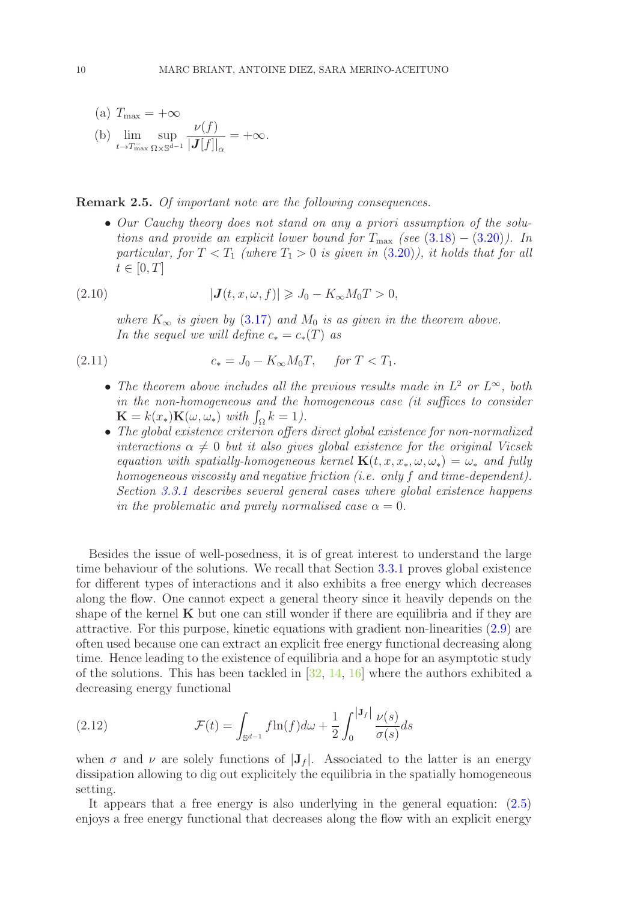(a) $T_{\max} = +\infty$

(b) $\lim\limits_{t \to T_{\max}^-} \sup\limits_{\Omega \times \mathbb{S}^{d-1}} \dfrac{\nu(f)}{|\boldsymbol{J}[f]|_\alpha} = +\infty.$

**Remark 2.5.** *Of important note are the following consequences.*

- *Our Cauchy theory does not stand on any a priori assumption of the solutions and provide an explicit lower bound for $T_{\max}$ (see (3.18) − (3.20)). In particular, for $T < T_1$ (where $T_1 > 0$ is given in (3.20)), it holds that for all $t \in [0, T]$*

$$|\boldsymbol{J}(t, x, \omega, f)| \geqslant J_0 - K_\infty M_0 T > 0, \tag{2.10}$$

*where $K_\infty$ is given by (3.17) and $M_0$ is as given in the theorem above. In the sequel we will define $c_* = c_*(T)$ as*

$$c_* = J_0 - K_\infty M_0 T, \quad \text{for } T < T_1. \tag{2.11}$$

- *The theorem above includes all the previous results made in $L^2$ or $L^\infty$, both in the non-homogeneous and the homogeneous case (it suffices to consider $\mathbf{K} = k(x_*)\mathbf{K}(\omega, \omega_*)$ with $\int_\Omega k = 1$).*
- *The global existence criterion offers direct global existence for non-normalized interactions $\alpha \neq 0$ but it also gives global existence for the original Vicsek equation with spatially-homogeneous kernel $\mathbf{K}(t, x, x_*, \omega, \omega_*) = \omega_*$ and fully homogeneous viscosity and negative friction (i.e. only $f$ and time-dependent). Section 3.3.1 describes several general cases where global existence happens in the problematic and purely normalised case $\alpha = 0$.*

Besides the issue of well-posedness, it is of great interest to understand the large time behaviour of the solutions. We recall that Section 3.3.1 proves global existence for different types of interactions and it also exhibits a free energy which decreases along the flow. One cannot expect a general theory since it heavily depends on the shape of the kernel $\mathbf{K}$ but one can still wonder if there are equilibria and if they are attractive. For this purpose, kinetic equations with gradient non-linearities (2.9) are often used because one can extract an explicit free energy functional decreasing along time. Hence leading to the existence of equilibria and a hope for an asymptotic study of the solutions. This has been tackled in [32, 14, 16] where the authors exhibited a decreasing energy functional

$$\mathcal{F}(t) = \int_{\mathbb{S}^{d-1}} f \ln(f) d\omega + \frac{1}{2} \int_0^{|\mathbf{J}_f|} \frac{\nu(s)}{\sigma(s)} ds \tag{2.12}$$

when $\sigma$ and $\nu$ are solely functions of $|\mathbf{J}_f|$. Associated to the latter is an energy dissipation allowing to dig out explicitely the equilibria in the spatially homogeneous setting.

It appears that a free energy is also underlying in the general equation: (2.5) enjoys a free energy functional that decreases along the flow with an explicit energy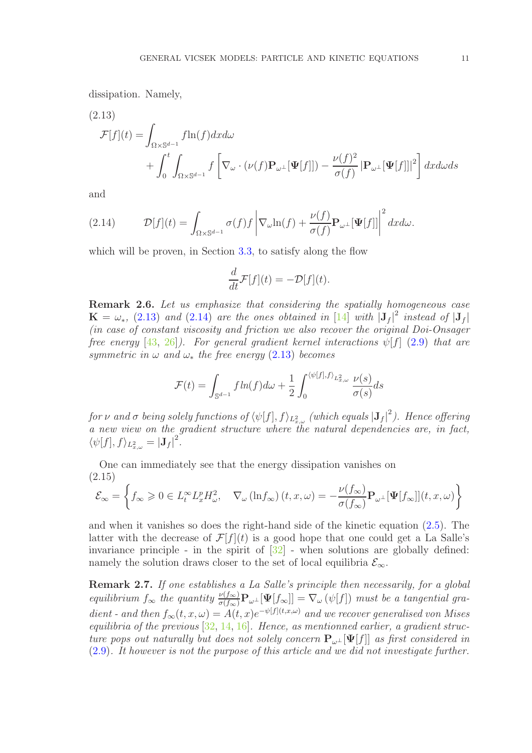dissipation. Namely,

$$
\begin{aligned}
\mathcal{F}[f](t) = &\int_{\Omega\times\mathbb{S}^{d-1}} f\ln(f)dxd\omega \\
&+ \int_0^t \int_{\Omega\times\mathbb{S}^{d-1}} f\left[\nabla_\omega\cdot\left(\nu(f)\mathbf{P}_{\omega^\perp}[\mathbf{\Psi}[f]]\right) - \frac{\nu(f)^2}{\sigma(f)}\left|\mathbf{P}_{\omega^\perp}[\mathbf{\Psi}[f]]\right|^2\right]dxd\omega ds
\end{aligned}
\tag{2.13}
$$

and

$$
\mathcal{D}[f](t) = \int_{\Omega\times\mathbb{S}^{d-1}} \sigma(f)f\left|\nabla_\omega \ln(f) + \frac{\nu(f)}{\sigma(f)}\mathbf{P}_{\omega^\perp}[\mathbf{\Psi}[f]]\right|^2 dxd\omega. \tag{2.14}
$$

which will be proven, in Section 3.3, to satisfy along the flow

$$
\frac{d}{dt}\mathcal{F}[f](t) = -\mathcal{D}[f](t).
$$

**Remark 2.6.** *Let us emphasize that considering the spatially homogeneous case* $\mathbf{K} = \omega_*$, (2.13) *and* (2.14) *are the ones obtained in* [14] *with* $|\mathbf{J}_f|^2$ *instead of* $|\mathbf{J}_f|$ *(in case of constant viscosity and friction we also recover the original Doi-Onsager free energy* [43, 26]*). For general gradient kernel interactions* $\psi[f]$ (2.9) *that are symmetric in* $\omega$ *and* $\omega_*$ *the free energy* (2.13) *becomes*

$$
\mathcal{F}(t) = \int_{\mathbb{S}^{d-1}} f ln(f)d\omega + \frac{1}{2}\int_0^{\langle\psi[f],f\rangle_{L^2_{x,\omega}}} \frac{\nu(s)}{\sigma(s)}ds
$$

*for* $\nu$ *and* $\sigma$ *being solely functions of* $\langle\psi[f],f\rangle_{L^2_{x,\omega}}$ *(which equals* $|\mathbf{J}_f|^2$*). Hence offering a new view on the gradient structure where the natural dependencies are, in fact,* $\langle\psi[f],f\rangle_{L^2_{x,\omega}} = |\mathbf{J}_f|^2$.

One can immediately see that the energy dissipation vanishes on

$$
\mathcal{E}_\infty = \left\{f_\infty \geqslant 0 \in L^\infty_t L^p_x H^2_\omega, \quad \nabla_\omega\left(\ln f_\infty\right)(t,x,\omega) = -\frac{\nu(f_\infty)}{\sigma(f_\infty)}\mathbf{P}_{\omega^\perp}[\mathbf{\Psi}[f_\infty]](t,x,\omega)\right\} \tag{2.15}
$$

and when it vanishes so does the right-hand side of the kinetic equation (2.5). The latter with the decrease of $\mathcal{F}[f](t)$ is a good hope that one could get a La Salle's invariance principle - in the spirit of [32] - when solutions are globally defined: namely the solution draws closer to the set of local equilibria $\mathcal{E}_\infty$.

**Remark 2.7.** *If one establishes a La Salle's principle then necessarily, for a global equilibrium* $f_\infty$ *the quantity* $\frac{\nu(f_\infty)}{\sigma(f_\infty)}\mathbf{P}_{\omega^\perp}[\mathbf{\Psi}[f_\infty]] = \nabla_\omega\left(\psi[f]\right)$ *must be a tangential gradient - and then* $f_\infty(t,x,\omega) = A(t,x)e^{-\psi[f](t,x,\omega)}$ *and we recover generalised von Mises equilibria of the previous* [32, 14, 16]*. Hence, as mentionned earlier, a gradient structure pops out naturally but does not solely concern* $\mathbf{P}_{\omega^\perp}[\mathbf{\Psi}[f]]$ *as first considered in* (2.9)*. It however is not the purpose of this article and we did not investigate further.*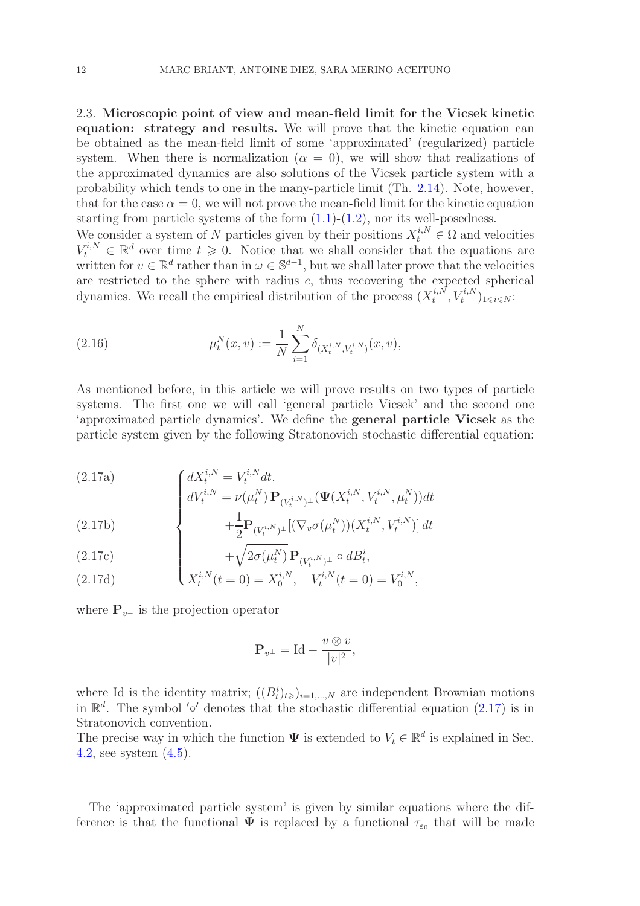2.3. **Microscopic point of view and mean-field limit for the Vicsek kinetic equation: strategy and results.** We will prove that the kinetic equation can be obtained as the mean-field limit of some 'approximated' (regularized) particle system. When there is normalization ($\alpha = 0$), we will show that realizations of the approximated dynamics are also solutions of the Vicsek particle system with a probability which tends to one in the many-particle limit (Th. 2.14). Note, however, that for the case $\alpha = 0$, we will not prove the mean-field limit for the kinetic equation starting from particle systems of the form (1.1)-(1.2), nor its well-posedness.
We consider a system of $N$ particles given by their positions $X_t^{i,N} \in \Omega$ and velocities $V_t^{i,N} \in \mathbb{R}^d$ over time $t \geqslant 0$. Notice that we shall consider that the equations are written for $v \in \mathbb{R}^d$ rather than in $\omega \in \mathbb{S}^{d-1}$, but we shall later prove that the velocities are restricted to the sphere with radius $c$, thus recovering the expected spherical dynamics. We recall the empirical distribution of the process $(X_t^{i,N}, V_t^{i,N})_{1 \leqslant i \leqslant N}$:

$$\mu_t^N(x,v) := \frac{1}{N}\sum_{i=1}^N \delta_{(X_t^{i,N}, V_t^{i,N})}(x,v), \tag{2.16}$$

As mentioned before, in this article we will prove results on two types of particle systems. The first one we will call 'general particle Vicsek' and the second one 'approximated particle dynamics'. We define the **general particle Vicsek** as the particle system given by the following Stratonovich stochastic differential equation:

$$\begin{cases} dX_t^{i,N} = V_t^{i,N} dt, & \text{(2.17a)} \\ dV_t^{i,N} = \nu(\mu_t^N)\, \mathbf{P}_{(V_t^{i,N})^\perp}(\mathbf{\Psi}(X_t^{i,N}, V_t^{i,N}, \mu_t^N))dt & \\ \qquad\quad + \dfrac{1}{2}\mathbf{P}_{(V_t^{i,N})^\perp}[(\nabla_v \sigma(\mu_t^N))(X_t^{i,N}, V_t^{i,N})]\, dt & \text{(2.17b)} \\ \qquad\quad + \sqrt{2\sigma(\mu_t^N)}\, \mathbf{P}_{(V_t^{i,N})^\perp} \circ dB_t^i, & \text{(2.17c)} \\ X_t^{i,N}(t=0) = X_0^{i,N}, \quad V_t^{i,N}(t=0) = V_0^{i,N}, & \text{(2.17d)} \end{cases}$$

where $\mathbf{P}_{v^\perp}$ is the projection operator

$$\mathbf{P}_{v^\perp} = \mathrm{Id} - \frac{v \otimes v}{|v|^2},$$

where Id is the identity matrix; $((B_t^i)_{t\geqslant})_{i=1,\dots,N}$ are independent Brownian motions in $\mathbb{R}^d$. The symbol $'\circ'$ denotes that the stochastic differential equation (2.17) is in Stratonovich convention.
The precise way in which the function $\mathbf{\Psi}$ is extended to $V_t \in \mathbb{R}^d$ is explained in Sec. 4.2, see system (4.5).

The 'approximated particle system' is given by similar equations where the difference is that the functional $\mathbf{\Psi}$ is replaced by a functional $\tau_{\varepsilon_0}$ that will be made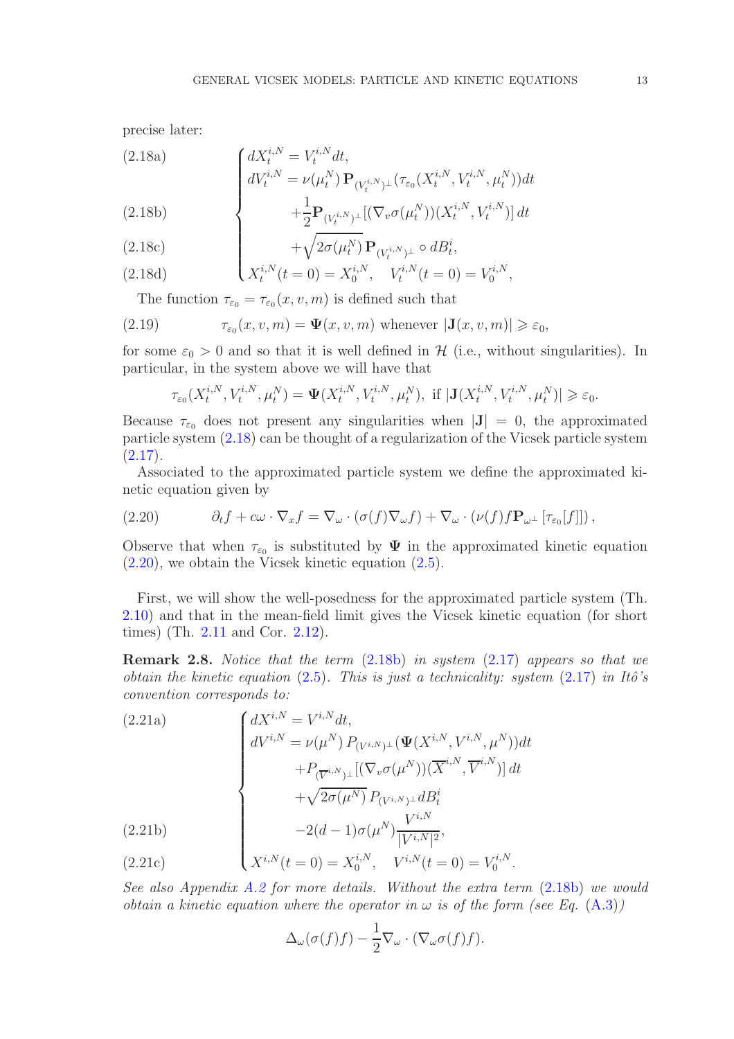precise later:

$$
\begin{cases}
dX_t^{i,N} = V_t^{i,N} dt, & \text{(2.18a)}\\
dV_t^{i,N} = \nu(\mu_t^N)\, \mathbf{P}_{(V_t^{i,N})^\perp}(\tau_{\varepsilon_0}(X_t^{i,N}, V_t^{i,N}, \mu_t^N))dt & \\
\qquad\qquad +\frac{1}{2}\mathbf{P}_{(V_t^{i,N})^\perp}[(\nabla_v \sigma(\mu_t^N))(X_t^{i,N}, V_t^{i,N})]\, dt & \text{(2.18b)}\\
\qquad\qquad +\sqrt{2\sigma(\mu_t^N)}\, \mathbf{P}_{(V_t^{i,N})^\perp} \circ dB_t^i, & \text{(2.18c)}\\
X_t^{i,N}(t=0) = X_0^{i,N}, \quad V_t^{i,N}(t=0) = V_0^{i,N}, & \text{(2.18d)}
\end{cases}
$$

The function $\tau_{\varepsilon_0} = \tau_{\varepsilon_0}(x, v, m)$ is defined such that

$$
\tau_{\varepsilon_0}(x, v, m) = \mathbf{\Psi}(x, v, m) \text{ whenever } |\mathbf{J}(x, v, m)| \geqslant \varepsilon_0, \tag{2.19}
$$

for some $\varepsilon_0 > 0$ and so that it is well defined in $\mathcal{H}$ (i.e., without singularities). In particular, in the system above we will have that

$$
\tau_{\varepsilon_0}(X_t^{i,N}, V_t^{i,N}, \mu_t^N) = \mathbf{\Psi}(X_t^{i,N}, V_t^{i,N}, \mu_t^N), \text{ if } |\mathbf{J}(X_t^{i,N}, V_t^{i,N}, \mu_t^N)| \geqslant \varepsilon_0.
$$

Because $\tau_{\varepsilon_0}$ does not present any singularities when $|\mathbf{J}| = 0$, the approximated particle system (2.18) can be thought of a regularization of the Vicsek particle system (2.17).

Associated to the approximated particle system we define the approximated kinetic equation given by

$$
\partial_t f + c\omega \cdot \nabla_x f = \nabla_\omega \cdot (\sigma(f) \nabla_\omega f) + \nabla_\omega \cdot (\nu(f) f \mathbf{P}_{\omega^\perp}[\tau_{\varepsilon_0}[f]]), \tag{2.20}
$$

Observe that when $\tau_{\varepsilon_0}$ is substituted by $\mathbf{\Psi}$ in the approximated kinetic equation (2.20), we obtain the Vicsek kinetic equation (2.5).

First, we will show the well-posedness for the approximated particle system (Th. 2.10) and that in the mean-field limit gives the Vicsek kinetic equation (for short times) (Th. 2.11 and Cor. 2.12).

**Remark 2.8.** *Notice that the term (2.18b) in system (2.17) appears so that we obtain the kinetic equation (2.5). This is just a technicality: system (2.17) in Itô's convention corresponds to:*

$$
\begin{cases}
dX^{i,N} = V^{i,N} dt, & \text{(2.21a)}\\
dV^{i,N} = \nu(\mu^N)\, P_{(V^{i,N})^\perp}(\mathbf{\Psi}(X^{i,N}, V^{i,N}, \mu^N))dt & \\
\qquad\qquad +P_{(\overline{V}^{i,N})^\perp}[(\nabla_v \sigma(\mu^N))(\overline{X}^{i,N}, \overline{V}^{i,N})]\, dt & \\
\qquad\qquad +\sqrt{2\sigma(\mu^N)}\, P_{(V^{i,N})^\perp} dB_t^i & \\
\qquad\qquad -2(d-1)\sigma(\mu^N) \dfrac{V^{i,N}}{|V^{i,N}|^2}, & \text{(2.21b)}\\
X^{i,N}(t=0) = X_0^{i,N}, \quad V^{i,N}(t=0) = V_0^{i,N}. & \text{(2.21c)}
\end{cases}
$$

*See also Appendix A.2 for more details. Without the extra term (2.18b) we would obtain a kinetic equation where the operator in $\omega$ is of the form (see Eq. (A.3))*

$$
\Delta_\omega(\sigma(f) f) - \frac{1}{2} \nabla_\omega \cdot (\nabla_\omega \sigma(f) f).
$$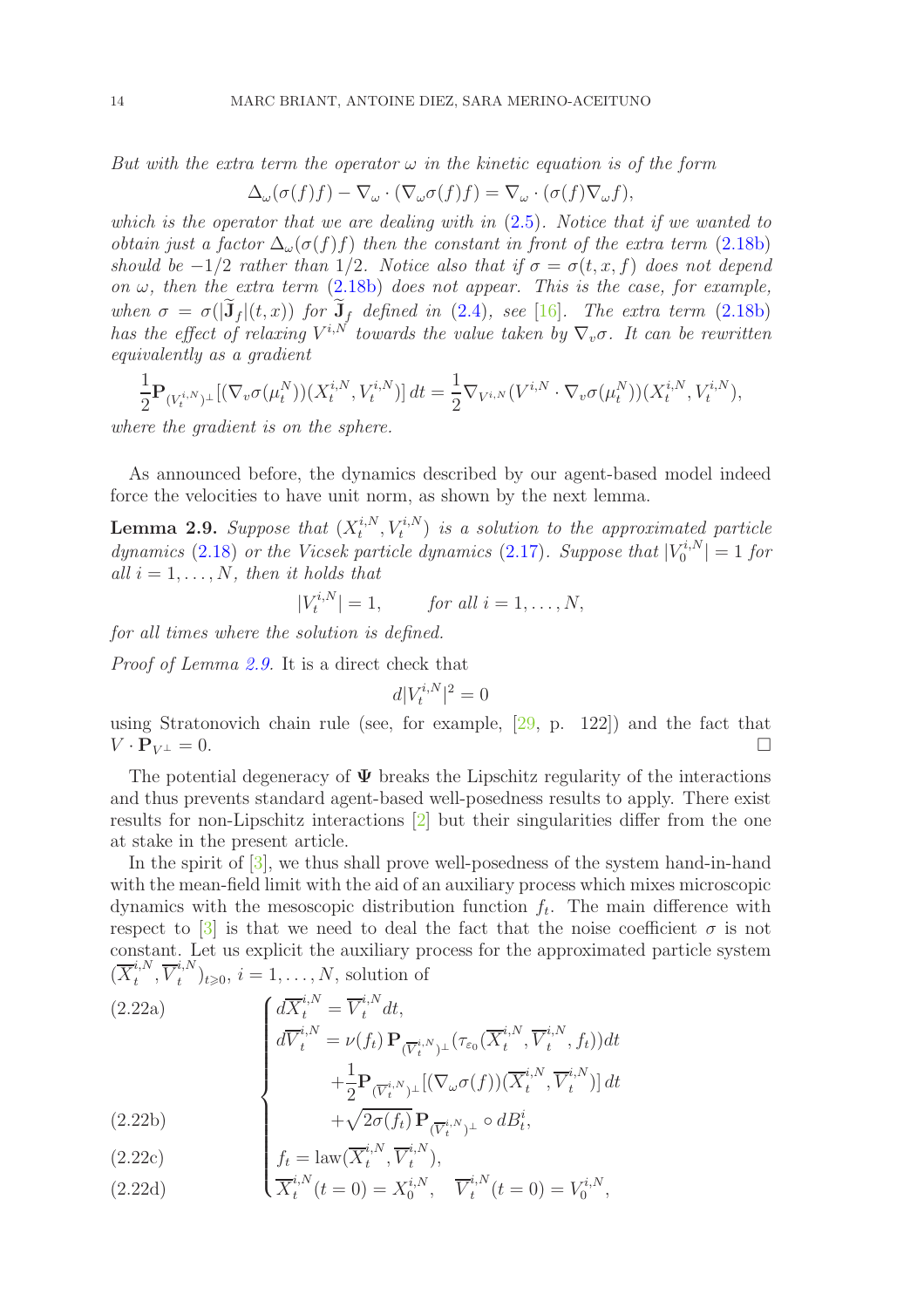*But with the extra term the operator $\omega$ in the kinetic equation is of the form*

$$\Delta_\omega(\sigma(f)f) - \nabla_\omega \cdot (\nabla_\omega \sigma(f) f) = \nabla_\omega \cdot (\sigma(f)\nabla_\omega f),$$

*which is the operator that we are dealing with in (2.5). Notice that if we wanted to obtain just a factor $\Delta_\omega(\sigma(f)f)$ then the constant in front of the extra term (2.18b) should be $-1/2$ rather than $1/2$. Notice also that if $\sigma = \sigma(t, x, f)$ does not depend on $\omega$, then the extra term (2.18b) does not appear. This is the case, for example, when $\sigma = \sigma(|\widetilde{\mathbf{J}}_f|(t,x))$ for $\widetilde{\mathbf{J}}_f$ defined in (2.4), see [16]. The extra term (2.18b) has the effect of relaxing $V^{i,N}$ towards the value taken by $\nabla_v \sigma$. It can be rewritten equivalently as a gradient*

$$\frac{1}{2}\mathbf{P}_{(V_t^{i,N})^\perp}[(\nabla_v \sigma(\mu_t^N))(X_t^{i,N}, V_t^{i,N})]\,dt = \frac{1}{2}\nabla_{V^{i,N}}(V^{i,N}\cdot \nabla_v \sigma(\mu_t^N))(X_t^{i,N}, V_t^{i,N}),$$

*where the gradient is on the sphere.*

As announced before, the dynamics described by our agent-based model indeed force the velocities to have unit norm, as shown by the next lemma.

**Lemma 2.9.** *Suppose that $(X_t^{i,N}, V_t^{i,N})$ is a solution to the approximated particle dynamics (2.18) or the Vicsek particle dynamics (2.17). Suppose that $|V_0^{i,N}| = 1$ for all $i = 1, \dots, N$, then it holds that*

$$|V_t^{i,N}| = 1, \qquad \textit{for all } i = 1, \dots, N,$$

*for all times where the solution is defined.*

*Proof of Lemma 2.9.* It is a direct check that

$$d|V_t^{i,N}|^2 = 0$$

using Stratonovich chain rule (see, for example, [29, p. 122]) and the fact that $V \cdot \mathbf{P}_{V^\perp} = 0$. $\square$

The potential degeneracy of $\mathbf{\Psi}$ breaks the Lipschitz regularity of the interactions and thus prevents standard agent-based well-posedness results to apply. There exist results for non-Lipschitz interactions [2] but their singularities differ from the one at stake in the present article.

In the spirit of [3], we thus shall prove well-posedness of the system hand-in-hand with the mean-field limit with the aid of an auxiliary process which mixes microscopic dynamics with the mesoscopic distribution function $f_t$. The main difference with respect to [3] is that we need to deal the fact that the noise coefficient $\sigma$ is not constant. Let us explicit the auxiliary process for the approximated particle system $(\overline{X}_t^{i,N}, \overline{V}_t^{i,N})_{t\geqslant 0}$, $i = 1, \dots, N$, solution of

$$\begin{cases} d\overline{X}_t^{i,N} = \overline{V}_t^{i,N} dt, & \text{(2.22a)}\\ d\overline{V}_t^{i,N} = \nu(f_t)\,\mathbf{P}_{(\overline{V}_t^{i,N})^\perp}(\tau_{\varepsilon_0}(\overline{X}_t^{i,N}, \overline{V}_t^{i,N}, f_t))dt \\ \qquad\qquad + \frac{1}{2}\mathbf{P}_{(\overline{V}_t^{i,N})^\perp}[(\nabla_\omega \sigma(f))(\overline{X}_t^{i,N}, \overline{V}_t^{i,N})]\,dt \\ \qquad\qquad + \sqrt{2\sigma(f_t)}\,\mathbf{P}_{(\overline{V}_t^{i,N})^\perp} \circ dB_t^i, & \text{(2.22b)}\\ f_t = \mathrm{law}(\overline{X}_t^{i,N}, \overline{V}_t^{i,N}), & \text{(2.22c)}\\ \overline{X}_t^{i,N}(t=0) = X_0^{i,N}, \quad \overline{V}_t^{i,N}(t=0) = V_0^{i,N}, & \text{(2.22d)} \end{cases}$$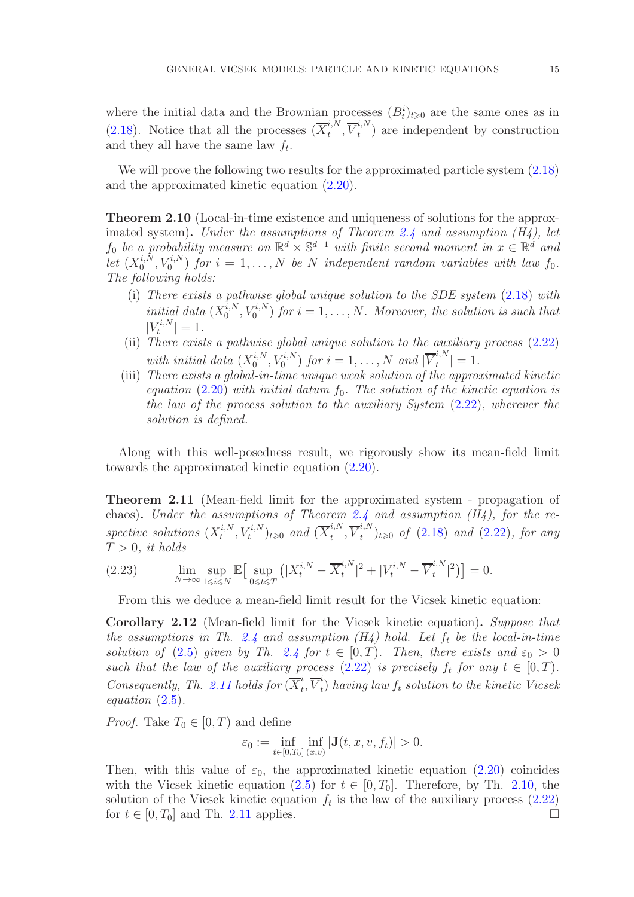where the initial data and the Brownian processes $(B^i_t)_{t\geqslant 0}$ are the same ones as in (2.18). Notice that all the processes $(\overline{X}^{i,N}_t, \overline{V}^{i,N}_t)$ are independent by construction and they all have the same law $f_t$.

We will prove the following two results for the approximated particle system (2.18) and the approximated kinetic equation (2.20).

**Theorem 2.10** (Local-in-time existence and uniqueness of solutions for the approximated system)**.** *Under the assumptions of Theorem 2.4 and assumption (H4), let $f_0$ be a probability measure on $\mathbb{R}^d \times \mathbb{S}^{d-1}$ with finite second moment in $x \in \mathbb{R}^d$ and let $(X^{i,N}_0, V^{i,N}_0)$ for $i = 1, \dots, N$ be $N$ independent random variables with law $f_0$. The following holds:*

- (i) *There exists a pathwise global unique solution to the SDE system (2.18) with initial data $(X^{i,N}_0, V^{i,N}_0)$ for $i = 1, \dots, N$. Moreover, the solution is such that $|V^{i,N}_t| = 1$.*
- (ii) *There exists a pathwise global unique solution to the auxiliary process (2.22) with initial data $(X^{i,N}_0, V^{i,N}_0)$ for $i = 1, \dots, N$ and $|\overline{V}^{i,N}_t| = 1$.*
- (iii) *There exists a global-in-time unique weak solution of the approximated kinetic equation (2.20) with initial datum $f_0$. The solution of the kinetic equation is the law of the process solution to the auxiliary System (2.22), wherever the solution is defined.*

Along with this well-posedness result, we rigorously show its mean-field limit towards the approximated kinetic equation (2.20).

**Theorem 2.11** (Mean-field limit for the approximated system - propagation of chaos)**.** *Under the assumptions of Theorem 2.4 and assumption (H4), for the respective solutions $(X^{i,N}_t, V^{i,N}_t)_{t\geqslant 0}$ and $(\overline{X}^{i,N}_t, \overline{V}^{i,N}_t)_{t\geqslant 0}$ of (2.18) and (2.22), for any $T > 0$, it holds*

$$\lim_{N\to\infty} \sup_{1\leqslant i\leqslant N} \mathbb{E}\big[\sup_{0\leqslant t\leqslant T} \big(|X^{i,N}_t - \overline{X}^{i,N}_t|^2 + |V^{i,N}_t - \overline{V}^{i,N}_t|^2\big)\big] = 0. \tag{2.23}$$

From this we deduce a mean-field limit result for the Vicsek kinetic equation:

**Corollary 2.12** (Mean-field limit for the Vicsek kinetic equation)**.** *Suppose that the assumptions in Th. 2.4 and assumption (H4) hold. Let $f_t$ be the local-in-time solution of (2.5) given by Th. 2.4 for $t \in [0, T)$. Then, there exists and $\varepsilon_0 > 0$ such that the law of the auxiliary process (2.22) is precisely $f_t$ for any $t \in [0, T)$. Consequently, Th. 2.11 holds for $(\overline{X}^i_t, \overline{V}^i_t)$ having law $f_t$ solution to the kinetic Vicsek equation (2.5).*

*Proof.* Take $T_0 \in [0, T)$ and define

$$\varepsilon_0 := \inf_{t\in[0,T_0]} \inf_{(x,v)} |\mathbf{J}(t, x, v, f_t)| > 0.$$

Then, with this value of $\varepsilon_0$, the approximated kinetic equation (2.20) coincides with the Vicsek kinetic equation (2.5) for $t \in [0, T_0]$. Therefore, by Th. 2.10, the solution of the Vicsek kinetic equation $f_t$ is the law of the auxiliary process (2.22) for $t \in [0, T_0]$ and Th. 2.11 applies. □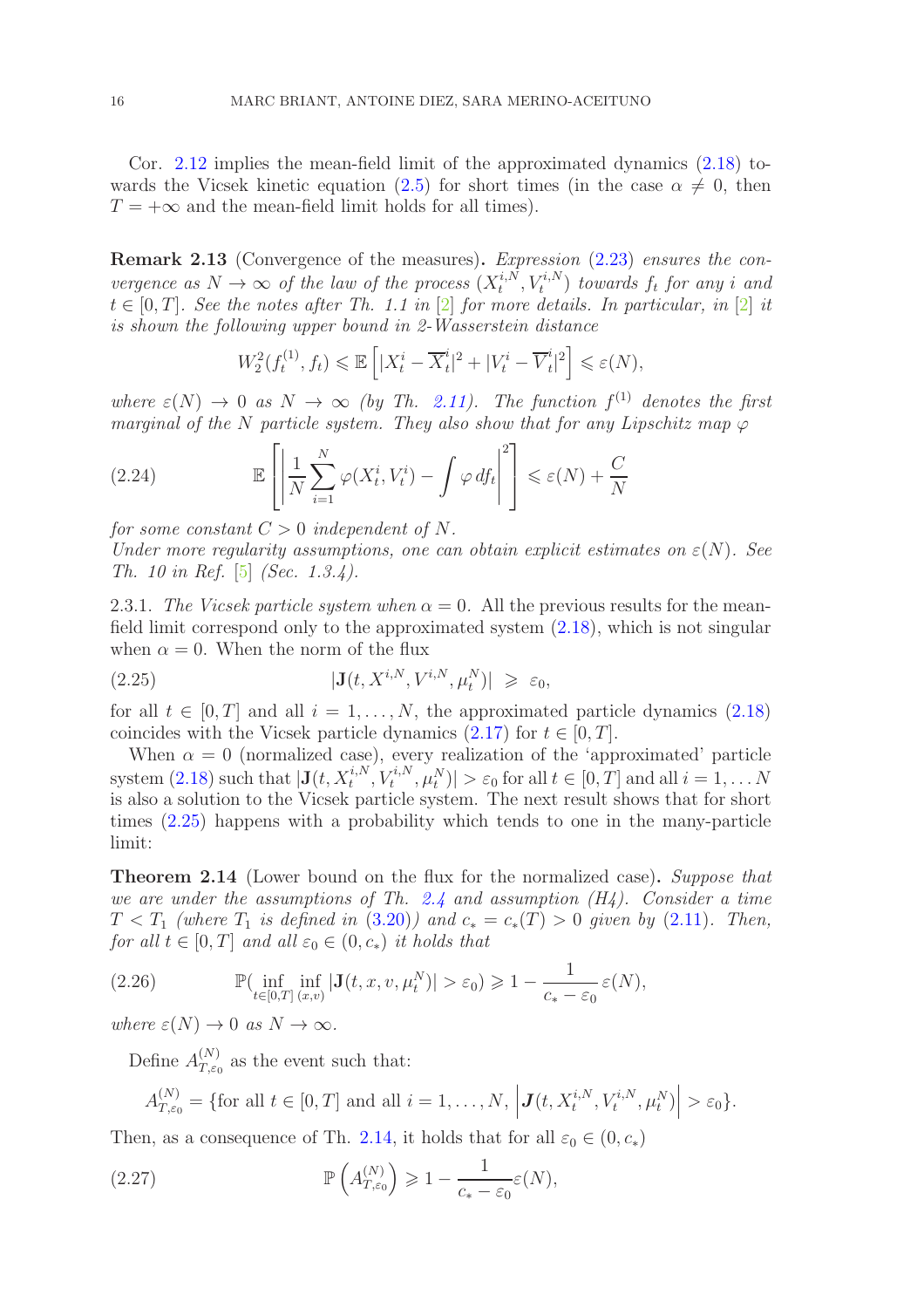Cor. 2.12 implies the mean-field limit of the approximated dynamics (2.18) towards the Vicsek kinetic equation (2.5) for short times (in the case $\alpha \neq 0$, then $T = +\infty$ and the mean-field limit holds for all times).

**Remark 2.13** (Convergence of the measures)**.** *Expression* (2.23) *ensures the convergence as $N \to \infty$ of the law of the process $(X_t^{i,N}, V_t^{i,N})$ towards $f_t$ for any $i$ and $t \in [0,T]$. See the notes after Th. 1.1 in* [2] *for more details. In particular, in* [2] *it is shown the following upper bound in 2-Wasserstein distance*

$$W_2^2(f_t^{(1)}, f_t) \leqslant \mathbb{E}\left[|X_t^i - \overline{X}_t^i|^2 + |V_t^i - \overline{V}_t^i|^2\right] \leqslant \varepsilon(N),$$

*where $\varepsilon(N) \to 0$ as $N \to \infty$ (by Th. 2.11). The function $f^{(1)}$ denotes the first marginal of the $N$ particle system. They also show that for any Lipschitz map $\varphi$*

$$\mathbb{E}\left[\left|\frac{1}{N}\sum_{i=1}^N \varphi(X_t^i, V_t^i) - \int \varphi \, df_t\right|^2\right] \leqslant \varepsilon(N) + \frac{C}{N} \tag{2.24}$$

*for some constant $C > 0$ independent of $N$.*
*Under more regularity assumptions, one can obtain explicit estimates on $\varepsilon(N)$. See Th. 10 in Ref.* [5] *(Sec. 1.3.4).*

2.3.1. *The Vicsek particle system when $\alpha = 0$.* All the previous results for the mean-field limit correspond only to the approximated system (2.18), which is not singular when $\alpha = 0$. When the norm of the flux

$$|\mathbf{J}(t, X^{i,N}, V^{i,N}, \mu_t^N)| \;\geqslant\; \varepsilon_0, \tag{2.25}$$

for all $t \in [0,T]$ and all $i = 1, \ldots, N$, the approximated particle dynamics (2.18) coincides with the Vicsek particle dynamics (2.17) for $t \in [0,T]$.

When $\alpha = 0$ (normalized case), every realization of the 'approximated' particle system (2.18) such that $|\mathbf{J}(t, X_t^{i,N}, V_t^{i,N}, \mu_t^N)| > \varepsilon_0$ for all $t \in [0,T]$ and all $i = 1, \ldots N$ is also a solution to the Vicsek particle system. The next result shows that for short times (2.25) happens with a probability which tends to one in the many-particle limit:

**Theorem 2.14** (Lower bound on the flux for the normalized case)**.** *Suppose that we are under the assumptions of Th. 2.4 and assumption (H4). Consider a time $T < T_1$ (where $T_1$ is defined in* (3.20)*) and $c_* = c_*(T) > 0$ given by* (2.11)*. Then, for all $t \in [0,T]$ and all $\varepsilon_0 \in (0, c_*)$ it holds that*

$$\mathbb{P}\big(\inf_{t\in[0,T]} \inf_{(x,v)} |\mathbf{J}(t,x,v,\mu_t^N)| > \varepsilon_0\big) \geqslant 1 - \frac{1}{c_* - \varepsilon_0}\,\varepsilon(N), \tag{2.26}$$

*where $\varepsilon(N) \to 0$ as $N \to \infty$.*

Define $A_{T,\varepsilon_0}^{(N)}$ as the event such that:

$$A_{T,\varepsilon_0}^{(N)} = \{\text{for all } t \in [0,T] \text{ and all } i = 1, \ldots, N, \; \left|\boldsymbol{J}(t, X_t^{i,N}, V_t^{i,N}, \mu_t^N)\right| > \varepsilon_0\}.$$

Then, as a consequence of Th. 2.14, it holds that for all $\varepsilon_0 \in (0, c_*)$

$$\mathbb{P}\left(A_{T,\varepsilon_0}^{(N)}\right) \geqslant 1 - \frac{1}{c_* - \varepsilon_0}\varepsilon(N), \tag{2.27}$$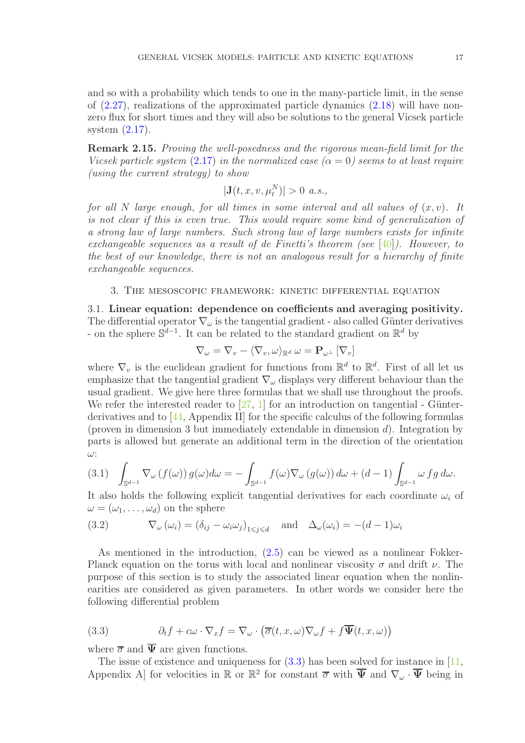and so with a probability which tends to one in the many-particle limit, in the sense of (2.27), realizations of the approximated particle dynamics (2.18) will have non-zero flux for short times and they will also be solutions to the general Vicsek particle system (2.17).

**Remark 2.15.** *Proving the well-posedness and the rigorous mean-field limit for the Vicsek particle system (2.17) in the normalized case ($\alpha = 0$) seems to at least require (using the current strategy) to show*

$$|\mathbf{J}(t,x,v,\mu_t^N)| > 0 \text{ a.s.},$$

*for all $N$ large enough, for all times in some interval and all values of $(x,v)$. It is not clear if this is even true. This would require some kind of generalization of a strong law of large numbers. Such strong law of large numbers exists for infinite exchangeable sequences as a result of de Finetti's theorem (see [40]). However, to the best of our knowledge, there is not an analogous result for a hierarchy of finite exchangeable sequences.*

## 3. The mesoscopic framework: kinetic differential equation

### 3.1. Linear equation: dependence on coefficients and averaging positivity.

The differential operator $\nabla_\omega$ is the tangential gradient - also called Günter derivatives - on the sphere $\mathbb{S}^{d-1}$. It can be related to the standard gradient on $\mathbb{R}^d$ by

$$\nabla_\omega = \nabla_v - \langle \nabla_v, \omega\rangle_{\mathbb{R}^d}\, \omega = \mathbf{P}_{\omega^\perp}\left[\nabla_v\right]$$

where $\nabla_v$ is the euclidean gradient for functions from $\mathbb{R}^d$ to $\mathbb{R}^d$. First of all let us emphasize that the tangential gradient $\nabla_\omega$ displays very different behaviour than the usual gradient. We give here three formulas that we shall use throughout the proofs. We refer the interested reader to [27, 1] for an introduction on tangential - Günter-derivatives and to [44, Appendix II] for the specific calculus of the following formulas (proven in dimension 3 but immediately extendable in dimension $d$). Integration by parts is allowed but generate an additional term in the direction of the orientation $\omega$:

$$\int_{\mathbb{S}^{d-1}} \nabla_\omega\left(f(\omega)\right) g(\omega) d\omega = -\int_{\mathbb{S}^{d-1}} f(\omega) \nabla_\omega\left(g(\omega)\right) d\omega + (d-1)\int_{\mathbb{S}^{d-1}} \omega\, f g\, d\omega. \tag{3.1}$$

It also holds the following explicit tangential derivatives for each coordinate $\omega_i$ of $\omega = (\omega_1, \ldots, \omega_d)$ on the sphere

$$\nabla_\omega\left(\omega_i\right) = \left(\delta_{ij} - \omega_i\omega_j\right)_{1\leqslant j\leqslant d} \quad \text{and} \quad \Delta_\omega(\omega_i) = -(d-1)\omega_i \tag{3.2}$$

As mentioned in the introduction, (2.5) can be viewed as a nonlinear Fokker-Planck equation on the torus with local and nonlinear viscosity $\sigma$ and drift $\nu$. The purpose of this section is to study the associated linear equation when the nonlinearities are considered as given parameters. In other words we consider here the following differential problem

$$\partial_t f + c\omega\cdot\nabla_x f = \nabla_\omega\cdot\left(\overline{\sigma}(t,x,\omega)\nabla_\omega f + f\overline{\mathbf{\Psi}}(t,x,\omega)\right) \tag{3.3}$$

where $\overline{\sigma}$ and $\overline{\mathbf{\Psi}}$ are given functions.

The issue of existence and uniqueness for (3.3) has been solved for instance in [11, Appendix A] for velocities in $\mathbb{R}$ or $\mathbb{R}^2$ for constant $\overline{\sigma}$ with $\overline{\mathbf{\Psi}}$ and $\nabla_\omega\cdot\overline{\mathbf{\Psi}}$ being in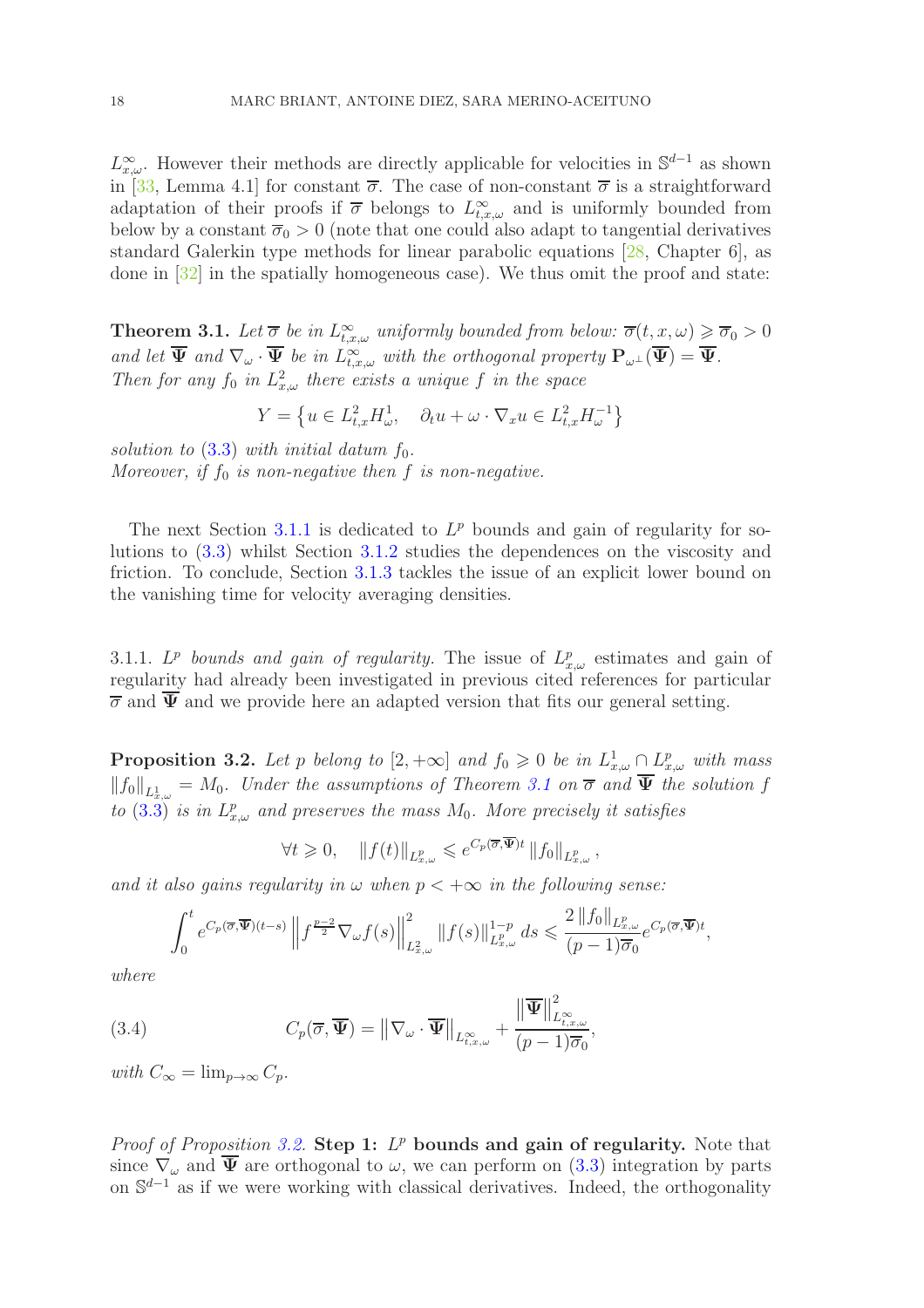$L^\infty_{x,\omega}$. However their methods are directly applicable for velocities in $\mathbb{S}^{d-1}$ as shown in [33, Lemma 4.1] for constant $\overline{\sigma}$. The case of non-constant $\overline{\sigma}$ is a straightforward adaptation of their proofs if $\overline{\sigma}$ belongs to $L^\infty_{t,x,\omega}$ and is uniformly bounded from below by a constant $\overline{\sigma}_0 > 0$ (note that one could also adapt to tangential derivatives standard Galerkin type methods for linear parabolic equations [28, Chapter 6], as done in [32] in the spatially homogeneous case). We thus omit the proof and state:

**Theorem 3.1.** *Let $\overline{\sigma}$ be in $L^\infty_{t,x,\omega}$ uniformly bounded from below: $\overline{\sigma}(t,x,\omega) \geqslant \overline{\sigma}_0 > 0$ and let $\overline{\mathbf{\Psi}}$ and $\nabla_\omega \cdot \overline{\mathbf{\Psi}}$ be in $L^\infty_{t,x,\omega}$ with the orthogonal property $\mathbf{P}_{\omega^\perp}(\overline{\mathbf{\Psi}}) = \overline{\mathbf{\Psi}}$.*
*Then for any $f_0$ in $L^2_{x,\omega}$ there exists a unique $f$ in the space*

$$Y = \left\{ u \in L^2_{t,x} H^1_\omega, \quad \partial_t u + \omega \cdot \nabla_x u \in L^2_{t,x} H^{-1}_\omega \right\}$$

*solution to (3.3) with initial datum $f_0$.*
*Moreover, if $f_0$ is non-negative then $f$ is non-negative.*

The next Section 3.1.1 is dedicated to $L^p$ bounds and gain of regularity for solutions to (3.3) whilst Section 3.1.2 studies the dependences on the viscosity and friction. To conclude, Section 3.1.3 tackles the issue of an explicit lower bound on the vanishing time for velocity averaging densities.

3.1.1. *$L^p$ bounds and gain of regularity.* The issue of $L^p_{x,\omega}$ estimates and gain of regularity had already been investigated in previous cited references for particular $\overline{\sigma}$ and $\overline{\mathbf{\Psi}}$ and we provide here an adapted version that fits our general setting.

**Proposition 3.2.** *Let $p$ belong to $[2, +\infty]$ and $f_0 \geqslant 0$ be in $L^1_{x,\omega} \cap L^p_{x,\omega}$ with mass $\|f_0\|_{L^1_{x,\omega}} = M_0$. Under the assumptions of Theorem 3.1 on $\overline{\sigma}$ and $\overline{\mathbf{\Psi}}$ the solution $f$ to (3.3) is in $L^p_{x,\omega}$ and preserves the mass $M_0$. More precisely it satisfies*

$$\forall t \geqslant 0, \quad \|f(t)\|_{L^p_{x,\omega}} \leqslant e^{C_p(\overline{\sigma},\overline{\mathbf{\Psi}})t} \|f_0\|_{L^p_{x,\omega}},$$

*and it also gains regularity in $\omega$ when $p < +\infty$ in the following sense:*

$$\int_0^t e^{C_p(\overline{\sigma},\overline{\mathbf{\Psi}})(t-s)} \left\| f^{\frac{p-2}{2}} \nabla_\omega f(s) \right\|^2_{L^2_{x,\omega}} \|f(s)\|^{1-p}_{L^p_{x,\omega}} \, ds \leqslant \frac{2\|f_0\|_{L^p_{x,\omega}}}{(p-1)\overline{\sigma}_0} e^{C_p(\overline{\sigma},\overline{\mathbf{\Psi}})t},$$

*where*

$$C_p(\overline{\sigma},\overline{\mathbf{\Psi}}) = \left\| \nabla_\omega \cdot \overline{\mathbf{\Psi}} \right\|_{L^\infty_{t,x,\omega}} + \frac{\left\| \overline{\mathbf{\Psi}} \right\|^2_{L^\infty_{t,x,\omega}}}{(p-1)\overline{\sigma}_0}, \tag{3.4}$$

*with $C_\infty = \lim_{p\to\infty} C_p$.*

*Proof of Proposition 3.2.* **Step 1: $L^p$ bounds and gain of regularity.** Note that since $\nabla_\omega$ and $\overline{\mathbf{\Psi}}$ are orthogonal to $\omega$, we can perform on (3.3) integration by parts on $\mathbb{S}^{d-1}$ as if we were working with classical derivatives. Indeed, the orthogonality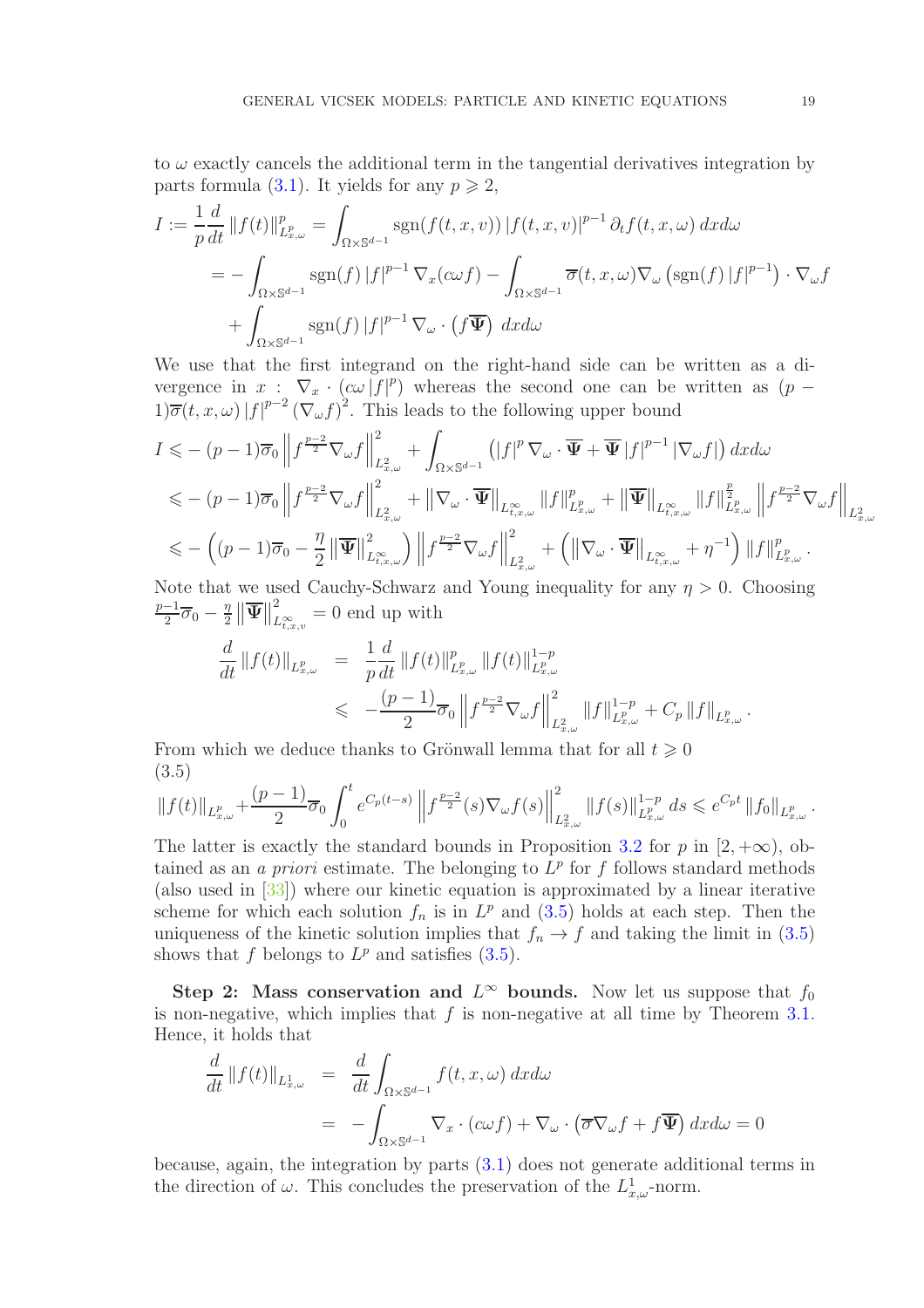to $\omega$ exactly cancels the additional term in the tangential derivatives integration by parts formula (3.1). It yields for any $p \geqslant 2$,

$$
\begin{aligned}
I := \frac{1}{p}\frac{d}{dt}\|f(t)\|^p_{L^p_{x,\omega}} &= \int_{\Omega\times\mathbb{S}^{d-1}} \operatorname{sgn}(f(t,x,v))\,|f(t,x,v)|^{p-1}\,\partial_t f(t,x,\omega)\,dxd\omega \\
&= -\int_{\Omega\times\mathbb{S}^{d-1}} \operatorname{sgn}(f)\,|f|^{p-1}\,\nabla_x(c\omega f) - \int_{\Omega\times\mathbb{S}^{d-1}} \overline{\sigma}(t,x,\omega)\nabla_\omega\left(\operatorname{sgn}(f)\,|f|^{p-1}\right)\cdot\nabla_\omega f \\
&\quad + \int_{\Omega\times\mathbb{S}^{d-1}} \operatorname{sgn}(f)\,|f|^{p-1}\,\nabla_\omega\cdot\left(f\overline{\Psi}\right)\,dxd\omega
\end{aligned}
$$

We use that the first integrand on the right-hand side can be written as a divergence in $x$ : $\nabla_x\cdot(c\omega\,|f|^p)$ whereas the second one can be written as $(p-1)\overline{\sigma}(t,x,\omega)\,|f|^{p-2}\,(\nabla_\omega f)^2$. This leads to the following upper bound

$$
\begin{aligned}
I &\leqslant -(p-1)\overline{\sigma}_0\left\|f^{\frac{p-2}{2}}\nabla_\omega f\right\|^2_{L^2_{x,\omega}} + \int_{\Omega\times\mathbb{S}^{d-1}}\left(|f|^p\,\nabla_\omega\cdot\overline{\Psi} + \overline{\Psi}\,|f|^{p-1}\,|\nabla_\omega f|\right)dxd\omega \\
&\leqslant -(p-1)\overline{\sigma}_0\left\|f^{\frac{p-2}{2}}\nabla_\omega f\right\|^2_{L^2_{x,\omega}} + \left\|\nabla_\omega\cdot\overline{\Psi}\right\|_{L^\infty_{t,x,\omega}}\|f\|^p_{L^p_{x,\omega}} + \left\|\overline{\Psi}\right\|_{L^\infty_{t,x,\omega}}\|f\|^{\frac{p}{2}}_{L^p_{x,\omega}}\left\|f^{\frac{p-2}{2}}\nabla_\omega f\right\|_{L^2_{x,\omega}} \\
&\leqslant -\left((p-1)\overline{\sigma}_0 - \frac{\eta}{2}\left\|\overline{\Psi}\right\|^2_{L^\infty_{t,x,\omega}}\right)\left\|f^{\frac{p-2}{2}}\nabla_\omega f\right\|^2_{L^2_{x,\omega}} + \left(\left\|\nabla_\omega\cdot\overline{\Psi}\right\|_{L^\infty_{t,x,\omega}} + \eta^{-1}\right)\|f\|^p_{L^p_{x,\omega}}.
\end{aligned}
$$

Note that we used Cauchy-Schwarz and Young inequality for any $\eta > 0$. Choosing $\frac{p-1}{2}\overline{\sigma}_0 - \frac{\eta}{2}\left\|\overline{\Psi}\right\|^2_{L^\infty_{t,x,v}} = 0$ end up with

$$
\begin{aligned}
\frac{d}{dt}\|f(t)\|_{L^p_{x,\omega}} &= \frac{1}{p}\frac{d}{dt}\|f(t)\|^p_{L^p_{x,\omega}}\|f(t)\|^{1-p}_{L^p_{x,\omega}} \\
&\leqslant -\frac{(p-1)}{2}\overline{\sigma}_0\left\|f^{\frac{p-2}{2}}\nabla_\omega f\right\|^2_{L^2_{x,\omega}}\|f\|^{1-p}_{L^p_{x,\omega}} + C_p\,\|f\|_{L^p_{x,\omega}}.
\end{aligned}
$$

From which we deduce thanks to Grönwall lemma that for all $t \geqslant 0$

$$
\|f(t)\|_{L^p_{x,\omega}} + \frac{(p-1)}{2}\overline{\sigma}_0\int_0^t e^{C_p(t-s)}\left\|f^{\frac{p-2}{2}}(s)\nabla_\omega f(s)\right\|^2_{L^2_{x,\omega}}\|f(s)\|^{1-p}_{L^p_{x,\omega}}\,ds \leqslant e^{C_pt}\,\|f_0\|_{L^p_{x,\omega}}. \tag{3.5}
$$

The latter is exactly the standard bounds in Proposition 3.2 for $p$ in $[2,+\infty)$, obtained as an *a priori* estimate. The belonging to $L^p$ for $f$ follows standard methods (also used in [33]) where our kinetic equation is approximated by a linear iterative scheme for which each solution $f_n$ is in $L^p$ and (3.5) holds at each step. Then the uniqueness of the kinetic solution implies that $f_n \to f$ and taking the limit in (3.5) shows that $f$ belongs to $L^p$ and satisfies (3.5).

**Step 2: Mass conservation and $L^\infty$ bounds.** Now let us suppose that $f_0$ is non-negative, which implies that $f$ is non-negative at all time by Theorem 3.1. Hence, it holds that

$$
\begin{aligned}
\frac{d}{dt}\|f(t)\|_{L^1_{x,\omega}} &= \frac{d}{dt}\int_{\Omega\times\mathbb{S}^{d-1}} f(t,x,\omega)\,dxd\omega \\
&= -\int_{\Omega\times\mathbb{S}^{d-1}}\nabla_x\cdot(c\omega f) + \nabla_\omega\cdot\left(\overline{\sigma}\nabla_\omega f + f\overline{\Psi}\right)dxd\omega = 0
\end{aligned}
$$

because, again, the integration by parts (3.1) does not generate additional terms in the direction of $\omega$. This concludes the preservation of the $L^1_{x,\omega}$-norm.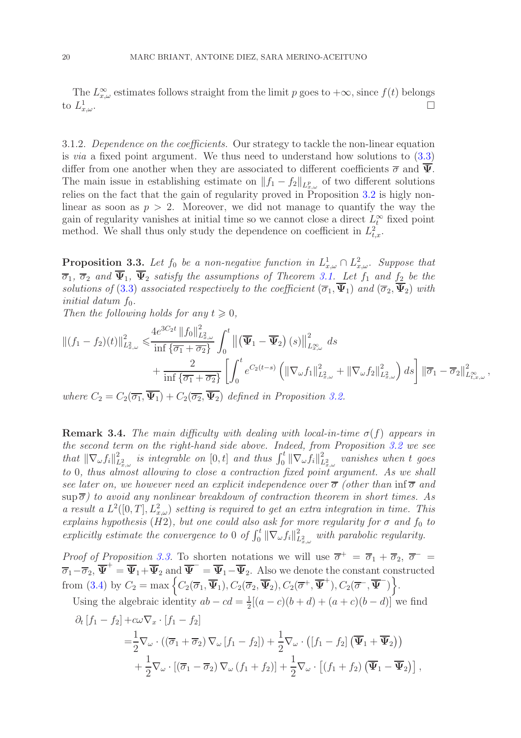The $L^\infty_{x,\omega}$ estimates follows straight from the limit $p$ goes to $+\infty$, since $f(t)$ belongs to $L^1_{x,\omega}$. $\square$

3.1.2. *Dependence on the coefficients.* Our strategy to tackle the non-linear equation is *via* a fixed point argument. We thus need to understand how solutions to (3.3) differ from one another when they are associated to different coefficients $\overline{\sigma}$ and $\overline{\Psi}$. The main issue in establishing estimate on $\|f_1 - f_2\|_{L^p_{x,\omega}}$ of two different solutions relies on the fact that the gain of regularity proved in Proposition 3.2 is higly non-linear as soon as $p > 2$. Moreover, we did not manage to quantify the way the gain of regularity vanishes at initial time so we cannot close a direct $L^\infty_t$ fixed point method. We shall thus only study the dependence on coefficient in $L^2_{t,x}$.

**Proposition 3.3.** *Let $f_0$ be a non-negative function in $L^1_{x,\omega} \cap L^2_{x,\omega}$. Suppose that $\overline{\sigma}_1$, $\overline{\sigma}_2$ and $\overline{\Psi}_1$, $\overline{\Psi}_2$ satisfy the assumptions of Theorem 3.1. Let $f_1$ and $f_2$ be the solutions of (3.3) associated respectively to the coefficient $(\overline{\sigma}_1, \overline{\Psi}_1)$ and $(\overline{\sigma}_2, \overline{\Psi}_2)$ with initial datum $f_0$.*
*Then the following holds for any $t \geqslant 0$,*

$$
\begin{aligned}
\|(f_1 - f_2)(t)\|^2_{L^2_{x,\omega}} \leqslant & \frac{4e^{3C_2 t}\|f_0\|^2_{L^2_{x,\omega}}}{\inf\{\overline{\sigma_1} + \overline{\sigma_2}\}} \int_0^t \left\| \left(\overline{\Psi}_1 - \overline{\Psi}_2\right)(s)\right\|^2_{L^\infty_{x,\omega}} ds \\
& + \frac{2}{\inf\{\overline{\sigma_1} + \overline{\sigma_2}\}} \left[\int_0^t e^{C_2(t-s)} \left(\|\nabla_\omega f_1\|^2_{L^2_{x,\omega}} + \|\nabla_\omega f_2\|^2_{L^2_{x,\omega}}\right) ds\right] \|\overline{\sigma}_1 - \overline{\sigma}_2\|^2_{L^\infty_{t,x,\omega}},
\end{aligned}
$$

*where $C_2 = C_2(\overline{\sigma_1}, \overline{\Psi_1}) + C_2(\overline{\sigma_2}, \overline{\Psi_2})$ defined in Proposition 3.2.*

**Remark 3.4.** *The main difficulty with dealing with local-in-time $\sigma(f)$ appears in the second term on the right-hand side above. Indeed, from Proposition 3.2 we see that $\|\nabla_\omega f_i\|^2_{L^2_{x,\omega}}$ is integrable on $[0,t]$ and thus $\int_0^t \|\nabla_\omega f_i\|^2_{L^2_{x,\omega}}$ vanishes when $t$ goes to 0, thus almost allowing to close a contraction fixed point argument. As we shall see later on, we however need an explicit independence over $\overline{\sigma}$ (other than $\inf \overline{\sigma}$ and $\sup \overline{\sigma}$) to avoid any nonlinear breakdown of contraction theorem in short times. As a result a $L^2([0,T], L^2_{x,\omega})$ setting is required to get an extra integration in time. This explains hypothesis (H2), but one could also ask for more regularity for $\sigma$ and $f_0$ to explicitly estimate the convergence to 0 of $\int_0^t \|\nabla_\omega f_i\|^2_{L^2_{x,\omega}}$ with parabolic regularity.*

*Proof of Proposition 3.3.* To shorten notations we will use $\overline{\sigma}^+ = \overline{\sigma}_1 + \overline{\sigma}_2$, $\overline{\sigma}^- = \overline{\sigma}_1 - \overline{\sigma}_2$, $\overline{\Psi}^+ = \overline{\Psi}_1 + \overline{\Psi}_2$ and $\overline{\Psi}^- = \overline{\Psi}_1 - \overline{\Psi}_2$. Also we denote the constant constructed from (3.4) by $C_2 = \max\left\{C_2(\overline{\sigma}_1, \overline{\Psi}_1), C_2(\overline{\sigma}_2, \overline{\Psi}_2), C_2(\overline{\sigma}^+, \overline{\Psi}^+), C_2(\overline{\sigma}^-, \overline{\Psi}^-)\right\}$.

Using the algebraic identity $ab - cd = \frac{1}{2}[(a-c)(b+d) + (a+c)(b-d)]$ we find

$$
\begin{aligned}
\partial_t [f_1 - f_2] + & c\omega \nabla_x \cdot [f_1 - f_2] \\
= & \frac{1}{2}\nabla_\omega \cdot \left((\overline{\sigma}_1 + \overline{\sigma}_2)\nabla_\omega [f_1 - f_2]\right) + \frac{1}{2}\nabla_\omega \cdot \left([f_1 - f_2]\left(\overline{\Psi}_1 + \overline{\Psi}_2\right)\right) \\
& + \frac{1}{2}\nabla_\omega \cdot \left[(\overline{\sigma}_1 - \overline{\sigma}_2)\nabla_\omega (f_1 + f_2)\right] + \frac{1}{2}\nabla_\omega \cdot \left[(f_1 + f_2)\left(\overline{\Psi}_1 - \overline{\Psi}_2\right)\right],
\end{aligned}
$$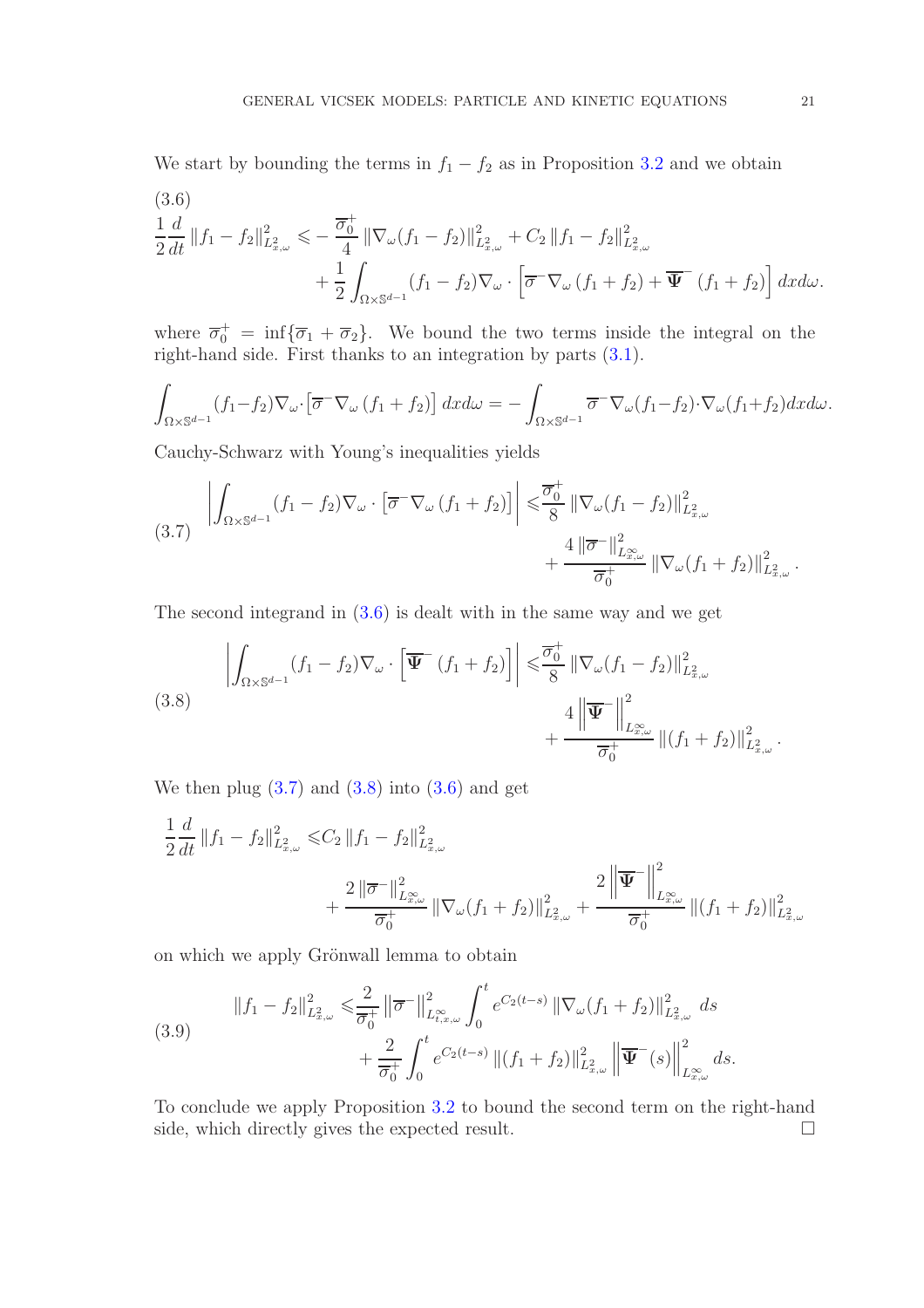We start by bounding the terms in $f_1 - f_2$ as in Proposition 3.2 and we obtain

(3.6)
$$\frac{1}{2}\frac{d}{dt}\|f_1 - f_2\|^2_{L^2_{x,\omega}} \leqslant -\frac{\overline{\sigma}_0^+}{4}\|\nabla_\omega(f_1 - f_2)\|^2_{L^2_{x,\omega}} + C_2\|f_1 - f_2\|^2_{L^2_{x,\omega}} + \frac{1}{2}\int_{\Omega\times\mathbb{S}^{d-1}}(f_1 - f_2)\nabla_\omega\cdot\left[\overline{\sigma}^-\nabla_\omega(f_1+f_2) + \overline{\mathbf{\Psi}}^-(f_1+f_2)\right]dxd\omega.$$

where $\overline{\sigma}_0^+ = \inf\{\overline{\sigma}_1 + \overline{\sigma}_2\}$. We bound the two terms inside the integral on the right-hand side. First thanks to an integration by parts (3.1).

$$\int_{\Omega\times\mathbb{S}^{d-1}}(f_1-f_2)\nabla_\omega\cdot\left[\overline{\sigma}^-\nabla_\omega(f_1+f_2)\right]dxd\omega = -\int_{\Omega\times\mathbb{S}^{d-1}}\overline{\sigma}^-\nabla_\omega(f_1-f_2)\cdot\nabla_\omega(f_1+f_2)dxd\omega.$$

Cauchy-Schwarz with Young's inequalities yields

$$\left|\int_{\Omega\times\mathbb{S}^{d-1}}(f_1 - f_2)\nabla_\omega\cdot\left[\overline{\sigma}^-\nabla_\omega(f_1+f_2)\right]\right| \leqslant \frac{\overline{\sigma}_0^+}{8}\|\nabla_\omega(f_1 - f_2)\|^2_{L^2_{x,\omega}} + \frac{4\|\overline{\sigma}^-\|^2_{L^\infty_{x,\omega}}}{\overline{\sigma}_0^+}\|\nabla_\omega(f_1+f_2)\|^2_{L^2_{x,\omega}}. \tag{3.7}$$

The second integrand in (3.6) is dealt with in the same way and we get

$$\left|\int_{\Omega\times\mathbb{S}^{d-1}}(f_1 - f_2)\nabla_\omega\cdot\left[\overline{\mathbf{\Psi}}^-(f_1+f_2)\right]\right| \leqslant \frac{\overline{\sigma}_0^+}{8}\|\nabla_\omega(f_1 - f_2)\|^2_{L^2_{x,\omega}} + \frac{4\left\|\overline{\mathbf{\Psi}}^-\right\|^2_{L^\infty_{x,\omega}}}{\overline{\sigma}_0^+}\|(f_1+f_2)\|^2_{L^2_{x,\omega}}. \tag{3.8}$$

We then plug (3.7) and (3.8) into (3.6) and get

$$\frac{1}{2}\frac{d}{dt}\|f_1 - f_2\|^2_{L^2_{x,\omega}} \leqslant C_2\|f_1 - f_2\|^2_{L^2_{x,\omega}} + \frac{2\|\overline{\sigma}^-\|^2_{L^\infty_{x,\omega}}}{\overline{\sigma}_0^+}\|\nabla_\omega(f_1+f_2)\|^2_{L^2_{x,\omega}} + \frac{2\left\|\overline{\mathbf{\Psi}}^-\right\|^2_{L^\infty_{x,\omega}}}{\overline{\sigma}_0^+}\|(f_1+f_2)\|^2_{L^2_{x,\omega}}$$

on which we apply Grönwall lemma to obtain

$$\|f_1 - f_2\|^2_{L^2_{x,\omega}} \leqslant \frac{2}{\overline{\sigma}_0^+}\left\|\overline{\sigma}^-\right\|^2_{L^\infty_{t,x,\omega}}\int_0^t e^{C_2(t-s)}\|\nabla_\omega(f_1+f_2)\|^2_{L^2_{x,\omega}}\,ds + \frac{2}{\overline{\sigma}_0^+}\int_0^t e^{C_2(t-s)}\|(f_1+f_2)\|^2_{L^2_{x,\omega}}\left\|\overline{\mathbf{\Psi}}^-(s)\right\|^2_{L^\infty_{x,\omega}}ds. \tag{3.9}$$

To conclude we apply Proposition 3.2 to bound the second term on the right-hand side, which directly gives the expected result. □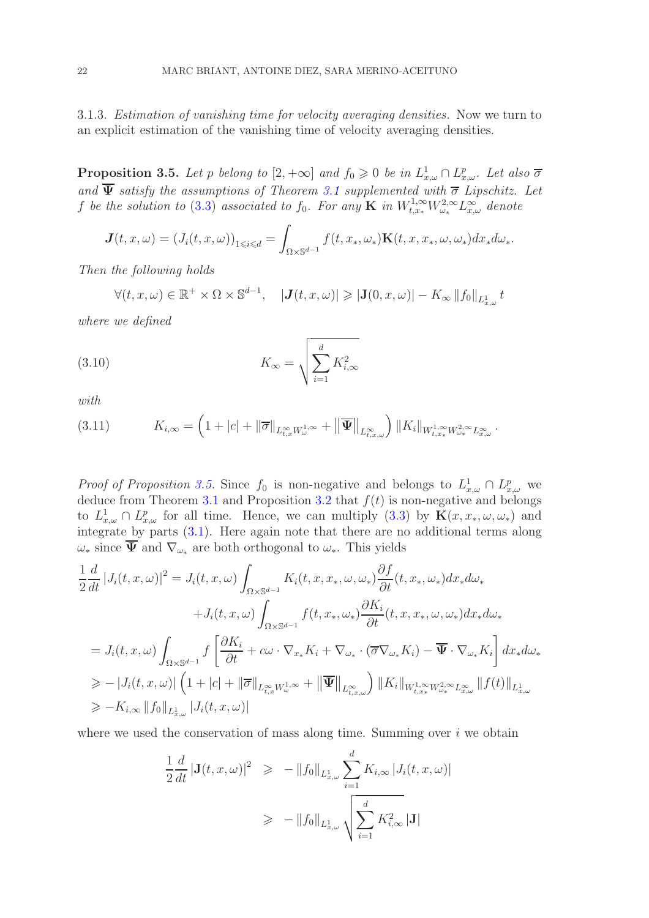3.1.3. *Estimation of vanishing time for velocity averaging densities.* Now we turn to an explicit estimation of the vanishing time of velocity averaging densities.

**Proposition 3.5.** *Let $p$ belong to $[2, +\infty]$ and $f_0 \geqslant 0$ be in $L^1_{x,\omega} \cap L^p_{x,\omega}$. Let also $\overline{\sigma}$ and $\overline{\mathbf{\Psi}}$ satisfy the assumptions of Theorem 3.1 supplemented with $\overline{\sigma}$ Lipschitz. Let $f$ be the solution to (3.3) associated to $f_0$. For any $\mathbf{K}$ in $W^{1,\infty}_{t,x_*} W^{2,\infty}_{\omega_*} L^\infty_{x,\omega}$ denote*

$$\boldsymbol{J}(t,x,\omega) = (J_i(t,x,\omega))_{1 \leqslant i \leqslant d} = \int_{\Omega \times \mathbb{S}^{d-1}} f(t,x_*,\omega_*) \mathbf{K}(t,x,x_*,\omega,\omega_*) dx_* d\omega_*.$$

*Then the following holds*

$$\forall (t,x,\omega) \in \mathbb{R}^+ \times \Omega \times \mathbb{S}^{d-1}, \quad |\boldsymbol{J}(t,x,\omega)| \geqslant |\mathbf{J}(0,x,\omega)| - K_\infty \|f_0\|_{L^1_{x,\omega}} t$$

*where we defined*

$$K_\infty = \sqrt{\sum_{i=1}^d K_{i,\infty}^2} \tag{3.10}$$

*with*

$$K_{i,\infty} = \left(1 + |c| + \|\overline{\sigma}\|_{L^\infty_{t,x} W^{1,\infty}_\omega} + \left\|\overline{\mathbf{\Psi}}\right\|_{L^\infty_{t,x,\omega}}\right) \|K_i\|_{W^{1,\infty}_{t,x_*} W^{2,\infty}_{\omega_*} L^\infty_{x,\omega}}. \tag{3.11}$$

*Proof of Proposition 3.5.* Since $f_0$ is non-negative and belongs to $L^1_{x,\omega} \cap L^p_{x,\omega}$ we deduce from Theorem 3.1 and Proposition 3.2 that $f(t)$ is non-negative and belongs to $L^1_{x,\omega} \cap L^p_{x,\omega}$ for all time. Hence, we can multiply (3.3) by $\mathbf{K}(x,x_*,\omega,\omega_*)$ and integrate by parts (3.1). Here again note that there are no additional terms along $\omega_*$ since $\overline{\mathbf{\Psi}}$ and $\nabla_{\omega_*}$ are both orthogonal to $\omega_*$. This yields

$$\begin{aligned}
\frac{1}{2}\frac{d}{dt}|J_i(t,x,\omega)|^2 &= J_i(t,x,\omega) \int_{\Omega \times \mathbb{S}^{d-1}} K_i(t,x,x_*,\omega,\omega_*) \frac{\partial f}{\partial t}(t,x_*,\omega_*) dx_* d\omega_* \\
&\quad + J_i(t,x,\omega) \int_{\Omega \times \mathbb{S}^{d-1}} f(t,x_*,\omega_*) \frac{\partial K_i}{\partial t}(t,x,x_*,\omega,\omega_*) dx_* d\omega_* \\
&= J_i(t,x,\omega) \int_{\Omega \times \mathbb{S}^{d-1}} f \left[\frac{\partial K_i}{\partial t} + c\omega \cdot \nabla_{x_*} K_i + \nabla_{\omega_*} \cdot (\overline{\sigma} \nabla_{\omega_*} K_i) - \overline{\mathbf{\Psi}} \cdot \nabla_{\omega_*} K_i\right] dx_* d\omega_* \\
&\geqslant -|J_i(t,x,\omega)| \left(1 + |c| + \|\overline{\sigma}\|_{L^\infty_{t,x} W^{1,\infty}_\omega} + \left\|\overline{\mathbf{\Psi}}\right\|_{L^\infty_{t,x,\omega}}\right) \|K_i\|_{W^{1,\infty}_{t,x_*} W^{2,\infty}_{\omega_*} L^\infty_{x,\omega}} \|f(t)\|_{L^1_{x,\omega}} \\
&\geqslant -K_{i,\infty} \|f_0\|_{L^1_{x,\omega}} |J_i(t,x,\omega)|
\end{aligned}$$

where we used the conservation of mass along time. Summing over $i$ we obtain

$$\begin{aligned}
\frac{1}{2}\frac{d}{dt}|\mathbf{J}(t,x,\omega)|^2 &\geqslant -\|f_0\|_{L^1_{x,\omega}} \sum_{i=1}^d K_{i,\infty} |J_i(t,x,\omega)| \\
&\geqslant -\|f_0\|_{L^1_{x,\omega}} \sqrt{\sum_{i=1}^d K_{i,\infty}^2} |\mathbf{J}|
\end{aligned}$$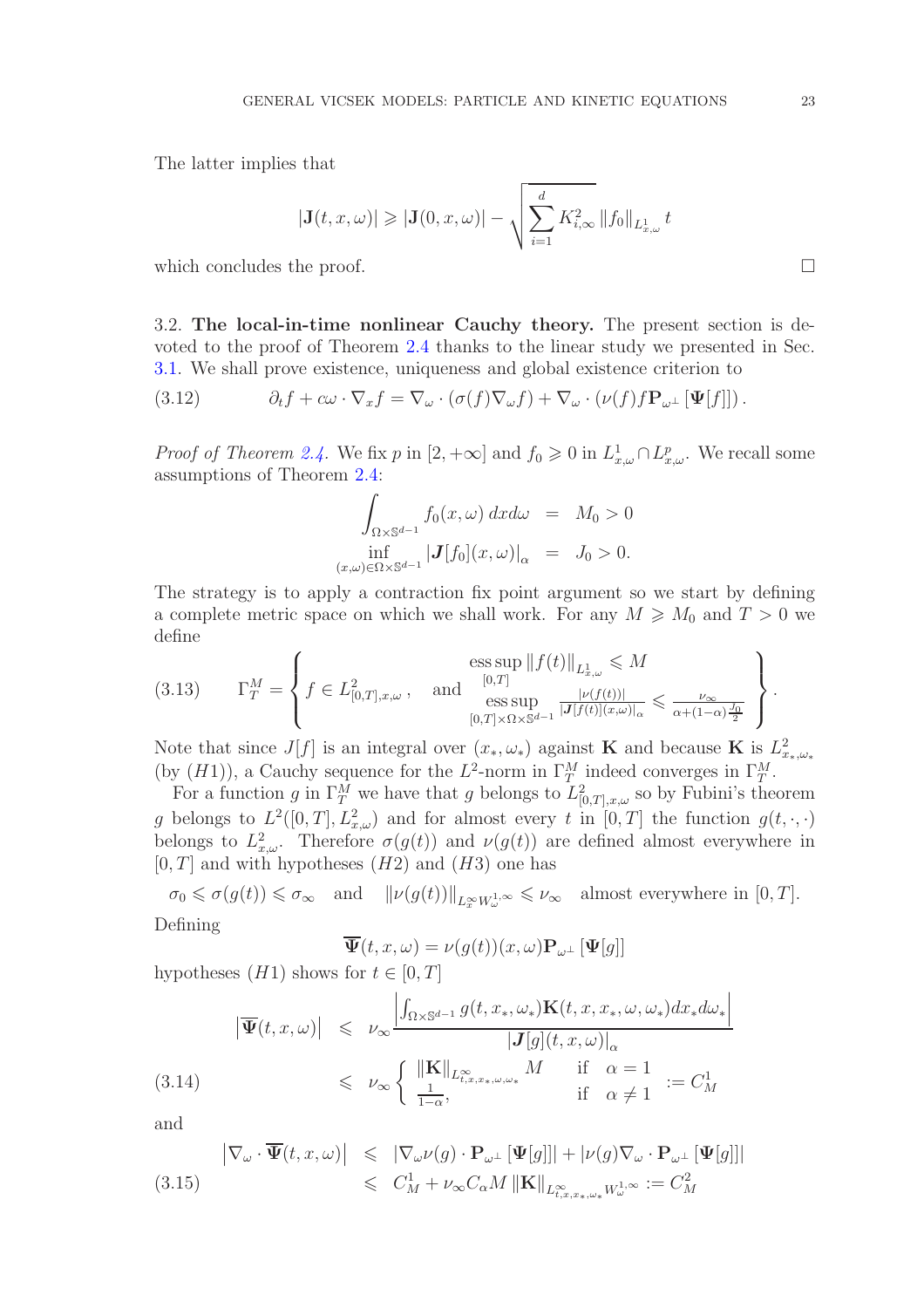The latter implies that

$$|\mathbf{J}(t,x,\omega)| \geqslant |\mathbf{J}(0,x,\omega)| - \sqrt{\sum_{i=1}^{d} K_{i,\infty}^2 \, \|f_0\|_{L^1_{x,\omega}} \, t}$$

which concludes the proof. □

### 3.2. The local-in-time nonlinear Cauchy theory.

The present section is devoted to the proof of Theorem 2.4 thanks to the linear study we presented in Sec. 3.1. We shall prove existence, uniqueness and global existence criterion to

$$\partial_t f + c\omega \cdot \nabla_x f = \nabla_\omega \cdot (\sigma(f)\nabla_\omega f) + \nabla_\omega \cdot (\nu(f) f \mathbf{P}_{\omega^\perp} [\mathbf{\Psi}[f]]) . \tag{3.12}$$

*Proof of Theorem 2.4.* We fix $p$ in $[2,+\infty]$ and $f_0 \geqslant 0$ in $L^1_{x,\omega} \cap L^p_{x,\omega}$. We recall some assumptions of Theorem 2.4:

$$\begin{aligned}
\int_{\Omega\times\mathbb{S}^{d-1}} f_0(x,\omega)\, dx d\omega &= M_0 > 0 \\
\inf_{(x,\omega)\in\Omega\times\mathbb{S}^{d-1}} |\boldsymbol{J}[f_0](x,\omega)|_\alpha &= J_0 > 0.
\end{aligned}$$

The strategy is to apply a contraction fix point argument so we start by defining a complete metric space on which we shall work. For any $M \geqslant M_0$ and $T > 0$ we define

$$\Gamma_T^M = \left\{ f \in L^2_{[0,T],x,\omega}\,, \quad \text{and} \quad \begin{array}{c} \operatorname*{ess\,sup}_{[0,T]} \|f(t)\|_{L^1_{x,\omega}} \leqslant M \\ \operatorname*{ess\,sup}_{[0,T]\times\Omega\times\mathbb{S}^{d-1}} \frac{|\nu(f(t))|}{|\boldsymbol{J}[f(t)](x,\omega)|_\alpha} \leqslant \frac{\nu_\infty}{\alpha + (1-\alpha)\frac{J_0}{2}} \end{array} \right\}. \tag{3.13}$$

Note that since $J[f]$ is an integral over $(x_*,\omega_*)$ against $\mathbf{K}$ and because $\mathbf{K}$ is $L^2_{x_*,\omega_*}$ (by $(H1)$), a Cauchy sequence for the $L^2$-norm in $\Gamma_T^M$ indeed converges in $\Gamma_T^M$.

For a function $g$ in $\Gamma_T^M$ we have that $g$ belongs to $L^2_{[0,T],x,\omega}$ so by Fubini's theorem $g$ belongs to $L^2([0,T],L^2_{x,\omega})$ and for almost every $t$ in $[0,T]$ the function $g(t,\cdot,\cdot)$ belongs to $L^2_{x,\omega}$. Therefore $\sigma(g(t))$ and $\nu(g(t))$ are defined almost everywhere in $[0,T]$ and with hypotheses $(H2)$ and $(H3)$ one has

$$\sigma_0 \leqslant \sigma(g(t)) \leqslant \sigma_\infty \quad \text{and} \quad \|\nu(g(t))\|_{L^\infty_x W^{1,\infty}_\omega} \leqslant \nu_\infty \quad \text{almost everywhere in } [0,T].$$

Defining

$$\overline{\mathbf{\Psi}}(t,x,\omega) = \nu(g(t))(x,\omega)\mathbf{P}_{\omega^\perp}[\mathbf{\Psi}[g]]$$

hypotheses $(H1)$ shows for $t\in[0,T]$

$$\begin{aligned}
\left|\overline{\mathbf{\Psi}}(t,x,\omega)\right| &\leqslant \nu_\infty \frac{\left|\int_{\Omega\times\mathbb{S}^{d-1}} g(t,x_*,\omega_*)\mathbf{K}(t,x,x_*,\omega,\omega_*)dx_*d\omega_*\right|}{|\boldsymbol{J}[g](t,x,\omega)|_\alpha} \\
&\leqslant \nu_\infty \left\{ \begin{array}{ll} \|\mathbf{K}\|_{L^\infty_{t,x,x_*,\omega,\omega_*}} M & \text{if} \quad \alpha = 1 \\ \frac{1}{1-\alpha}, & \text{if} \quad \alpha \neq 1 \end{array} \right. := C^1_M
\end{aligned} \tag{3.14}$$

and

$$\begin{aligned}
\left|\nabla_\omega \cdot \overline{\mathbf{\Psi}}(t,x,\omega)\right| &\leqslant |\nabla_\omega \nu(g)\cdot \mathbf{P}_{\omega^\perp}[\mathbf{\Psi}[g]]| + |\nu(g)\nabla_\omega \cdot \mathbf{P}_{\omega^\perp}[\mathbf{\Psi}[g]]| \\
&\leqslant C^1_M + \nu_\infty C_\alpha M \|\mathbf{K}\|_{L^\infty_{t,x,x_*,\omega_*} W^{1,\infty}_\omega} := C^2_M
\end{aligned} \tag{3.15}$$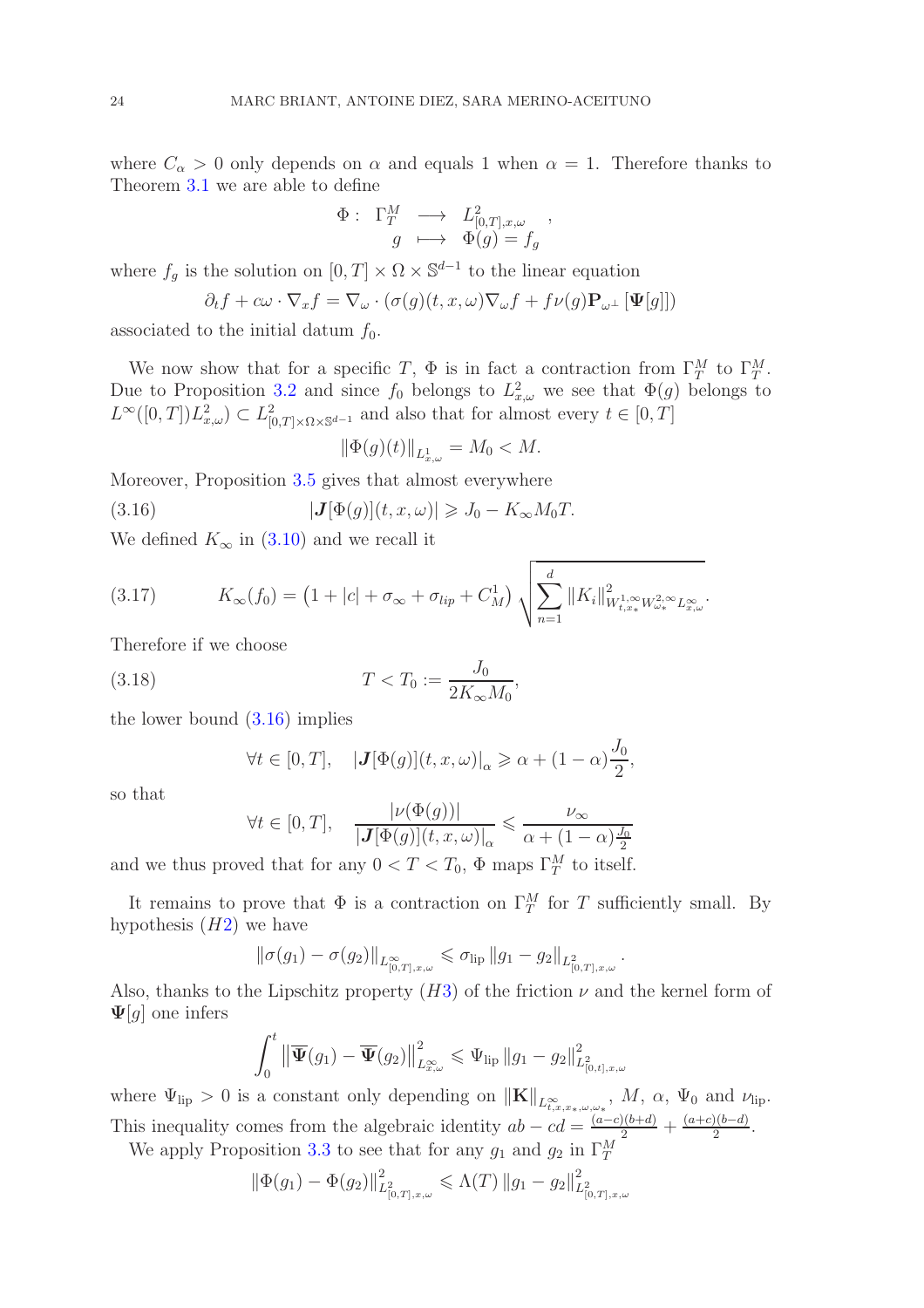where $C_\alpha > 0$ only depends on $\alpha$ and equals 1 when $\alpha = 1$. Therefore thanks to Theorem 3.1 we are able to define

$$
\begin{array}{rccc}
\Phi: & \Gamma_T^M & \longrightarrow & L^2_{[0,T],x,\omega} \\
 & g & \longmapsto & \Phi(g) = f_g
\end{array},
$$

where $f_g$ is the solution on $[0,T] \times \Omega \times \mathbb{S}^{d-1}$ to the linear equation

$$
\partial_t f + c\omega \cdot \nabla_x f = \nabla_\omega \cdot \left(\sigma(g)(t,x,\omega)\nabla_\omega f + f\nu(g)\mathbf{P}_{\omega^\perp}\left[\mathbf{\Psi}[g]\right]\right)
$$

associated to the initial datum $f_0$.

We now show that for a specific $T$, $\Phi$ is in fact a contraction from $\Gamma_T^M$ to $\Gamma_T^M$. Due to Proposition 3.2 and since $f_0$ belongs to $L^2_{x,\omega}$ we see that $\Phi(g)$ belongs to $L^\infty([0,T])L^2_{x,\omega}) \subset L^2_{[0,T]\times\Omega\times\mathbb{S}^{d-1}}$ and also that for almost every $t \in [0,T]$

$$
\|\Phi(g)(t)\|_{L^1_{x,\omega}} = M_0 < M.
$$

Moreover, Proposition 3.5 gives that almost everywhere

$$
|\boldsymbol{J}[\Phi(g)](t,x,\omega)| \geqslant J_0 - K_\infty M_0 T. \tag{3.16}
$$

We defined $K_\infty$ in (3.10) and we recall it

$$
K_\infty(f_0) = \left(1 + |c| + \sigma_\infty + \sigma_{lip} + C_M^1\right)\sqrt{\sum_{n=1}^d \|K_i\|^2_{W^{1,\infty}_{t,x_*}W^{2,\infty}_{\omega_*}L^\infty_{x,\omega}}}. \tag{3.17}
$$

Therefore if we choose

$$
T < T_0 := \frac{J_0}{2K_\infty M_0}, \tag{3.18}
$$

the lower bound (3.16) implies

$$
\forall t \in [0,T], \quad \left|\boldsymbol{J}[\Phi(g)](t,x,\omega)\right|_\alpha \geqslant \alpha + (1-\alpha)\frac{J_0}{2},
$$

so that

$$
\forall t \in [0,T], \quad \frac{|\nu(\Phi(g))|}{\left|\boldsymbol{J}[\Phi(g)](t,x,\omega)\right|_\alpha} \leqslant \frac{\nu_\infty}{\alpha + (1-\alpha)\frac{J_0}{2}}
$$

and we thus proved that for any $0 < T < T_0$, $\Phi$ maps $\Gamma_T^M$ to itself.

It remains to prove that $\Phi$ is a contraction on $\Gamma_T^M$ for $T$ sufficiently small. By hypothesis $(H2)$ we have

$$
\|\sigma(g_1) - \sigma(g_2)\|_{L^\infty_{[0,T],x,\omega}} \leqslant \sigma_{\text{lip}} \|g_1 - g_2\|_{L^2_{[0,T],x,\omega}}.
$$

Also, thanks to the Lipschitz property $(H3)$ of the friction $\nu$ and the kernel form of $\mathbf{\Psi}[g]$ one infers

$$
\int_0^t \left\|\overline{\mathbf{\Psi}}(g_1) - \overline{\mathbf{\Psi}}(g_2)\right\|^2_{L^\infty_{x,\omega}} \leqslant \Psi_{\text{lip}} \|g_1 - g_2\|^2_{L^2_{[0,t],x,\omega}}
$$

where $\Psi_{\text{lip}} > 0$ is a constant only depending on $\|\mathbf{K}\|_{L^\infty_{t,x,x_*,\omega,\omega_*}}$, $M$, $\alpha$, $\Psi_0$ and $\nu_{\text{lip}}$. This inequality comes from the algebraic identity $ab - cd = \frac{(a-c)(b+d)}{2} + \frac{(a+c)(b-d)}{2}$.

We apply Proposition 3.3 to see that for any $g_1$ and $g_2$ in $\Gamma_T^M$

$$
\|\Phi(g_1) - \Phi(g_2)\|^2_{L^2_{[0,T],x,\omega}} \leqslant \Lambda(T)\|g_1 - g_2\|^2_{L^2_{[0,T],x,\omega}}
$$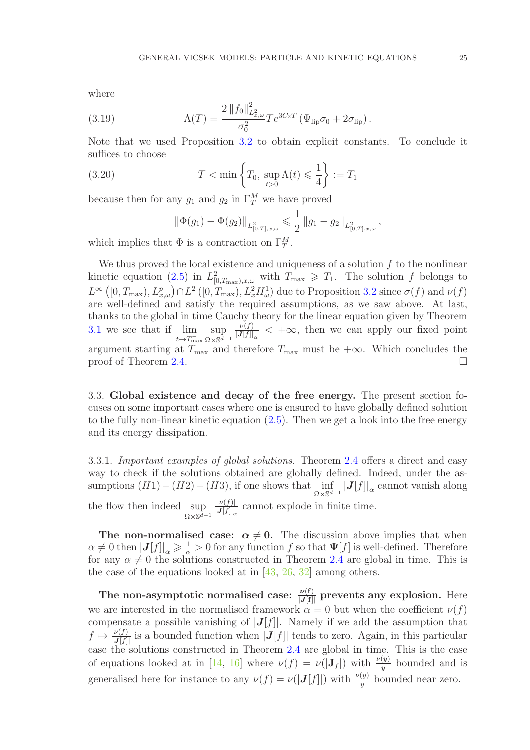where

$$\Lambda(T) = \frac{2\left\|f_0\right\|^2_{L^2_{x,\omega}}}{\sigma_0^2} T e^{3C_2 T}\left(\Psi_{\mathrm{lip}}\sigma_0 + 2\sigma_{\mathrm{lip}}\right). \tag{3.19}$$

Note that we used Proposition 3.2 to obtain explicit constants. To conclude it suffices to choose

$$T < \min\left\{T_0,\ \sup_{t>0}\Lambda(t) \leqslant \frac{1}{4}\right\} := T_1 \tag{3.20}$$

because then for any $g_1$ and $g_2$ in $\Gamma^M_T$ we have proved

$$\left\|\Phi(g_1) - \Phi(g_2)\right\|_{L^2_{[0,T],x,\omega}} \leqslant \frac{1}{2}\left\|g_1 - g_2\right\|_{L^2_{[0,T],x,\omega}},$$

which implies that $\Phi$ is a contraction on $\Gamma^M_T$.

We thus proved the local existence and uniqueness of a solution $f$ to the nonlinear kinetic equation (2.5) in $L^2_{[0,T_{\max}),x,\omega}$ with $T_{\max} \geqslant T_1$. The solution $f$ belongs to $L^\infty\left([0,T_{\max}), L^p_{x,\omega}\right) \cap L^2\left([0,T_{\max}), L^2_x H^1_\omega\right)$ due to Proposition 3.2 since $\sigma(f)$ and $\nu(f)$ are well-defined and satisfy the required assumptions, as we saw above. At last, thanks to the global in time Cauchy theory for the linear equation given by Theorem 3.1 we see that if $\lim\limits_{t\to T^-_{\max}} \sup\limits_{\Omega\times\mathbb{S}^{d-1}} \frac{\nu(f)}{|\boldsymbol{J}[f]|_\alpha} < +\infty$, then we can apply our fixed point argument starting at $T_{\max}$ and therefore $T_{\max}$ must be $+\infty$. Which concludes the proof of Theorem 2.4. $\square$

### 3.3. Global existence and decay of the free energy.

The present section focuses on some important cases where one is ensured to have globally defined solution to the fully non-linear kinetic equation (2.5). Then we get a look into the free energy and its energy dissipation.

#### 3.3.1. *Important examples of global solutions.*

Theorem 2.4 offers a direct and easy way to check if the solutions obtained are globally defined. Indeed, under the assumptions $(H1)-(H2)-(H3)$, if one shows that $\inf\limits_{\Omega\times\mathbb{S}^{d-1}} |\boldsymbol{J}[f]|_\alpha$ cannot vanish along the flow then indeed $\sup\limits_{\Omega\times\mathbb{S}^{d-1}} \frac{|\nu(f)|}{|\boldsymbol{J}[f]|_\alpha}$ cannot explode in finite time.

**The non-normalised case: $\boldsymbol{\alpha \neq 0}$.** The discussion above implies that when $\alpha \neq 0$ then $|\boldsymbol{J}[f]|_\alpha \geqslant \frac{1}{\alpha} > 0$ for any function $f$ so that $\boldsymbol{\Psi}[f]$ is well-defined. Therefore for any $\alpha \neq 0$ the solutions constructed in Theorem 2.4 are global in time. This is the case of the equations looked at in [43, 26, 32] among others.

**The non-asymptotic normalised case: $\boldsymbol{\frac{\nu(f)}{|J[f]|}}$ prevents any explosion.** Here we are interested in the normalised framework $\alpha = 0$ but when the coefficient $\nu(f)$ compensate a possible vanishing of $|\boldsymbol{J}[f]|$. Namely if we add the assumption that $f \mapsto \frac{\nu(f)}{|\boldsymbol{J}[f]|}$ is a bounded function when $|\boldsymbol{J}[f]|$ tends to zero. Again, in this particular case the solutions constructed in Theorem 2.4 are global in time. This is the case of equations looked at in [14, 16] where $\nu(f) = \nu(|\mathbf{J}_f|)$ with $\frac{\nu(y)}{y}$ bounded and is generalised here for instance to any $\nu(f) = \nu(|\boldsymbol{J}[f]|)$ with $\frac{\nu(y)}{y}$ bounded near zero.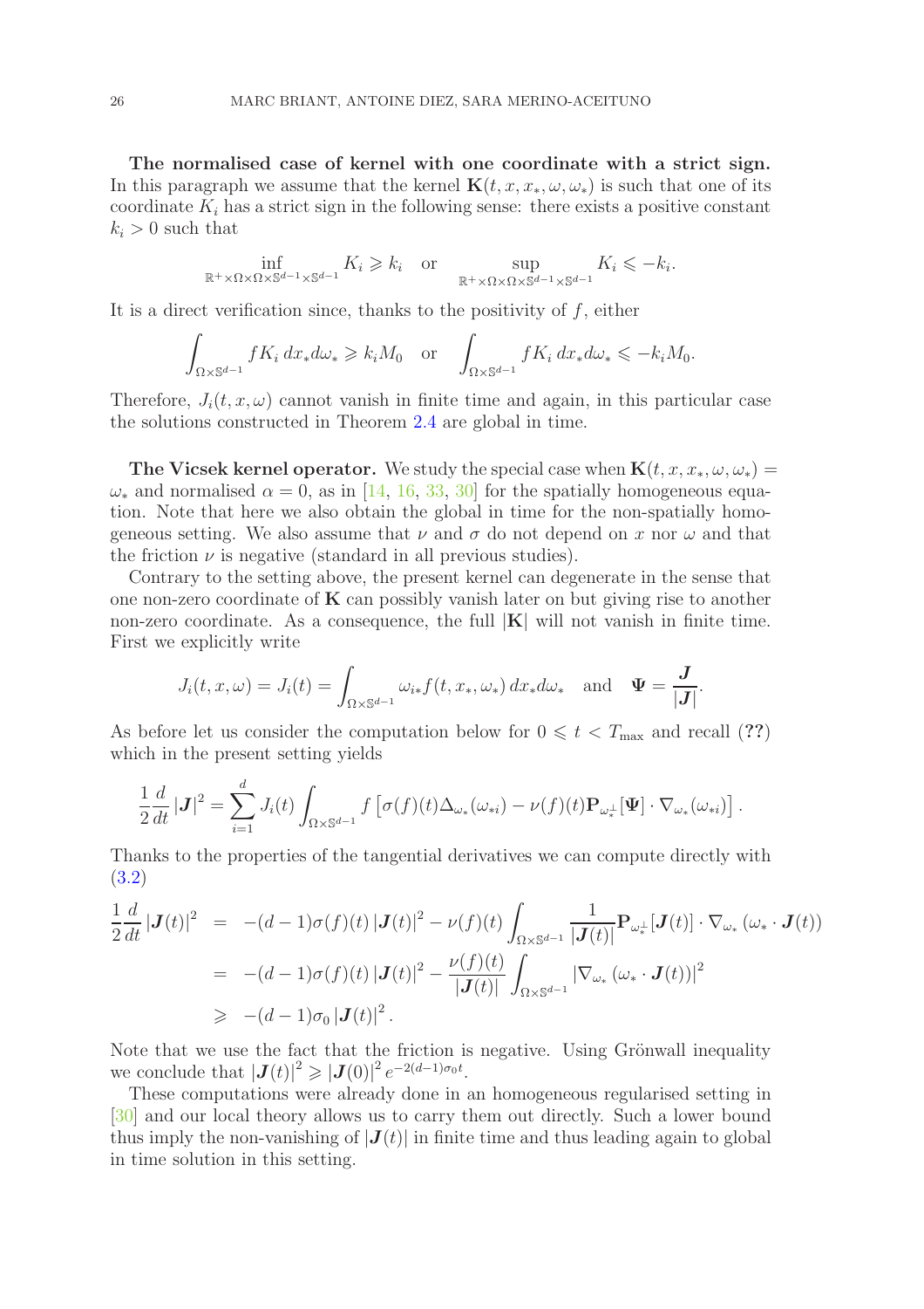**The normalised case of kernel with one coordinate with a strict sign.** In this paragraph we assume that the kernel $\mathbf{K}(t,x,x_*,\omega,\omega_*)$ is such that one of its coordinate $K_i$ has a strict sign in the following sense: there exists a positive constant $k_i > 0$ such that

$$\inf_{\mathbb{R}^+\times\Omega\times\Omega\times\mathbb{S}^{d-1}\times\mathbb{S}^{d-1}} K_i \geqslant k_i \quad \text{or} \quad \sup_{\mathbb{R}^+\times\Omega\times\Omega\times\mathbb{S}^{d-1}\times\mathbb{S}^{d-1}} K_i \leqslant -k_i.$$

It is a direct verification since, thanks to the positivity of $f$, either

$$\int_{\Omega\times\mathbb{S}^{d-1}} fK_i\,dx_*d\omega_* \geqslant k_i M_0 \quad \text{or} \quad \int_{\Omega\times\mathbb{S}^{d-1}} fK_i\,dx_*d\omega_* \leqslant -k_i M_0.$$

Therefore, $J_i(t,x,\omega)$ cannot vanish in finite time and again, in this particular case the solutions constructed in Theorem 2.4 are global in time.

**The Vicsek kernel operator.** We study the special case when $\mathbf{K}(t,x,x_*,\omega,\omega_*) = \omega_*$ and normalised $\alpha = 0$, as in [14, 16, 33, 30] for the spatially homogeneous equation. Note that here we also obtain the global in time for the non-spatially homogeneous setting. We also assume that $\nu$ and $\sigma$ do not depend on $x$ nor $\omega$ and that the friction $\nu$ is negative (standard in all previous studies).

Contrary to the setting above, the present kernel can degenerate in the sense that one non-zero coordinate of $\mathbf{K}$ can possibly vanish later on but giving rise to another non-zero coordinate. As a consequence, the full $|\mathbf{K}|$ will not vanish in finite time. First we explicitly write

$$J_i(t,x,\omega) = J_i(t) = \int_{\Omega\times\mathbb{S}^{d-1}} \omega_{i*} f(t,x_*,\omega_*)\,dx_*d\omega_* \quad \text{and} \quad \mathbf{\Psi} = \frac{\mathbf{J}}{|\mathbf{J}|}.$$

As before let us consider the computation below for $0 \leqslant t < T_{\max}$ and recall (**??**) which in the present setting yields

$$\frac{1}{2}\frac{d}{dt}|\mathbf{J}|^2 = \sum_{i=1}^d J_i(t) \int_{\Omega\times\mathbb{S}^{d-1}} f\left[\sigma(f)(t)\Delta_{\omega_*}(\omega_{*i}) - \nu(f)(t)\mathbf{P}_{\omega_*^\perp}[\mathbf{\Psi}]\cdot\nabla_{\omega_*}(\omega_{*i})\right].$$

Thanks to the properties of the tangential derivatives we can compute directly with (3.2)

$$\begin{aligned}
\frac{1}{2}\frac{d}{dt}|\mathbf{J}(t)|^2 &= -(d-1)\sigma(f)(t)\,|\mathbf{J}(t)|^2 - \nu(f)(t)\int_{\Omega\times\mathbb{S}^{d-1}} \frac{1}{|\mathbf{J}(t)|}\mathbf{P}_{\omega_*^\perp}[\mathbf{J}(t)]\cdot\nabla_{\omega_*}(\omega_*\cdot\mathbf{J}(t)) \\
&= -(d-1)\sigma(f)(t)\,|\mathbf{J}(t)|^2 - \frac{\nu(f)(t)}{|\mathbf{J}(t)|}\int_{\Omega\times\mathbb{S}^{d-1}} |\nabla_{\omega_*}(\omega_*\cdot\mathbf{J}(t))|^2 \\
&\geqslant -(d-1)\sigma_0\,|\mathbf{J}(t)|^2.
\end{aligned}$$

Note that we use the fact that the friction is negative. Using Grönwall inequality we conclude that $|\mathbf{J}(t)|^2 \geqslant |\mathbf{J}(0)|^2 e^{-2(d-1)\sigma_0 t}$.

These computations were already done in an homogeneous regularised setting in [30] and our local theory allows us to carry them out directly. Such a lower bound thus imply the non-vanishing of $|\mathbf{J}(t)|$ in finite time and thus leading again to global in time solution in this setting.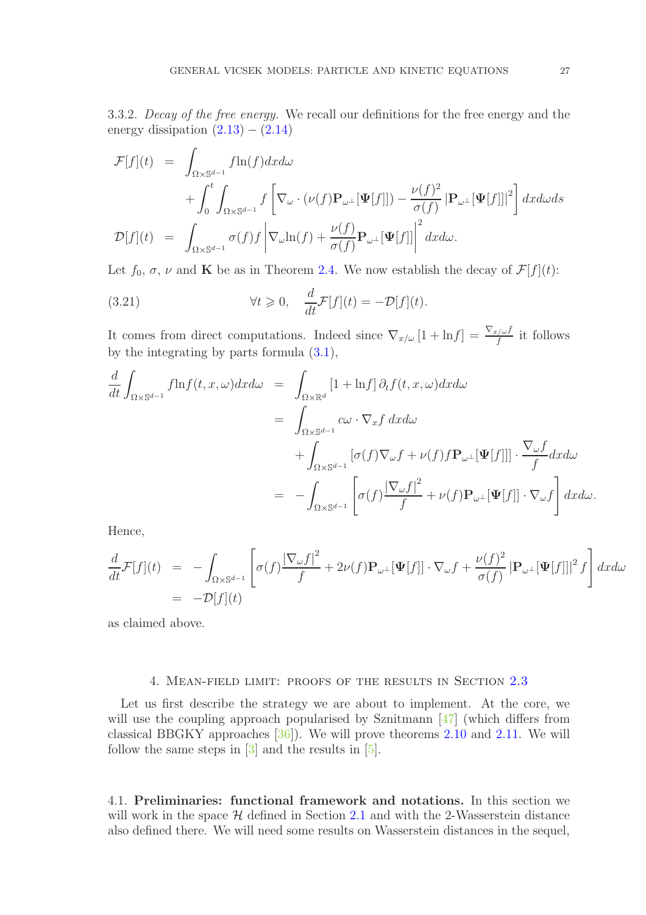3.3.2. *Decay of the free energy.* We recall our definitions for the free energy and the energy dissipation (2.13) − (2.14)

$$
\begin{aligned}
\mathcal{F}[f](t) &= \int_{\Omega\times\mathbb{S}^{d-1}} f\ln(f)dxd\omega \\
&\quad + \int_0^t \int_{\Omega\times\mathbb{S}^{d-1}} f\left[\nabla_\omega\cdot(\nu(f)\mathbf{P}_{\omega^\perp}[\boldsymbol{\Psi}[f]]) - \frac{\nu(f)^2}{\sigma(f)}\left|\mathbf{P}_{\omega^\perp}[\boldsymbol{\Psi}[f]]\right|^2\right]dxd\omega ds \\
\mathcal{D}[f](t) &= \int_{\Omega\times\mathbb{S}^{d-1}} \sigma(f)f\left|\nabla_\omega \ln(f) + \frac{\nu(f)}{\sigma(f)}\mathbf{P}_{\omega^\perp}[\boldsymbol{\Psi}[f]]\right|^2 dxd\omega.
\end{aligned}
$$

Let $f_0$, $\sigma$, $\nu$ and $\mathbf{K}$ be as in Theorem 2.4. We now establish the decay of $\mathcal{F}[f](t)$:

$$
\forall t \geqslant 0, \quad \frac{d}{dt}\mathcal{F}[f](t) = -\mathcal{D}[f](t). \tag{3.21}
$$

It comes from direct computations. Indeed since $\nabla_{x/\omega}[1+\ln f] = \frac{\nabla_{x/\omega}f}{f}$ it follows by the integrating by parts formula (3.1),

$$
\begin{aligned}
\frac{d}{dt}\int_{\Omega\times\mathbb{S}^{d-1}} f\ln f(t,x,\omega)dxd\omega &= \int_{\Omega\times\mathbb{R}^d}[1+\ln f]\,\partial_t f(t,x,\omega)dxd\omega \\
&= \int_{\Omega\times\mathbb{S}^{d-1}} c\omega\cdot\nabla_x f\;dxd\omega \\
&\quad + \int_{\Omega\times\mathbb{S}^{d-1}}[\sigma(f)\nabla_\omega f + \nu(f)f\mathbf{P}_{\omega^\perp}[\boldsymbol{\Psi}[f]]]\cdot\frac{\nabla_\omega f}{f}dxd\omega \\
&= -\int_{\Omega\times\mathbb{S}^{d-1}}\left[\sigma(f)\frac{|\nabla_\omega f|^2}{f} + \nu(f)\mathbf{P}_{\omega^\perp}[\boldsymbol{\Psi}[f]]\cdot\nabla_\omega f\right]dxd\omega.
\end{aligned}
$$

Hence,

$$
\begin{aligned}
\frac{d}{dt}\mathcal{F}[f](t) &= -\int_{\Omega\times\mathbb{S}^{d-1}}\left[\sigma(f)\frac{|\nabla_\omega f|^2}{f} + 2\nu(f)\mathbf{P}_{\omega^\perp}[\boldsymbol{\Psi}[f]]\cdot\nabla_\omega f + \frac{\nu(f)^2}{\sigma(f)}\left|\mathbf{P}_{\omega^\perp}[\boldsymbol{\Psi}[f]]\right|^2 f\right]dxd\omega \\
&= -\mathcal{D}[f](t)
\end{aligned}
$$

as claimed above.

## 4. Mean-field limit: proofs of the results in Section 2.3

Let us first describe the strategy we are about to implement. At the core, we will use the coupling approach popularised by Sznitmann [47] (which differs from classical BBGKY approaches [36]). We will prove theorems 2.10 and 2.11. We will follow the same steps in [3] and the results in [5].

4.1. **Preliminaries: functional framework and notations.** In this section we will work in the space $\mathcal{H}$ defined in Section 2.1 and with the 2-Wasserstein distance also defined there. We will need some results on Wasserstein distances in the sequel,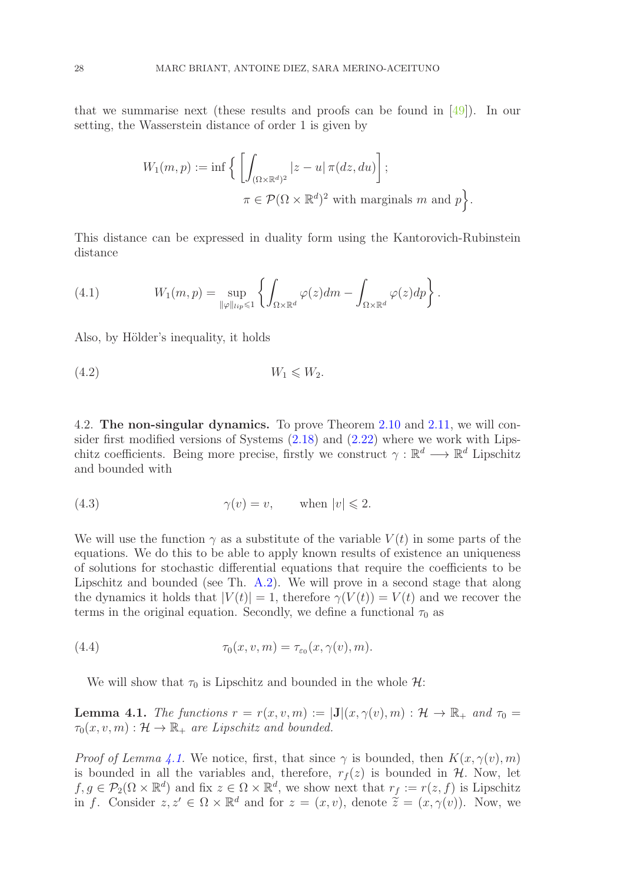that we summarise next (these results and proofs can be found in [49]). In our setting, the Wasserstein distance of order 1 is given by

$$W_1(m,p) := \inf \Big\{ \left[ \int_{(\Omega\times\mathbb{R}^d)^2} |z-u|\, \pi(dz,du) \right]; \\ \pi \in \mathcal{P}(\Omega\times\mathbb{R}^d)^2 \text{ with marginals } m \text{ and } p \Big\}.$$

This distance can be expressed in duality form using the Kantorovich-Rubinstein distance

$$W_1(m,p) = \sup_{\|\varphi\|_{lip}\leqslant 1} \left\{ \int_{\Omega\times\mathbb{R}^d} \varphi(z) dm - \int_{\Omega\times\mathbb{R}^d} \varphi(z) dp \right\}. \tag{4.1}$$

Also, by Hölder's inequality, it holds

$$W_1 \leqslant W_2. \tag{4.2}$$

4.2. **The non-singular dynamics.** To prove Theorem 2.10 and 2.11, we will consider first modified versions of Systems (2.18) and (2.22) where we work with Lipschitz coefficients. Being more precise, firstly we construct $\gamma : \mathbb{R}^d \longrightarrow \mathbb{R}^d$ Lipschitz and bounded with

$$\gamma(v) = v, \qquad \text{when } |v| \leqslant 2. \tag{4.3}$$

We will use the function $\gamma$ as a substitute of the variable $V(t)$ in some parts of the equations. We do this to be able to apply known results of existence an uniqueness of solutions for stochastic differential equations that require the coefficients to be Lipschitz and bounded (see Th. A.2). We will prove in a second stage that along the dynamics it holds that $|V(t)| = 1$, therefore $\gamma(V(t)) = V(t)$ and we recover the terms in the original equation. Secondly, we define a functional $\tau_0$ as

$$\tau_0(x,v,m) = \tau_{\varepsilon_0}(x,\gamma(v),m). \tag{4.4}$$

We will show that $\tau_0$ is Lipschitz and bounded in the whole $\mathcal{H}$:

**Lemma 4.1.** *The functions $r = r(x,v,m) := |\mathbf{J}|(x,\gamma(v),m) : \mathcal{H} \to \mathbb{R}_+$ and $\tau_0 = \tau_0(x,v,m) : \mathcal{H} \to \mathbb{R}_+$ are Lipschitz and bounded.*

*Proof of Lemma 4.1.* We notice, first, that since $\gamma$ is bounded, then $K(x,\gamma(v),m)$ is bounded in all the variables and, therefore, $r_f(z)$ is bounded in $\mathcal{H}$. Now, let $f,g \in \mathcal{P}_2(\Omega\times\mathbb{R}^d)$ and fix $z \in \Omega\times\mathbb{R}^d$, we show next that $r_f := r(z,f)$ is Lipschitz in $f$. Consider $z,z' \in \Omega\times\mathbb{R}^d$ and for $z=(x,v)$, denote $\widetilde{z} = (x,\gamma(v))$. Now, we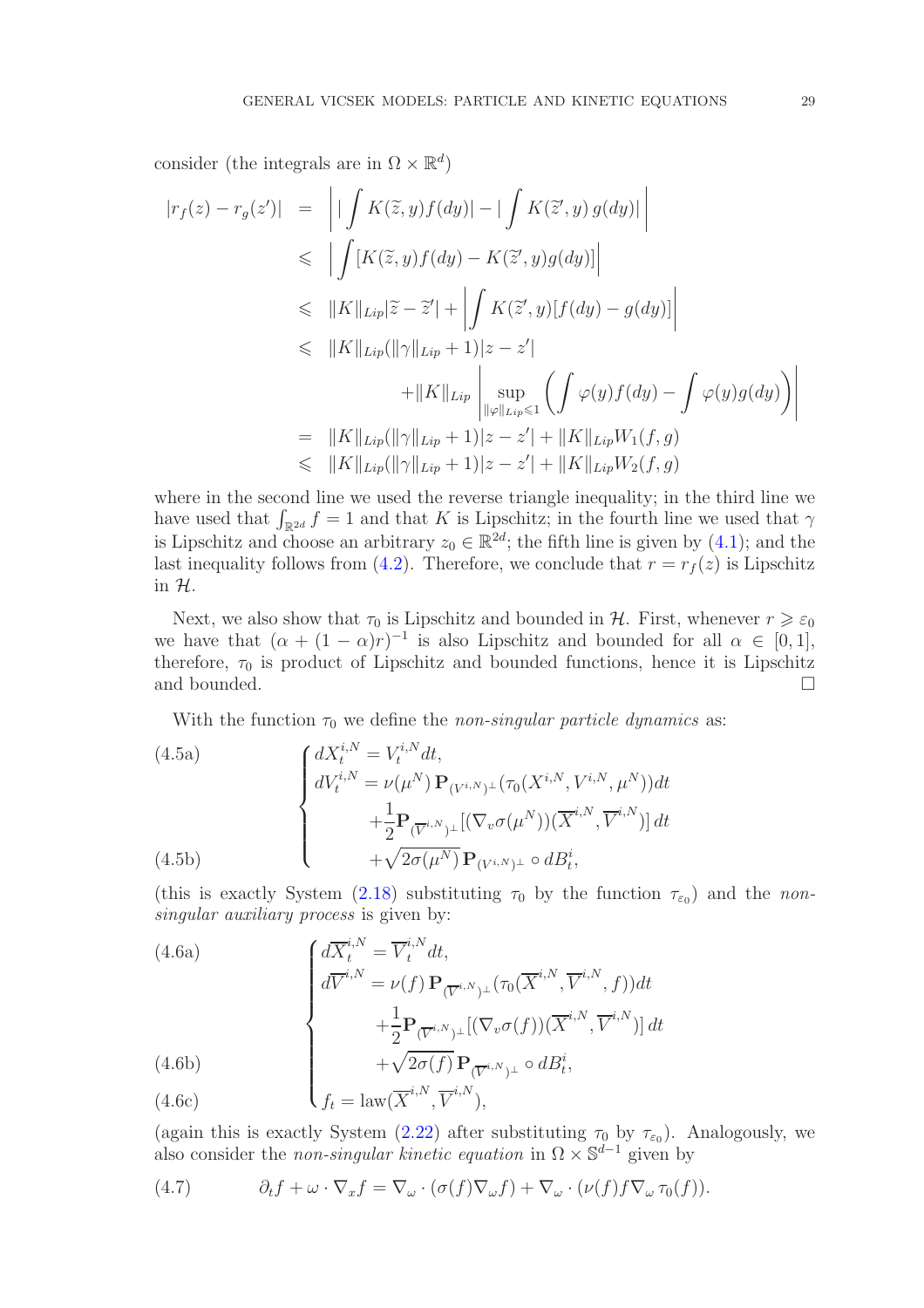consider (the integrals are in $\Omega \times \mathbb{R}^d$)

$$
\begin{aligned}
|r_f(z) - r_g(z')| &= \left| \left| \int K(\widetilde{z}, y) f(dy) \right| - \left| \int K(\widetilde{z}', y)\, g(dy) \right| \right| \\
&\leqslant \left| \int [K(\widetilde{z}, y) f(dy) - K(\widetilde{z}', y) g(dy)] \right| \\
&\leqslant \|K\|_{Lip} |\widetilde{z} - \widetilde{z}'| + \left| \int K(\widetilde{z}', y)[f(dy) - g(dy)] \right| \\
&\leqslant \|K\|_{Lip}(\|\gamma\|_{Lip} + 1)|z - z'| \\
&\qquad + \|K\|_{Lip} \left| \sup_{\|\varphi\|_{Lip} \leqslant 1} \left( \int \varphi(y) f(dy) - \int \varphi(y) g(dy) \right) \right| \\
&= \|K\|_{Lip}(\|\gamma\|_{Lip} + 1)|z - z'| + \|K\|_{Lip} W_1(f, g) \\
&\leqslant \|K\|_{Lip}(\|\gamma\|_{Lip} + 1)|z - z'| + \|K\|_{Lip} W_2(f, g)
\end{aligned}
$$

where in the second line we used the reverse triangle inequality; in the third line we have used that $\int_{\mathbb{R}^{2d}} f = 1$ and that $K$ is Lipschitz; in the fourth line we used that $\gamma$ is Lipschitz and choose an arbitrary $z_0 \in \mathbb{R}^{2d}$; the fifth line is given by (4.1); and the last inequality follows from (4.2). Therefore, we conclude that $r = r_f(z)$ is Lipschitz in $\mathcal{H}$.

Next, we also show that $\tau_0$ is Lipschitz and bounded in $\mathcal{H}$. First, whenever $r \geqslant \varepsilon_0$ we have that $(\alpha + (1-\alpha)r)^{-1}$ is also Lipschitz and bounded for all $\alpha \in [0,1]$, therefore, $\tau_0$ is product of Lipschitz and bounded functions, hence it is Lipschitz and bounded. $\square$

With the function $\tau_0$ we define the *non-singular particle dynamics* as:

$$
\begin{cases}
dX_t^{i,N} = V_t^{i,N} dt, & \text{(4.5a)} \\
dV_t^{i,N} = \nu(\mu^N)\, \mathbf{P}_{(V^{i,N})^\perp}(\tau_0(X^{i,N}, V^{i,N}, \mu^N))dt \\
\qquad + \frac{1}{2} \mathbf{P}_{(\overline{V}^{i,N})^\perp}[(\nabla_v \sigma(\mu^N))(\overline{X}^{i,N}, \overline{V}^{i,N})]\, dt \\
\qquad + \sqrt{2\sigma(\mu^N)}\, \mathbf{P}_{(V^{i,N})^\perp} \circ dB_t^i, & \text{(4.5b)}
\end{cases}
$$

(this is exactly System (2.18) substituting $\tau_0$ by the function $\tau_{\varepsilon_0}$) and the *non-singular auxiliary process* is given by:

$$
\begin{cases}
d\overline{X}_t^{i,N} = \overline{V}_t^{i,N} dt, & \text{(4.6a)} \\
d\overline{V}^{i,N} = \nu(f)\, \mathbf{P}_{(\overline{V}^{i,N})^\perp}(\tau_0(\overline{X}^{i,N}, \overline{V}^{i,N}, f))dt \\
\qquad + \frac{1}{2} \mathbf{P}_{(\overline{V}^{i,N})^\perp}[(\nabla_v \sigma(f))(\overline{X}^{i,N}, \overline{V}^{i,N})]\, dt \\
\qquad + \sqrt{2\sigma(f)}\, \mathbf{P}_{(\overline{V}^{i,N})^\perp} \circ dB_t^i, & \text{(4.6b)} \\
f_t = \mathrm{law}(\overline{X}^{i,N}, \overline{V}^{i,N}), & \text{(4.6c)}
\end{cases}
$$

(again this is exactly System (2.22) after substituting $\tau_0$ by $\tau_{\varepsilon_0}$). Analogously, we also consider the *non-singular kinetic equation* in $\Omega \times \mathbb{S}^{d-1}$ given by

$$
\partial_t f + \omega \cdot \nabla_x f = \nabla_\omega \cdot (\sigma(f) \nabla_\omega f) + \nabla_\omega \cdot (\nu(f) f \nabla_\omega \tau_0(f)). \tag{4.7}
$$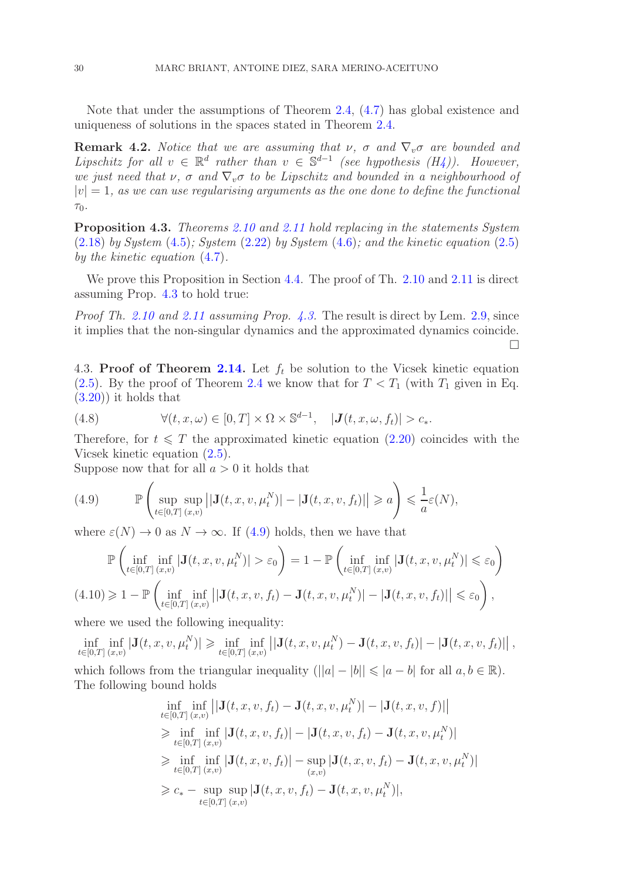Note that under the assumptions of Theorem 2.4, (4.7) has global existence and uniqueness of solutions in the spaces stated in Theorem 2.4.

**Remark 4.2.** *Notice that we are assuming that $\nu$, $\sigma$ and $\nabla_v \sigma$ are bounded and Lipschitz for all $v \in \mathbb{R}^d$ rather than $v \in \mathbb{S}^{d-1}$ (see hypothesis (H4)). However, we just need that $\nu$, $\sigma$ and $\nabla_v \sigma$ to be Lipschitz and bounded in a neighbourhood of $|v| = 1$, as we can use regularising arguments as the one done to define the functional $\tau_0$.*

**Proposition 4.3.** *Theorems 2.10 and 2.11 hold replacing in the statements System (2.18) by System (4.5); System (2.22) by System (4.6); and the kinetic equation (2.5) by the kinetic equation (4.7).*

We prove this Proposition in Section 4.4. The proof of Th. 2.10 and 2.11 is direct assuming Prop. 4.3 to hold true:

*Proof Th. 2.10 and 2.11 assuming Prop. 4.3.* The result is direct by Lem. 2.9, since it implies that the non-singular dynamics and the approximated dynamics coincide. □

4.3. **Proof of Theorem 2.14.** Let $f_t$ be solution to the Vicsek kinetic equation (2.5). By the proof of Theorem 2.4 we know that for $T < T_1$ (with $T_1$ given in Eq. (3.20)) it holds that

$$
\forall (t, x, \omega) \in [0, T] \times \Omega \times \mathbb{S}^{d-1}, \quad |\boldsymbol{J}(t, x, \omega, f_t)| > c_*. \tag{4.8}
$$

Therefore, for $t \leqslant T$ the approximated kinetic equation (2.20) coincides with the Vicsek kinetic equation (2.5).

Suppose now that for all $a > 0$ it holds that

$$
\mathbb{P}\left( \sup_{t \in [0,T]} \sup_{(x,v)} \left| |\mathbf{J}(t, x, v, \mu_t^N)| - |\mathbf{J}(t, x, v, f_t)| \right| \geqslant a \right) \leqslant \frac{1}{a} \varepsilon(N), \tag{4.9}
$$

where $\varepsilon(N) \to 0$ as $N \to \infty$. If (4.9) holds, then we have that

$$
\begin{aligned}
\mathbb{P}\left( \inf_{t \in [0,T]} \inf_{(x,v)} |\mathbf{J}(t, x, v, \mu_t^N)| > \varepsilon_0 \right) &= 1 - \mathbb{P}\left( \inf_{t \in [0,T]} \inf_{(x,v)} |\mathbf{J}(t, x, v, \mu_t^N)| \leqslant \varepsilon_0 \right) \\
&\geqslant 1 - \mathbb{P}\left( \inf_{t \in [0,T]} \inf_{(x,v)} \left| |\mathbf{J}(t, x, v, f_t) - \mathbf{J}(t, x, v, \mu_t^N)| - |\mathbf{J}(t, x, v, f_t)| \right| \leqslant \varepsilon_0 \right),
\end{aligned} \tag{4.10}
$$

where we used the following inequality:

$$
\inf_{t \in [0,T]} \inf_{(x,v)} |\mathbf{J}(t, x, v, \mu_t^N)| \geqslant \inf_{t \in [0,T]} \inf_{(x,v)} \left| |\mathbf{J}(t, x, v, \mu_t^N) - \mathbf{J}(t, x, v, f_t)| - |\mathbf{J}(t, x, v, f_t)| \right|,
$$

which follows from the triangular inequality ($||a| - |b|| \leqslant |a - b|$ for all $a, b \in \mathbb{R}$). The following bound holds

$$
\begin{aligned}
&\inf_{t \in [0,T]} \inf_{(x,v)} \left| |\mathbf{J}(t, x, v, f_t) - \mathbf{J}(t, x, v, \mu_t^N)| - |\mathbf{J}(t, x, v, f)| \right| \\
&\geqslant \inf_{t \in [0,T]} \inf_{(x,v)} |\mathbf{J}(t, x, v, f_t)| - |\mathbf{J}(t, x, v, f_t) - \mathbf{J}(t, x, v, \mu_t^N)| \\
&\geqslant \inf_{t \in [0,T]} \inf_{(x,v)} |\mathbf{J}(t, x, v, f_t)| - \sup_{(x,v)} |\mathbf{J}(t, x, v, f_t) - \mathbf{J}(t, x, v, \mu_t^N)| \\
&\geqslant c_* - \sup_{t \in [0,T]} \sup_{(x,v)} |\mathbf{J}(t, x, v, f_t) - \mathbf{J}(t, x, v, \mu_t^N)|,
\end{aligned}
$$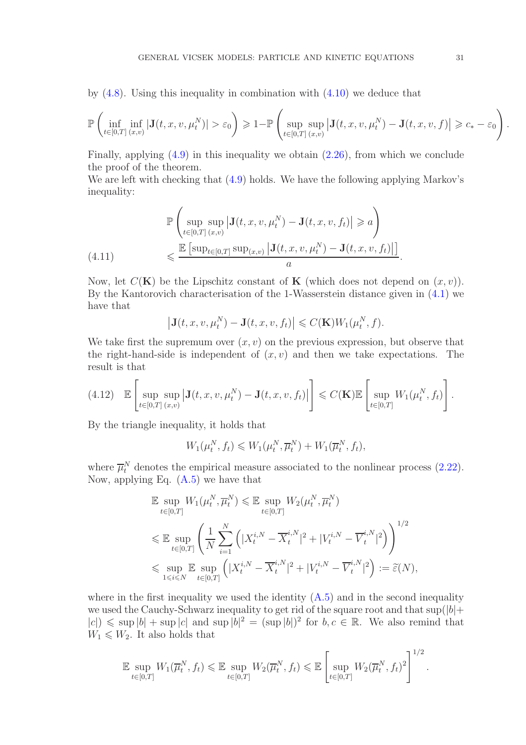by (4.8). Using this inequality in combination with (4.10) we deduce that

$$\mathbb{P}\left(\inf_{t\in[0,T]}\inf_{(x,v)}|\mathbf{J}(t,x,v,\mu_t^N)|>\varepsilon_0\right)\geqslant 1-\mathbb{P}\left(\sup_{t\in[0,T]}\sup_{(x,v)}\left|\mathbf{J}(t,x,v,\mu_t^N)-\mathbf{J}(t,x,v,f)\right|\geqslant c_*-\varepsilon_0\right).$$

Finally, applying (4.9) in this inequality we obtain (2.26), from which we conclude the proof of the theorem.

We are left with checking that (4.9) holds. We have the following applying Markov's inequality:

$$\begin{aligned}
&\mathbb{P}\left(\sup_{t\in[0,T]}\sup_{(x,v)}\left|\mathbf{J}(t,x,v,\mu_t^N)-\mathbf{J}(t,x,v,f_t)\right|\geqslant a\right)\\
&\qquad\leqslant\frac{\mathbb{E}\left[\sup_{t\in[0,T]}\sup_{(x,v)}\left|\mathbf{J}(t,x,v,\mu_t^N)-\mathbf{J}(t,x,v,f_t)\right|\right]}{a}.
\end{aligned}\tag{4.11}$$

Now, let $C(\mathbf{K})$ be the Lipschitz constant of $\mathbf{K}$ (which does not depend on $(x,v)$). By the Kantorovich characterisation of the 1-Wasserstein distance given in (4.1) we have that

$$\left|\mathbf{J}(t,x,v,\mu_t^N)-\mathbf{J}(t,x,v,f_t)\right|\leqslant C(\mathbf{K})W_1(\mu_t^N,f).$$

We take first the supremum over $(x,v)$ on the previous expression, but observe that the right-hand-side is independent of $(x,v)$ and then we take expectations. The result is that

$$\mathbb{E}\left[\sup_{t\in[0,T]}\sup_{(x,v)}\left|\mathbf{J}(t,x,v,\mu_t^N)-\mathbf{J}(t,x,v,f_t)\right|\right]\leqslant C(\mathbf{K})\mathbb{E}\left[\sup_{t\in[0,T]}W_1(\mu_t^N,f_t)\right].\tag{4.12}$$

By the triangle inequality, it holds that

$$W_1(\mu_t^N,f_t)\leqslant W_1(\mu_t^N,\overline{\mu}_t^N)+W_1(\overline{\mu}_t^N,f_t),$$

where $\overline{\mu}_t^N$ denotes the empirical measure associated to the nonlinear process (2.22). Now, applying Eq. (A.5) we have that

$$\begin{aligned}
&\mathbb{E}\sup_{t\in[0,T]}W_1(\mu_t^N,\overline{\mu}_t^N)\leqslant\mathbb{E}\sup_{t\in[0,T]}W_2(\mu_t^N,\overline{\mu}_t^N)\\
&\leqslant\mathbb{E}\sup_{t\in[0,T]}\left(\frac{1}{N}\sum_{i=1}^N\left(|X_t^{i,N}-\overline{X}_t^{i,N}|^2+|V_t^{i,N}-\overline{V}_t^{i,N}|^2\right)\right)^{1/2}\\
&\leqslant\sup_{1\leqslant i\leqslant N}\mathbb{E}\sup_{t\in[0,T]}\left(|X_t^{i,N}-\overline{X}_t^{i,N}|^2+|V_t^{i,N}-\overline{V}_t^{i,N}|^2\right):=\widehat{\varepsilon}(N),
\end{aligned}$$

where in the first inequality we used the identity (A.5) and in the second inequality we used the Cauchy-Schwarz inequality to get rid of the square root and that $\sup(|b|+|c|)\leqslant\sup|b|+\sup|c|$ and $\sup|b|^2=(\sup|b|)^2$ for $b,c\in\mathbb{R}$. We also remind that $W_1\leqslant W_2$. It also holds that

$$\mathbb{E}\sup_{t\in[0,T]}W_1(\overline{\mu}_t^N,f_t)\leqslant\mathbb{E}\sup_{t\in[0,T]}W_2(\overline{\mu}_t^N,f_t)\leqslant\mathbb{E}\left[\sup_{t\in[0,T]}W_2(\overline{\mu}_t^N,f_t)^2\right]^{1/2}.$$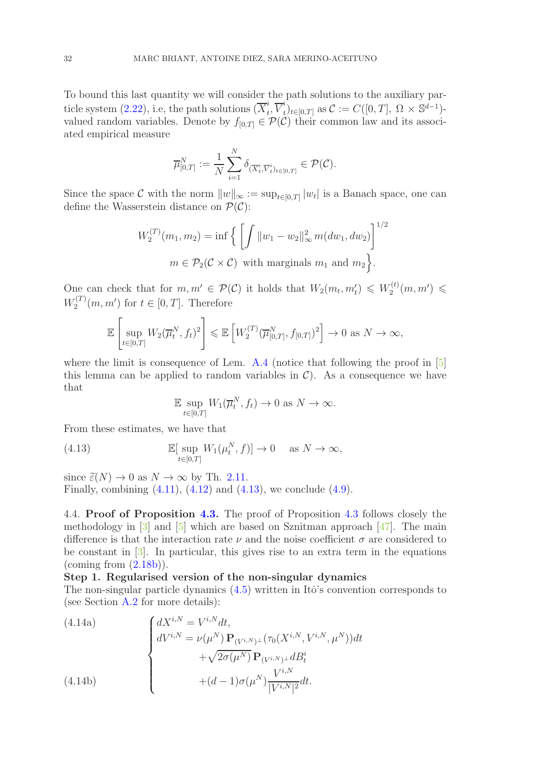To bound this last quantity we will consider the path solutions to the auxiliary particle system (2.22), i.e, the path solutions $(\overline{X}^i_t, \overline{V}^i_t)_{t\in[0,T]}$ as $\mathcal{C} := C([0,T],\ \Omega \times \mathbb{S}^{d-1})$-valued random variables. Denote by $f_{[0,T]} \in \mathcal{P}(\mathcal{C})$ their common law and its associated empirical measure

$$\overline{\mu}^N_{[0,T]} := \frac{1}{N}\sum_{i=1}^N \delta_{(\overline{X}^i_t, \overline{V}^i_t)_{t\in[0,T]}} \in \mathcal{P}(\mathcal{C}).$$

Since the space $\mathcal{C}$ with the norm $\|w\|_\infty := \sup_{t\in[0,T]} |w_t|$ is a Banach space, one can define the Wasserstein distance on $\mathcal{P}(\mathcal{C})$:

$$W_2^{(T)}(m_1, m_2) = \inf\Big\{ \Big[\int \|w_1 - w_2\|_\infty^2 \, m(dw_1, dw_2)\Big]^{1/2} \\ m \in \mathcal{P}_2(\mathcal{C}\times\mathcal{C}) \text{ with marginals } m_1 \text{ and } m_2 \Big\}.$$

One can check that for $m, m' \in \mathcal{P}(\mathcal{C})$ it holds that $W_2(m_t, m'_t) \leqslant W_2^{(t)}(m, m') \leqslant W_2^{(T)}(m, m')$ for $t \in [0,T]$. Therefore

$$\mathbb{E}\left[\sup_{t\in[0,T]} W_2(\overline{\mu}^N_t, f_t)^2\right] \leqslant \mathbb{E}\left[W_2^{(T)}(\overline{\mu}^N_{[0,T]}, f_{[0,T]})^2\right] \to 0 \text{ as } N \to \infty,$$

where the limit is consequence of Lem. A.4 (notice that following the proof in [5] this lemma can be applied to random variables in $\mathcal{C}$). As a consequence we have that

$$\mathbb{E}\sup_{t\in[0,T]} W_1(\overline{\mu}^N_t, f_t) \to 0 \text{ as } N \to \infty.$$

From these estimates, we have that

$$\mathbb{E}[\sup_{t\in[0,T]} W_1(\mu^N_t, f)] \to 0 \quad \text{ as } N \to \infty, \tag{4.13}$$

since $\widetilde{\varepsilon}(N) \to 0$ as $N \to \infty$ by Th. 2.11.
Finally, combining (4.11), (4.12) and (4.13), we conclude (4.9).

4.4. **Proof of Proposition 4.3.** The proof of Proposition 4.3 follows closely the methodology in [3] and [5] which are based on Sznitman approach [47]. The main difference is that the interaction rate $\nu$ and the noise coefficient $\sigma$ are considered to be constant in [3]. In particular, this gives rise to an extra term in the equations (coming from (2.18b)).

**Step 1. Regularised version of the non-singular dynamics**
The non-singular particle dynamics (4.5) written in Itô's convention corresponds to (see Section A.2 for more details):

$$\begin{cases} dX^{i,N} = V^{i,N} dt, & \text{(4.14a)} \\ dV^{i,N} = \nu(\mu^N)\, \mathbf{P}_{(V^{i,N})^\perp}(\tau_0(X^{i,N}, V^{i,N}, \mu^N))dt \\ \qquad\qquad + \sqrt{2\sigma(\mu^N)}\, \mathbf{P}_{(V^{i,N})^\perp} dB^i_t \\ \qquad\qquad + (d-1)\sigma(\mu^N)\dfrac{V^{i,N}}{|V^{i,N}|^2}dt. & \text{(4.14b)} \end{cases}$$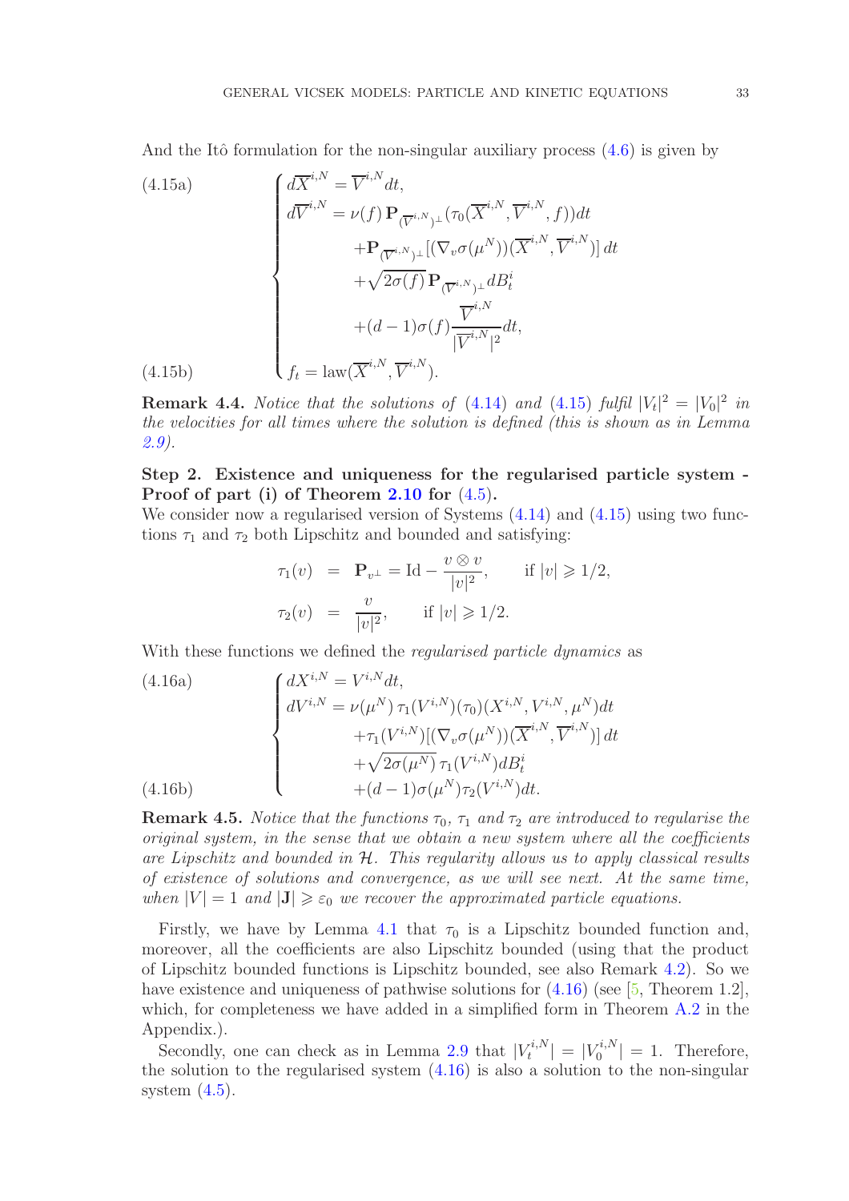And the Itô formulation for the non-singular auxiliary process (4.6) is given by

$$
\begin{cases}
d\overline{X}^{i,N} = \overline{V}^{i,N}dt, & \text{(4.15a)}\\
d\overline{V}^{i,N} = \nu(f)\,\mathbf{P}_{(\overline{V}^{i,N})^\perp}(\tau_0(\overline{X}^{i,N},\overline{V}^{i,N},f))dt \\
\qquad\qquad +\mathbf{P}_{(\overline{V}^{i,N})^\perp}[(\nabla_v\sigma(\mu^N))(\overline{X}^{i,N},\overline{V}^{i,N})]\,dt \\
\qquad\qquad +\sqrt{2\sigma(f)}\,\mathbf{P}_{(\overline{V}^{i,N})^\perp}dB_t^i \\
\qquad\qquad +(d-1)\sigma(f)\dfrac{\overline{V}^{i,N}}{|\overline{V}^{i,N}|^2}dt, \\
f_t = \mathrm{law}(\overline{X}^{i,N},\overline{V}^{i,N}). & \text{(4.15b)}
\end{cases}
$$

**Remark 4.4.** *Notice that the solutions of (4.14) and (4.15) fulfil $|V_t|^2 = |V_0|^2$ in the velocities for all times where the solution is defined (this is shown as in Lemma 2.9).*

**Step 2. Existence and uniqueness for the regularised particle system - Proof of part (i) of Theorem 2.10 for (4.5).**
We consider now a regularised version of Systems (4.14) and (4.15) using two functions $\tau_1$ and $\tau_2$ both Lipschitz and bounded and satisfying:

$$
\begin{aligned}
\tau_1(v) &= \mathbf{P}_{v^\perp} = \mathrm{Id} - \frac{v\otimes v}{|v|^2}, \qquad \text{if } |v| \geqslant 1/2,\\
\tau_2(v) &= \frac{v}{|v|^2}, \qquad \text{if } |v| \geqslant 1/2.
\end{aligned}
$$

With these functions we defined the *regularised particle dynamics* as

$$
\begin{cases}
dX^{i,N} = V^{i,N}dt, & \text{(4.16a)}\\
dV^{i,N} = \nu(\mu^N)\,\tau_1(V^{i,N})(\tau_0)(X^{i,N},V^{i,N},\mu^N)dt \\
\qquad\qquad +\tau_1(V^{i,N})[(\nabla_v\sigma(\mu^N))(\overline{X}^{i,N},\overline{V}^{i,N})]\,dt \\
\qquad\qquad +\sqrt{2\sigma(\mu^N)}\,\tau_1(V^{i,N})dB_t^i \\
\qquad\qquad +(d-1)\sigma(\mu^N)\tau_2(V^{i,N})dt. & \text{(4.16b)}
\end{cases}
$$

**Remark 4.5.** *Notice that the functions $\tau_0$, $\tau_1$ and $\tau_2$ are introduced to regularise the original system, in the sense that we obtain a new system where all the coefficients are Lipschitz and bounded in $\mathcal{H}$. This regularity allows us to apply classical results of existence of solutions and convergence, as we will see next. At the same time, when $|V| = 1$ and $|\mathbf{J}| \geqslant \varepsilon_0$ we recover the approximated particle equations.*

Firstly, we have by Lemma 4.1 that $\tau_0$ is a Lipschitz bounded function and, moreover, all the coefficients are also Lipschitz bounded (using that the product of Lipschitz bounded functions is Lipschitz bounded, see also Remark 4.2). So we have existence and uniqueness of pathwise solutions for (4.16) (see [5, Theorem 1.2], which, for completeness we have added in a simplified form in Theorem A.2 in the Appendix.).

Secondly, one can check as in Lemma 2.9 that $|V_t^{i,N}| = |V_0^{i,N}| = 1$. Therefore, the solution to the regularised system (4.16) is also a solution to the non-singular system (4.5).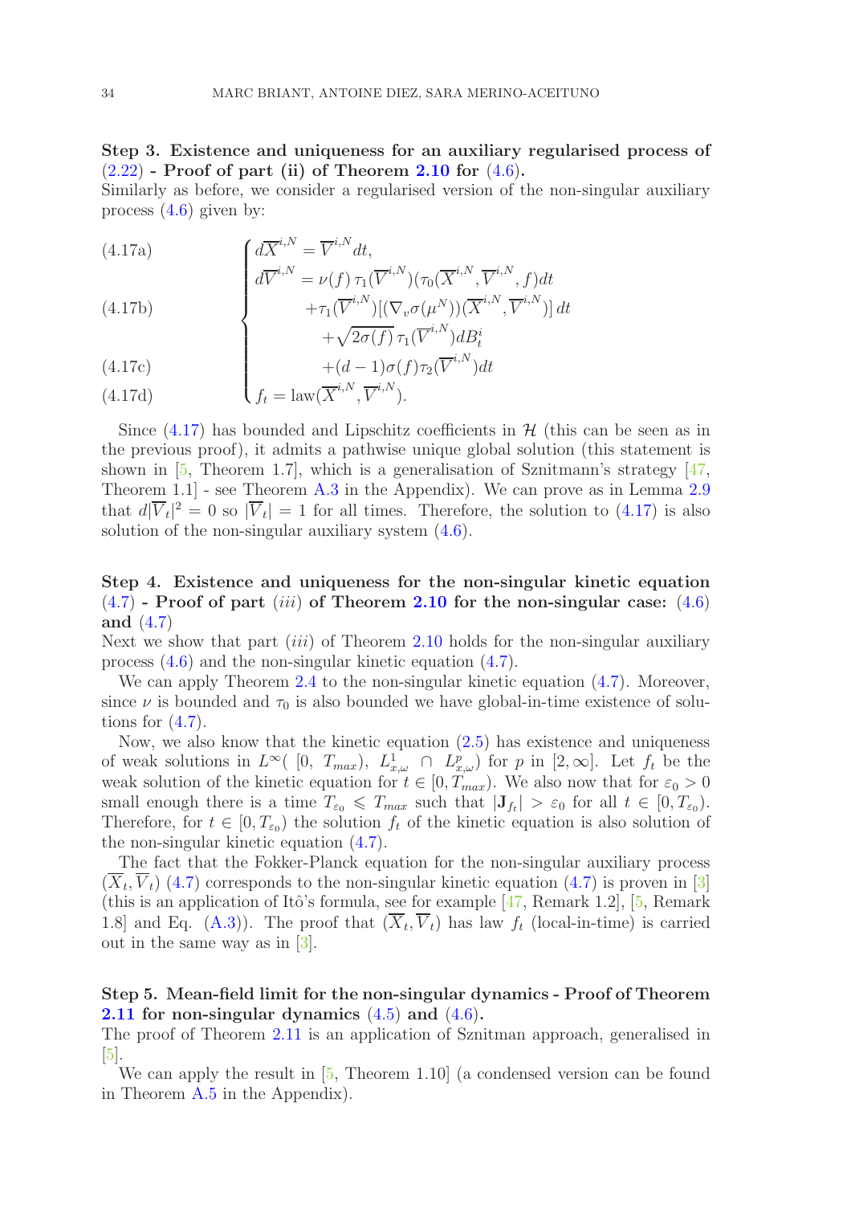**Step 3. Existence and uniqueness for an auxiliary regularised process of (2.22) - Proof of part (ii) of Theorem 2.10 for (4.6).**
Similarly as before, we consider a regularised version of the non-singular auxiliary process (4.6) given by:

$$
\begin{cases}
d\overline{X}^{i,N} = \overline{V}^{i,N} dt, & \text{(4.17a)} \\
d\overline{V}^{i,N} = \nu(f)\, \tau_1(\overline{V}^{i,N})(\tau_0(\overline{X}^{i,N}, \overline{V}^{i,N}, f)dt \\
\qquad +\tau_1(\overline{V}^{i,N})[(\nabla_v \sigma(\mu^N))(\overline{X}^{i,N}, \overline{V}^{i,N})]\, dt & \text{(4.17b)} \\
\qquad\qquad +\sqrt{2\sigma(f)}\, \tau_1(\overline{V}^{i,N}) dB_t^i \\
\qquad\qquad +(d-1)\sigma(f)\tau_2(\overline{V}^{i,N})dt & \text{(4.17c)} \\
f_t = \text{law}(\overline{X}^{i,N}, \overline{V}^{i,N}). & \text{(4.17d)}
\end{cases}
$$

Since (4.17) has bounded and Lipschitz coefficients in $\mathcal{H}$ (this can be seen as in the previous proof), it admits a pathwise unique global solution (this statement is shown in [5, Theorem 1.7], which is a generalisation of Sznitmann's strategy [47, Theorem 1.1] - see Theorem A.3 in the Appendix). We can prove as in Lemma 2.9 that $d|\overline{V}_t|^2 = 0$ so $|\overline{V}_t| = 1$ for all times. Therefore, the solution to (4.17) is also solution of the non-singular auxiliary system (4.6).

**Step 4. Existence and uniqueness for the non-singular kinetic equation (4.7) - Proof of part *(iii)* of Theorem 2.10 for the non-singular case: (4.6) and (4.7)**
Next we show that part *(iii)* of Theorem 2.10 holds for the non-singular auxiliary process (4.6) and the non-singular kinetic equation (4.7).

We can apply Theorem 2.4 to the non-singular kinetic equation (4.7). Moreover, since $\nu$ is bounded and $\tau_0$ is also bounded we have global-in-time existence of solutions for (4.7).

Now, we also know that the kinetic equation (2.5) has existence and uniqueness of weak solutions in $L^\infty([0,\ T_{max}),\ L^1_{x,\omega} \cap L^p_{x,\omega})$ for $p$ in $[2,\infty]$. Let $f_t$ be the weak solution of the kinetic equation for $t \in [0, T_{max})$. We also now that for $\varepsilon_0 > 0$ small enough there is a time $T_{\varepsilon_0} \leqslant T_{max}$ such that $|\mathbf{J}_{f_t}| > \varepsilon_0$ for all $t \in [0, T_{\varepsilon_0})$. Therefore, for $t \in [0, T_{\varepsilon_0})$ the solution $f_t$ of the kinetic equation is also solution of the non-singular kinetic equation (4.7).

The fact that the Fokker-Planck equation for the non-singular auxiliary process $(\overline{X}_t, \overline{V}_t)$ (4.7) corresponds to the non-singular kinetic equation (4.7) is proven in [3] (this is an application of Itô's formula, see for example [47, Remark 1.2], [5, Remark 1.8] and Eq. (A.3)). The proof that $(\overline{X}_t, \overline{V}_t)$ has law $f_t$ (local-in-time) is carried out in the same way as in [3].

**Step 5. Mean-field limit for the non-singular dynamics - Proof of Theorem 2.11 for non-singular dynamics (4.5) and (4.6).**
The proof of Theorem 2.11 is an application of Sznitman approach, generalised in [5].

We can apply the result in [5, Theorem 1.10] (a condensed version can be found in Theorem A.5 in the Appendix).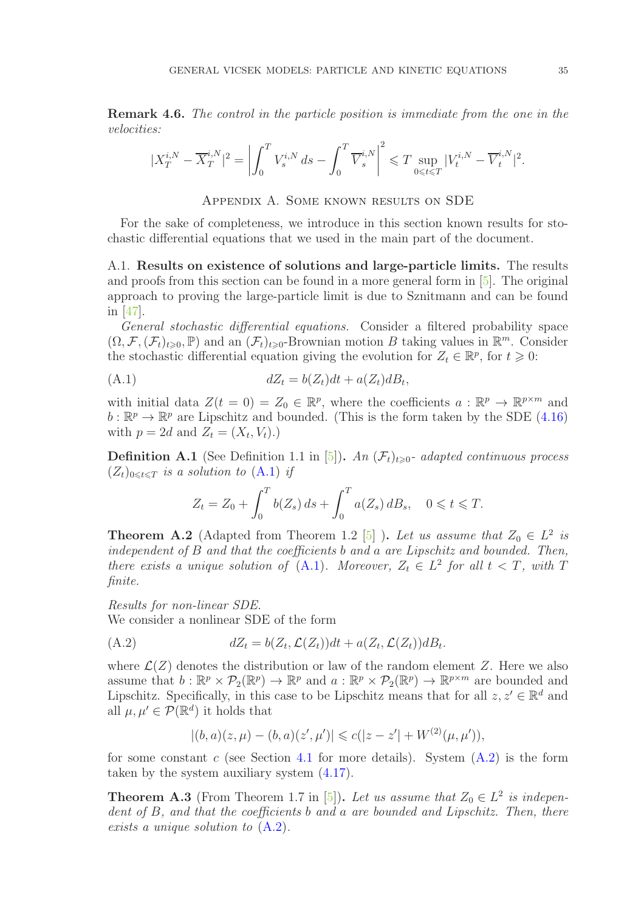**Remark 4.6.** *The control in the particle position is immediate from the one in the velocities:*

$$|X_T^{i,N} - \overline{X}_T^{i,N}|^2 = \left| \int_0^T V_s^{i,N}\, ds - \int_0^T \overline{V}_s^{i,N} \right|^2 \leqslant T \sup_{0 \leqslant t \leqslant T} |V_t^{i,N} - \overline{V}_t^{i,N}|^2.$$

## Appendix A. Some known results on SDE

For the sake of completeness, we introduce in this section known results for stochastic differential equations that we used in the main part of the document.

A.1. **Results on existence of solutions and large-particle limits.** The results and proofs from this section can be found in a more general form in [5]. The original approach to proving the large-particle limit is due to Sznitmann and can be found in [47].

*General stochastic differential equations.* Consider a filtered probability space $(\Omega, \mathcal{F}, (\mathcal{F}_t)_{t \geqslant 0}, \mathbb{P})$ and an $(\mathcal{F}_t)_{t \geqslant 0}$-Brownian motion $B$ taking values in $\mathbb{R}^m$. Consider the stochastic differential equation giving the evolution for $Z_t \in \mathbb{R}^p$, for $t \geqslant 0$:

$$dZ_t = b(Z_t)dt + a(Z_t)dB_t, \tag{A.1}$$

with initial data $Z(t=0) = Z_0 \in \mathbb{R}^p$, where the coefficients $a : \mathbb{R}^p \to \mathbb{R}^{p \times m}$ and $b : \mathbb{R}^p \to \mathbb{R}^p$ are Lipschitz and bounded. (This is the form taken by the SDE (4.16) with $p = 2d$ and $Z_t = (X_t, V_t)$.)

**Definition A.1** (See Definition 1.1 in [5]). *An $(\mathcal{F}_t)_{t \geqslant 0}$- adapted continuous process $(Z_t)_{0 \leqslant t \leqslant T}$ is a solution to (A.1) if*

$$Z_t = Z_0 + \int_0^T b(Z_s)\, ds + \int_0^T a(Z_s)\, dB_s, \quad 0 \leqslant t \leqslant T.$$

**Theorem A.2** (Adapted from Theorem 1.2 [5] ). *Let us assume that $Z_0 \in L^2$ is independent of $B$ and that the coefficients $b$ and $a$ are Lipschitz and bounded. Then, there exists a unique solution of (A.1). Moreover, $Z_t \in L^2$ for all $t < T$, with $T$ finite.*

*Results for non-linear SDE.*
We consider a nonlinear SDE of the form

$$dZ_t = b(Z_t, \mathcal{L}(Z_t))dt + a(Z_t, \mathcal{L}(Z_t))dB_t. \tag{A.2}$$

where $\mathcal{L}(Z)$ denotes the distribution or law of the random element $Z$. Here we also assume that $b : \mathbb{R}^p \times \mathcal{P}_2(\mathbb{R}^p) \to \mathbb{R}^p$ and $a : \mathbb{R}^p \times \mathcal{P}_2(\mathbb{R}^p) \to \mathbb{R}^{p \times m}$ are bounded and Lipschitz. Specifically, in this case to be Lipschitz means that for all $z, z' \in \mathbb{R}^d$ and all $\mu, \mu' \in \mathcal{P}(\mathbb{R}^d)$ it holds that

$$|(b,a)(z,\mu) - (b,a)(z',\mu')| \leqslant c(|z - z'| + W^{(2)}(\mu, \mu')),$$

for some constant $c$ (see Section 4.1 for more details). System (A.2) is the form taken by the system auxiliary system (4.17).

**Theorem A.3** (From Theorem 1.7 in [5]). *Let us assume that $Z_0 \in L^2$ is independent of $B$, and that the coefficients $b$ and $a$ are bounded and Lipschitz. Then, there exists a unique solution to (A.2).*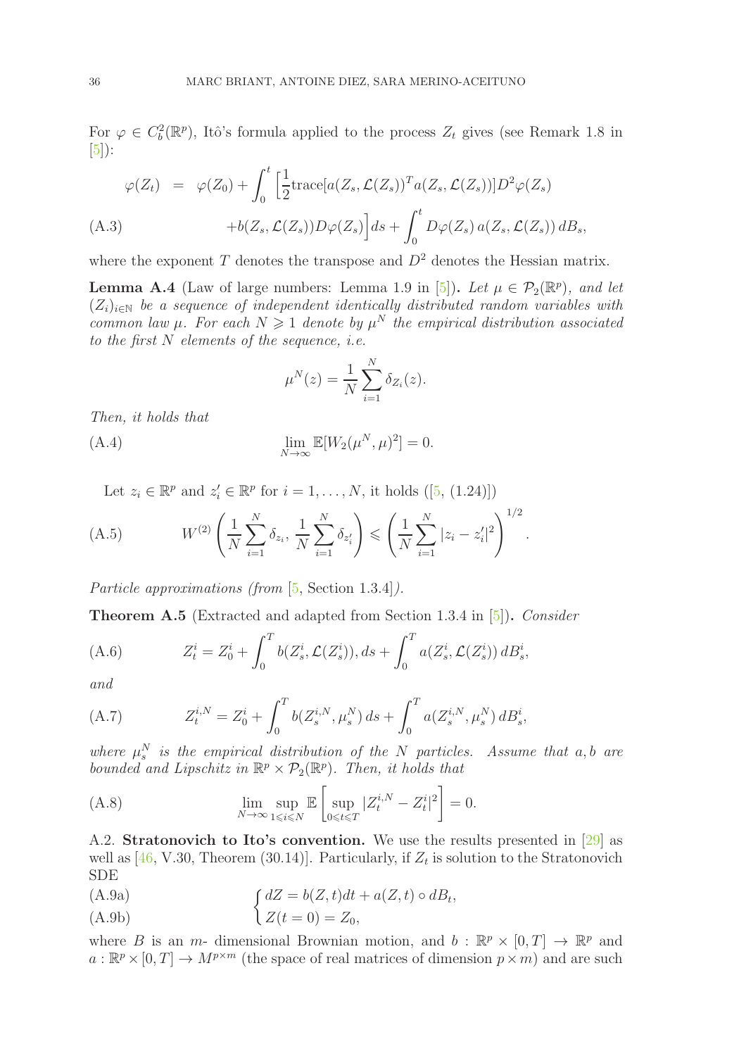For $\varphi \in C_b^2(\mathbb{R}^p)$, Itô's formula applied to the process $Z_t$ gives (see Remark 1.8 in [5]):

$$
\begin{aligned}
\varphi(Z_t) \;=\; \varphi(Z_0) + \int_0^t \Big[\frac{1}{2}\mathrm{trace}[a(Z_s,\mathcal{L}(Z_s))^T a(Z_s,\mathcal{L}(Z_s))] D^2\varphi(Z_s) \\
+ b(Z_s,\mathcal{L}(Z_s)) D\varphi(Z_s)\Big] ds + \int_0^t D\varphi(Z_s)\, a(Z_s,\mathcal{L}(Z_s))\, dB_s,
\end{aligned}
\tag{A.3}
$$

where the exponent $T$ denotes the transpose and $D^2$ denotes the Hessian matrix.

**Lemma A.4** (Law of large numbers: Lemma 1.9 in [5]). *Let $\mu \in \mathcal{P}_2(\mathbb{R}^p)$, and let $(Z_i)_{i\in\mathbb{N}}$ be a sequence of independent identically distributed random variables with common law $\mu$. For each $N \geqslant 1$ denote by $\mu^N$ the empirical distribution associated to the first $N$ elements of the sequence, i.e.*

$$
\mu^N(z) = \frac{1}{N}\sum_{i=1}^N \delta_{Z_i}(z).
$$

*Then, it holds that*

$$
\lim_{N\to\infty} \mathbb{E}[W_2(\mu^N,\mu)^2] = 0. \tag{A.4}
$$

Let $z_i \in \mathbb{R}^p$ and $z_i' \in \mathbb{R}^p$ for $i = 1,\dots,N$, it holds ([5, (1.24)])

$$
W^{(2)}\left(\frac{1}{N}\sum_{i=1}^N \delta_{z_i},\, \frac{1}{N}\sum_{i=1}^N \delta_{z_i'}\right) \leqslant \left(\frac{1}{N}\sum_{i=1}^N |z_i - z_i'|^2\right)^{1/2}. \tag{A.5}
$$

*Particle approximations (from [5, Section 1.3.4]).*

**Theorem A.5** (Extracted and adapted from Section 1.3.4 in [5]). *Consider*

$$
Z_t^i = Z_0^i + \int_0^T b(Z_s^i,\mathcal{L}(Z_s^i)), ds + \int_0^T a(Z_s^i,\mathcal{L}(Z_s^i))\, dB_s^i, \tag{A.6}
$$

*and*

$$
Z_t^{i,N} = Z_0^i + \int_0^T b(Z_s^{i,N},\mu_s^N)\, ds + \int_0^T a(Z_s^{i,N},\mu_s^N)\, dB_s^i, \tag{A.7}
$$

*where $\mu_s^N$ is the empirical distribution of the $N$ particles. Assume that $a, b$ are bounded and Lipschitz in $\mathbb{R}^p \times \mathcal{P}_2(\mathbb{R}^p)$. Then, it holds that*

$$
\lim_{N\to\infty} \sup_{1\leqslant i\leqslant N} \mathbb{E}\left[\sup_{0\leqslant t\leqslant T} |Z_t^{i,N} - Z_t^i|^2\right] = 0. \tag{A.8}
$$

A.2. **Stratonovich to Ito's convention.** We use the results presented in [29] as well as [46, V.30, Theorem (30.14)]. Particularly, if $Z_t$ is solution to the Stratonovich SDE

$$
\begin{cases}
dZ = b(Z,t)dt + a(Z,t)\circ dB_t, & \text{(A.9a)}\\
Z(t=0) = Z_0, & \text{(A.9b)}
\end{cases}
$$

where $B$ is an $m$- dimensional Brownian motion, and $b : \mathbb{R}^p \times [0,T] \to \mathbb{R}^p$ and $a : \mathbb{R}^p \times [0,T] \to M^{p\times m}$ (the space of real matrices of dimension $p\times m$) and are such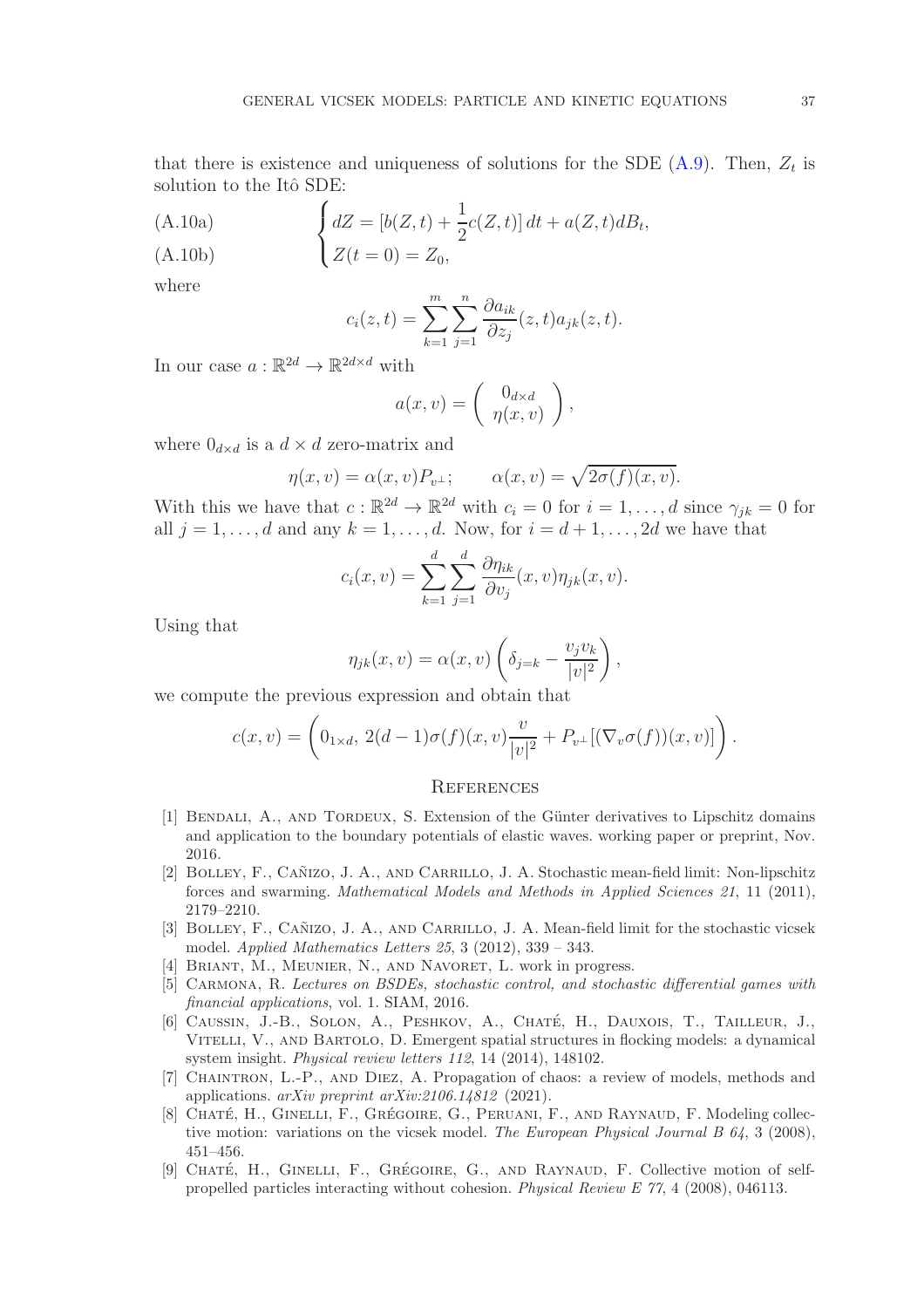that there is existence and uniqueness of solutions for the SDE (A.9). Then, $Z_t$ is solution to the Itô SDE:

$$
\begin{cases}
dZ = \left[b(Z,t) + \frac{1}{2}c(Z,t)\right]dt + a(Z,t)dB_t, & \text{(A.10a)}\\
Z(t=0) = Z_0, & \text{(A.10b)}
\end{cases}
$$

where

$$
c_i(z,t) = \sum_{k=1}^{m}\sum_{j=1}^{n} \frac{\partial a_{ik}}{\partial z_j}(z,t)a_{jk}(z,t).
$$

In our case $a : \mathbb{R}^{2d} \to \mathbb{R}^{2d\times d}$ with

$$
a(x,v) = \begin{pmatrix} 0_{d\times d} \\ \eta(x,v) \end{pmatrix},
$$

where $0_{d\times d}$ is a $d \times d$ zero-matrix and

$$
\eta(x,v) = \alpha(x,v)P_{v^\perp}; \qquad \alpha(x,v) = \sqrt{2\sigma(f)(x,v)}.
$$

With this we have that $c : \mathbb{R}^{2d} \to \mathbb{R}^{2d}$ with $c_i = 0$ for $i = 1,\ldots,d$ since $\gamma_{jk} = 0$ for all $j = 1,\ldots,d$ and any $k = 1,\ldots,d$. Now, for $i = d+1,\ldots,2d$ we have that

$$
c_i(x,v) = \sum_{k=1}^{d}\sum_{j=1}^{d} \frac{\partial \eta_{ik}}{\partial v_j}(x,v)\eta_{jk}(x,v).
$$

Using that

$$
\eta_{jk}(x,v) = \alpha(x,v)\left(\delta_{j=k} - \frac{v_j v_k}{|v|^2}\right),
$$

we compute the previous expression and obtain that

$$
c(x,v) = \left(0_{1\times d},\; 2(d-1)\sigma(f)(x,v)\frac{v}{|v|^2} + P_{v^\perp}[(\nabla_v \sigma(f))(x,v)]\right).
$$

## References

[1] Bendali, A., and Tordeux, S. Extension of the Günter derivatives to Lipschitz domains and application to the boundary potentials of elastic waves. working paper or preprint, Nov. 2016.

[2] Bolley, F., Cañizo, J. A., and Carrillo, J. A. Stochastic mean-field limit: Non-lipschitz forces and swarming. *Mathematical Models and Methods in Applied Sciences 21*, 11 (2011), 2179–2210.

[3] Bolley, F., Cañizo, J. A., and Carrillo, J. A. Mean-field limit for the stochastic vicsek model. *Applied Mathematics Letters 25*, 3 (2012), 339 – 343.

[4] Briant, M., Meunier, N., and Navoret, L. work in progress.

[5] Carmona, R. *Lectures on BSDEs, stochastic control, and stochastic differential games with financial applications*, vol. 1. SIAM, 2016.

[6] Caussin, J.-B., Solon, A., Peshkov, A., Chaté, H., Dauxois, T., Tailleur, J., Vitelli, V., and Bartolo, D. Emergent spatial structures in flocking models: a dynamical system insight. *Physical review letters 112*, 14 (2014), 148102.

[7] Chaintron, L.-P., and Diez, A. Propagation of chaos: a review of models, methods and applications. *arXiv preprint arXiv:2106.14812* (2021).

[8] Chaté, H., Ginelli, F., Grégoire, G., Peruani, F., and Raynaud, F. Modeling collective motion: variations on the vicsek model. *The European Physical Journal B 64*, 3 (2008), 451–456.

[9] Chaté, H., Ginelli, F., Grégoire, G., and Raynaud, F. Collective motion of self-propelled particles interacting without cohesion. *Physical Review E 77*, 4 (2008), 046113.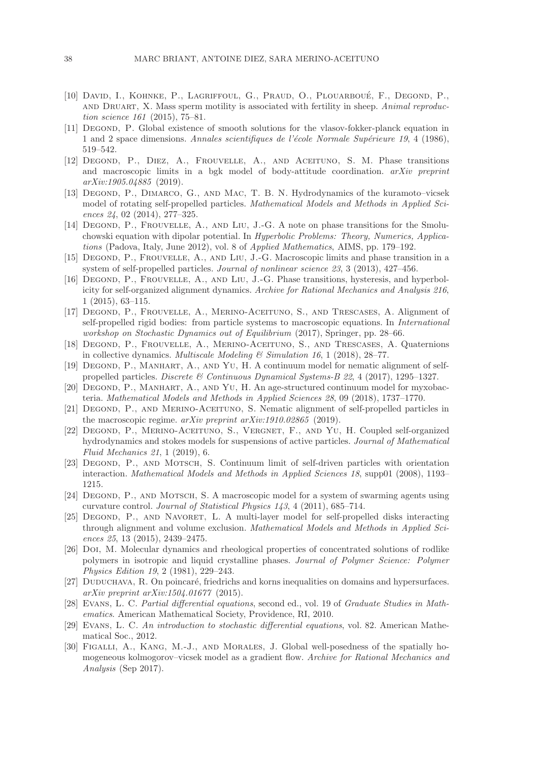[10] David, I., Kohnke, P., Lagriffoul, G., Praud, O., Plouarboué, F., Degond, P., and Druart, X. Mass sperm motility is associated with fertility in sheep. *Animal reproduction science 161* (2015), 75–81.

[11] Degond, P. Global existence of smooth solutions for the vlasov-fokker-planck equation in 1 and 2 space dimensions. *Annales scientifiques de l'école Normale Supérieure 19*, 4 (1986), 519–542.

[12] Degond, P., Diez, A., Frouvelle, A., and Aceituno, S. M. Phase transitions and macroscopic limits in a bgk model of body-attitude coordination. *arXiv preprint arXiv:1905.04885* (2019).

[13] Degond, P., Dimarco, G., and Mac, T. B. N. Hydrodynamics of the kuramoto–vicsek model of rotating self-propelled particles. *Mathematical Models and Methods in Applied Sciences 24*, 02 (2014), 277–325.

[14] Degond, P., Frouvelle, A., and Liu, J.-G. A note on phase transitions for the Smoluchowski equation with dipolar potential. In *Hyperbolic Problems: Theory, Numerics, Applications* (Padova, Italy, June 2012), vol. 8 of *Applied Mathematics*, AIMS, pp. 179–192.

[15] Degond, P., Frouvelle, A., and Liu, J.-G. Macroscopic limits and phase transition in a system of self-propelled particles. *Journal of nonlinear science 23*, 3 (2013), 427–456.

[16] Degond, P., Frouvelle, A., and Liu, J.-G. Phase transitions, hysteresis, and hyperbolicity for self-organized alignment dynamics. *Archive for Rational Mechanics and Analysis 216*, 1 (2015), 63–115.

[17] Degond, P., Frouvelle, A., Merino-Aceituno, S., and Trescases, A. Alignment of self-propelled rigid bodies: from particle systems to macroscopic equations. In *International workshop on Stochastic Dynamics out of Equilibrium* (2017), Springer, pp. 28–66.

[18] Degond, P., Frouvelle, A., Merino-Aceituno, S., and Trescases, A. Quaternions in collective dynamics. *Multiscale Modeling & Simulation 16*, 1 (2018), 28–77.

[19] Degond, P., Manhart, A., and Yu, H. A continuum model for nematic alignment of self-propelled particles. *Discrete & Continuous Dynamical Systems-B 22*, 4 (2017), 1295–1327.

[20] Degond, P., Manhart, A., and Yu, H. An age-structured continuum model for myxobacteria. *Mathematical Models and Methods in Applied Sciences 28*, 09 (2018), 1737–1770.

[21] Degond, P., and Merino-Aceituno, S. Nematic alignment of self-propelled particles in the macroscopic regime. *arXiv preprint arXiv:1910.02865* (2019).

[22] Degond, P., Merino-Aceituno, S., Vergnet, F., and Yu, H. Coupled self-organized hydrodynamics and stokes models for suspensions of active particles. *Journal of Mathematical Fluid Mechanics 21*, 1 (2019), 6.

[23] Degond, P., and Motsch, S. Continuum limit of self-driven particles with orientation interaction. *Mathematical Models and Methods in Applied Sciences 18*, supp01 (2008), 1193–1215.

[24] Degond, P., and Motsch, S. A macroscopic model for a system of swarming agents using curvature control. *Journal of Statistical Physics 143*, 4 (2011), 685–714.

[25] Degond, P., and Navoret, L. A multi-layer model for self-propelled disks interacting through alignment and volume exclusion. *Mathematical Models and Methods in Applied Sciences 25*, 13 (2015), 2439–2475.

[26] Doi, M. Molecular dynamics and rheological properties of concentrated solutions of rodlike polymers in isotropic and liquid crystalline phases. *Journal of Polymer Science: Polymer Physics Edition 19*, 2 (1981), 229–243.

[27] Duduchava, R. On poincaré, friedrichs and korns inequalities on domains and hypersurfaces. *arXiv preprint arXiv:1504.01677* (2015).

[28] Evans, L. C. *Partial differential equations*, second ed., vol. 19 of *Graduate Studies in Mathematics*. American Mathematical Society, Providence, RI, 2010.

[29] Evans, L. C. *An introduction to stochastic differential equations*, vol. 82. American Mathematical Soc., 2012.

[30] Figalli, A., Kang, M.-J., and Morales, J. Global well-posedness of the spatially homogeneous kolmogorov–vicsek model as a gradient flow. *Archive for Rational Mechanics and Analysis* (Sep 2017).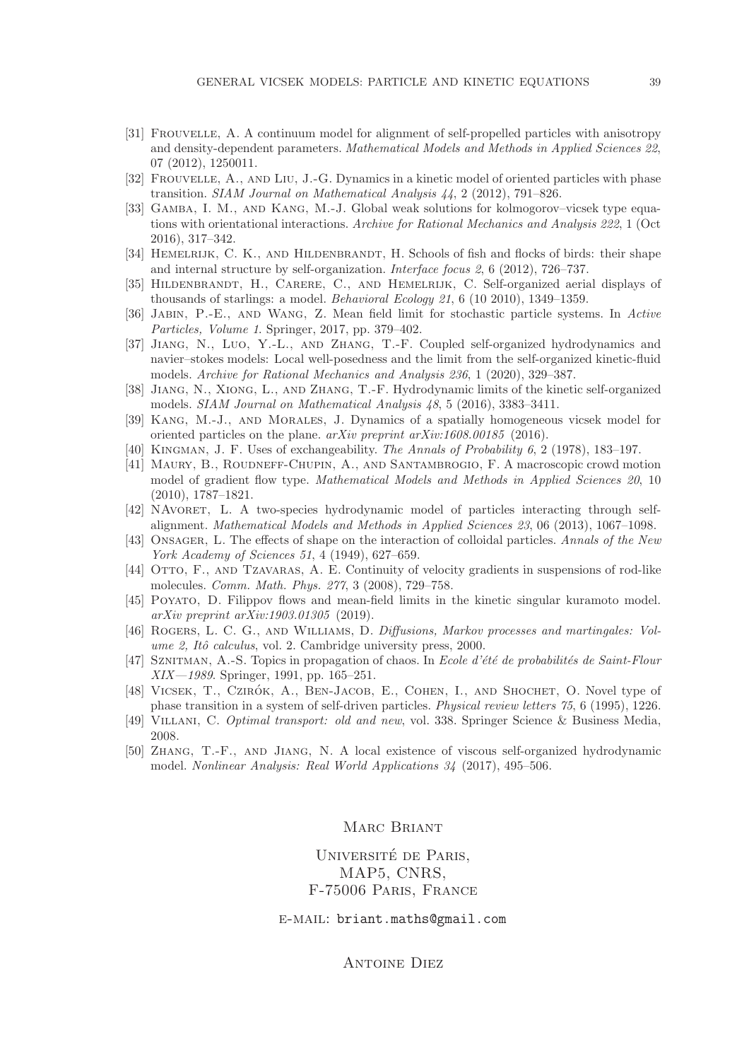[31] Frouvelle, A. A continuum model for alignment of self-propelled particles with anisotropy and density-dependent parameters. *Mathematical Models and Methods in Applied Sciences 22*, 07 (2012), 1250011.

[32] Frouvelle, A., and Liu, J.-G. Dynamics in a kinetic model of oriented particles with phase transition. *SIAM Journal on Mathematical Analysis 44*, 2 (2012), 791–826.

[33] Gamba, I. M., and Kang, M.-J. Global weak solutions for kolmogorov–vicsek type equations with orientational interactions. *Archive for Rational Mechanics and Analysis 222*, 1 (Oct 2016), 317–342.

[34] Hemelrijk, C. K., and Hildenbrandt, H. Schools of fish and flocks of birds: their shape and internal structure by self-organization. *Interface focus 2*, 6 (2012), 726–737.

[35] Hildenbrandt, H., Carere, C., and Hemelrijk, C. Self-organized aerial displays of thousands of starlings: a model. *Behavioral Ecology 21*, 6 (10 2010), 1349–1359.

[36] Jabin, P.-E., and Wang, Z. Mean field limit for stochastic particle systems. In *Active Particles, Volume 1*. Springer, 2017, pp. 379–402.

[37] Jiang, N., Luo, Y.-L., and Zhang, T.-F. Coupled self-organized hydrodynamics and navier–stokes models: Local well-posedness and the limit from the self-organized kinetic-fluid models. *Archive for Rational Mechanics and Analysis 236*, 1 (2020), 329–387.

[38] Jiang, N., Xiong, L., and Zhang, T.-F. Hydrodynamic limits of the kinetic self-organized models. *SIAM Journal on Mathematical Analysis 48*, 5 (2016), 3383–3411.

[39] Kang, M.-J., and Morales, J. Dynamics of a spatially homogeneous vicsek model for oriented particles on the plane. *arXiv preprint arXiv:1608.00185* (2016).

[40] Kingman, J. F. Uses of exchangeability. *The Annals of Probability 6*, 2 (1978), 183–197.

[41] Maury, B., Roudneff-Chupin, A., and Santambrogio, F. A macroscopic crowd motion model of gradient flow type. *Mathematical Models and Methods in Applied Sciences 20*, 10 (2010), 1787–1821.

[42] NAvoret, L. A two-species hydrodynamic model of particles interacting through self-alignment. *Mathematical Models and Methods in Applied Sciences 23*, 06 (2013), 1067–1098.

[43] Onsager, L. The effects of shape on the interaction of colloidal particles. *Annals of the New York Academy of Sciences 51*, 4 (1949), 627–659.

[44] Otto, F., and Tzavaras, A. E. Continuity of velocity gradients in suspensions of rod-like molecules. *Comm. Math. Phys. 277*, 3 (2008), 729–758.

[45] Poyato, D. Filippov flows and mean-field limits in the kinetic singular kuramoto model. *arXiv preprint arXiv:1903.01305* (2019).

[46] Rogers, L. C. G., and Williams, D. *Diffusions, Markov processes and martingales: Volume 2, Itô calculus*, vol. 2. Cambridge university press, 2000.

[47] Sznitman, A.-S. Topics in propagation of chaos. In *Ecole d'été de probabilités de Saint-Flour XIX—1989*. Springer, 1991, pp. 165–251.

[48] Vicsek, T., Czirók, A., Ben-Jacob, E., Cohen, I., and Shochet, O. Novel type of phase transition in a system of self-driven particles. *Physical review letters 75*, 6 (1995), 1226.

[49] Villani, C. *Optimal transport: old and new*, vol. 338. Springer Science & Business Media, 2008.

[50] Zhang, T.-F., and Jiang, N. A local existence of viscous self-organized hydrodynamic model. *Nonlinear Analysis: Real World Applications 34* (2017), 495–506.

Marc Briant

Université de Paris,
MAP5, CNRS,
F-75006 Paris, France

e-mail: briant.maths@gmail.com

Antoine Diez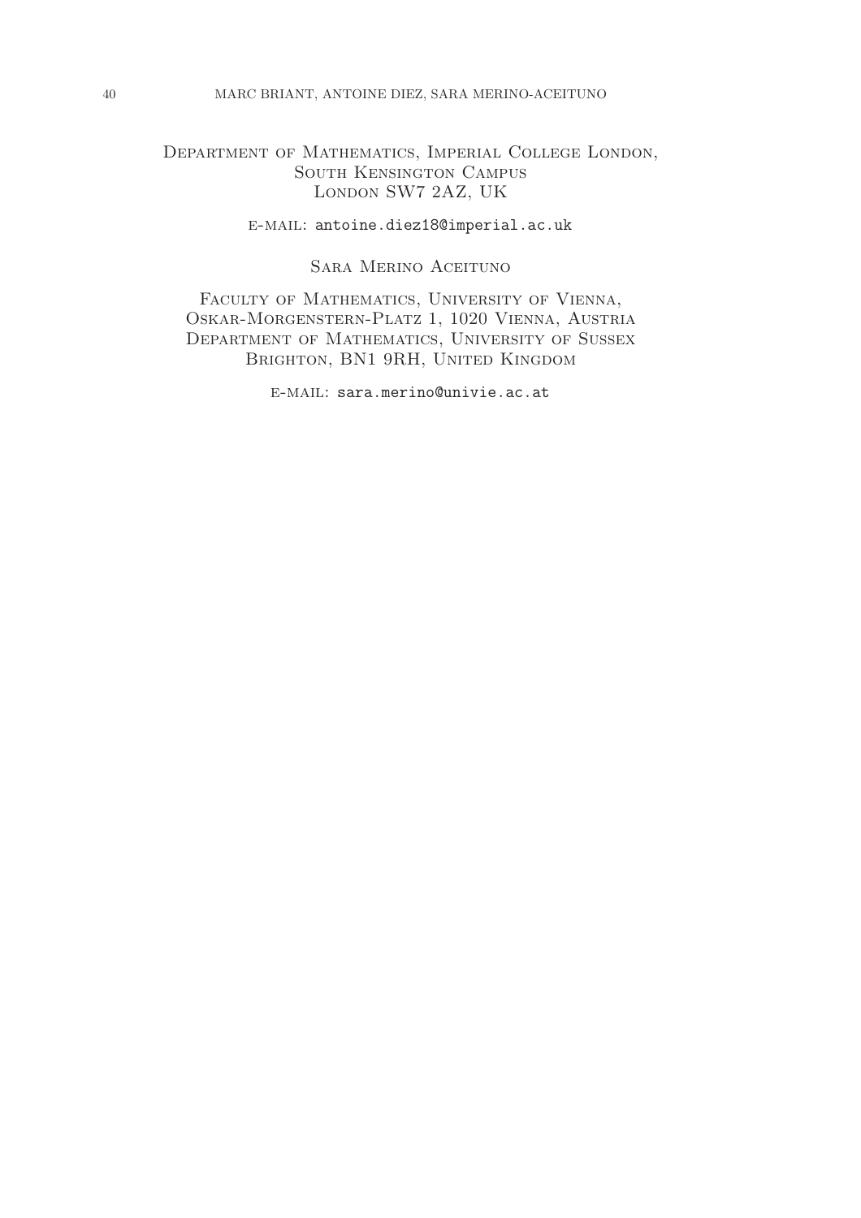Department of Mathematics, Imperial College London,
South Kensington Campus
London SW7 2AZ, UK

e-mail: antoine.diez18@imperial.ac.uk

Sara Merino Aceituno

Faculty of Mathematics, University of Vienna,
Oskar-Morgenstern-Platz 1, 1020 Vienna, Austria
Department of Mathematics, University of Sussex
Brighton, BN1 9RH, United Kingdom

e-mail: sara.merino@univie.ac.at